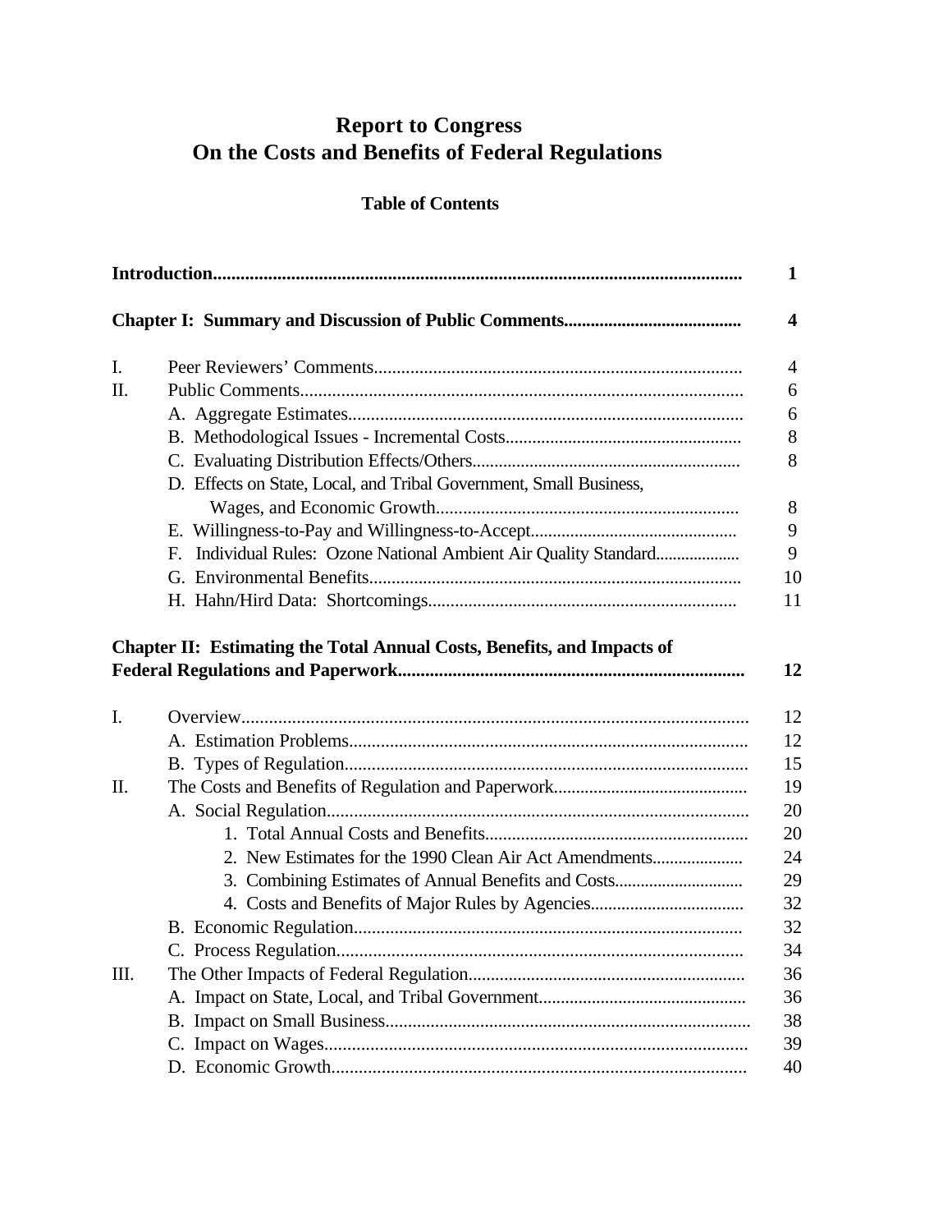# Report to Congress
# On the Costs and Benefits of Federal Regulations

## Table of Contents

| | | |
|---|---|---|
| **Introduction** | | **1** |
| **Chapter I: Summary and Discussion of Public Comments** | | **4** |
| I. | Peer Reviewers' Comments | 4 |
| II. | Public Comments | 6 |
| | A. Aggregate Estimates | 6 |
| | B. Methodological Issues - Incremental Costs | 8 |
| | C. Evaluating Distribution Effects/Others | 8 |
| | D. Effects on State, Local, and Tribal Government, Small Business, Wages, and Economic Growth | 8 |
| | E. Willingness-to-Pay and Willingness-to-Accept | 9 |
| | F. Individual Rules: Ozone National Ambient Air Quality Standard | 9 |
| | G. Environmental Benefits | 10 |
| | H. Hahn/Hird Data: Shortcomings | 11 |
| **Chapter II: Estimating the Total Annual Costs, Benefits, and Impacts of Federal Regulations and Paperwork** | | **12** |
| I. | Overview | 12 |
| | A. Estimation Problems | 12 |
| | B. Types of Regulation | 15 |
| II. | The Costs and Benefits of Regulation and Paperwork | 19 |
| | A. Social Regulation | 20 |
| | 1. Total Annual Costs and Benefits | 20 |
| | 2. New Estimates for the 1990 Clean Air Act Amendments | 24 |
| | 3. Combining Estimates of Annual Benefits and Costs | 29 |
| | 4. Costs and Benefits of Major Rules by Agencies | 32 |
| | B. Economic Regulation | 32 |
| | C. Process Regulation | 34 |
| III. | The Other Impacts of Federal Regulation | 36 |
| | A. Impact on State, Local, and Tribal Government | 36 |
| | B. Impact on Small Business | 38 |
| | C. Impact on Wages | 39 |
| | D. Economic Growth | 40 |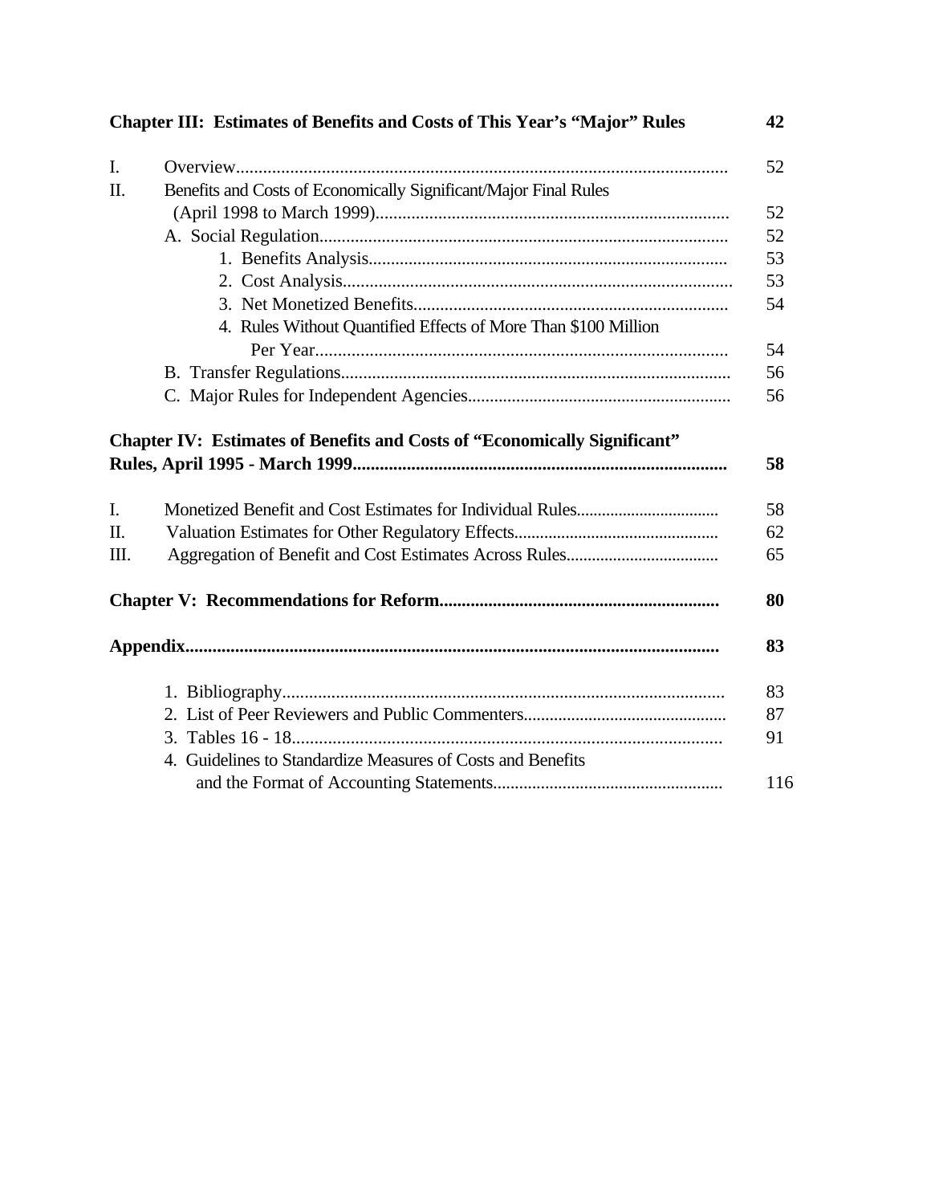**Chapter III: Estimates of Benefits and Costs of This Year's "Major" Rules** 42

I. Overview............................................................................................................ 52

II. Benefits and Costs of Economically Significant/Major Final Rules (April 1998 to March 1999)............................................................................. 52

- A. Social Regulation.......................................................................................... 52
  - 1. Benefits Analysis................................................................................ 53
  - 2. Cost Analysis...................................................................................... 53
  - 3. Net Monetized Benefits...................................................................... 54
  - 4. Rules Without Quantified Effects of More Than $100 Million Per Year........................................................................................... 54
- B. Transfer Regulations...................................................................................... 56
- C. Major Rules for Independent Agencies........................................................... 56

**Chapter IV: Estimates of Benefits and Costs of "Economically Significant" Rules, April 1995 - March 1999.................................................................................. 58**

I. Monetized Benefit and Cost Estimates for Individual Rules................................. 58

II. Valuation Estimates for Other Regulatory Effects............................................... 62

III. Aggregation of Benefit and Cost Estimates Across Rules................................... 65

**Chapter V: Recommendations for Reform.............................................................. 80**

**Appendix..................................................................................................................... 83**

1. Bibliography................................................................................................... 83
2. List of Peer Reviewers and Public Commenters.............................................. 87
3. Tables 16 - 18................................................................................................ 91
4. Guidelines to Standardize Measures of Costs and Benefits and the Format of Accounting Statements.................................................... 116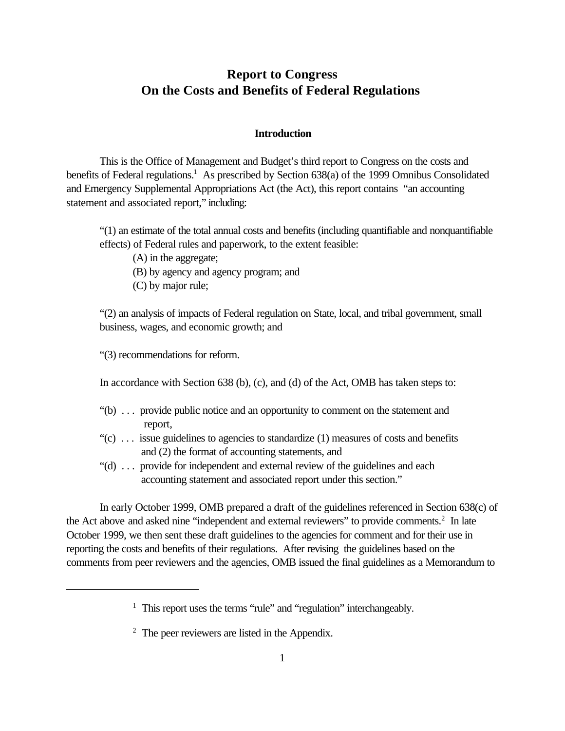# Report to Congress
# On the Costs and Benefits of Federal Regulations

## Introduction

This is the Office of Management and Budget's third report to Congress on the costs and benefits of Federal regulations.[1] As prescribed by Section 638(a) of the 1999 Omnibus Consolidated and Emergency Supplemental Appropriations Act (the Act), this report contains "an accounting statement and associated report," including:

> "(1) an estimate of the total annual costs and benefits (including quantifiable and nonquantifiable effects) of Federal rules and paperwork, to the extent feasible:
>
> (A) in the aggregate;
>
> (B) by agency and agency program; and
>
> (C) by major rule;
>
> "(2) an analysis of impacts of Federal regulation on State, local, and tribal government, small business, wages, and economic growth; and
>
> "(3) recommendations for reform.

In accordance with Section 638 (b), (c), and (d) of the Act, OMB has taken steps to:

> "(b) . . . provide public notice and an opportunity to comment on the statement and report,
>
> "(c) . . . issue guidelines to agencies to standardize (1) measures of costs and benefits and (2) the format of accounting statements, and
>
> "(d) . . . provide for independent and external review of the guidelines and each accounting statement and associated report under this section."

In early October 1999, OMB prepared a draft of the guidelines referenced in Section 638(c) of the Act above and asked nine "independent and external reviewers" to provide comments.[2] In late October 1999, we then sent these draft guidelines to the agencies for comment and for their use in reporting the costs and benefits of their regulations. After revising the guidelines based on the comments from peer reviewers and the agencies, OMB issued the final guidelines as a Memorandum to

---

[1] This report uses the terms "rule" and "regulation" interchangeably.

[2] The peer reviewers are listed in the Appendix.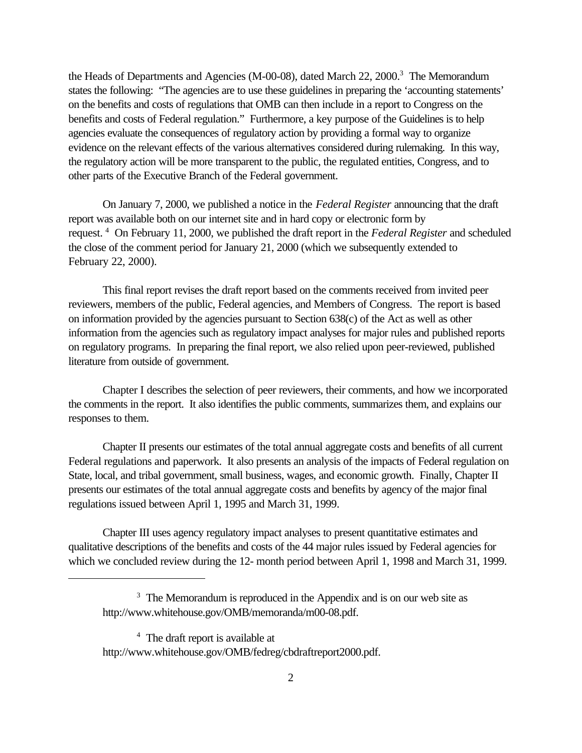the Heads of Departments and Agencies (M-00-08), dated March 22, 2000.[3] The Memorandum states the following: "The agencies are to use these guidelines in preparing the 'accounting statements' on the benefits and costs of regulations that OMB can then include in a report to Congress on the benefits and costs of Federal regulation." Furthermore, a key purpose of the Guidelines is to help agencies evaluate the consequences of regulatory action by providing a formal way to organize evidence on the relevant effects of the various alternatives considered during rulemaking. In this way, the regulatory action will be more transparent to the public, the regulated entities, Congress, and to other parts of the Executive Branch of the Federal government.

On January 7, 2000, we published a notice in the *Federal Register* announcing that the draft report was available both on our internet site and in hard copy or electronic form by request. [4] On February 11, 2000, we published the draft report in the *Federal Register* and scheduled the close of the comment period for January 21, 2000 (which we subsequently extended to February 22, 2000).

This final report revises the draft report based on the comments received from invited peer reviewers, members of the public, Federal agencies, and Members of Congress. The report is based on information provided by the agencies pursuant to Section 638(c) of the Act as well as other information from the agencies such as regulatory impact analyses for major rules and published reports on regulatory programs. In preparing the final report, we also relied upon peer-reviewed, published literature from outside of government.

Chapter I describes the selection of peer reviewers, their comments, and how we incorporated the comments in the report. It also identifies the public comments, summarizes them, and explains our responses to them.

Chapter II presents our estimates of the total annual aggregate costs and benefits of all current Federal regulations and paperwork. It also presents an analysis of the impacts of Federal regulation on State, local, and tribal government, small business, wages, and economic growth. Finally, Chapter II presents our estimates of the total annual aggregate costs and benefits by agency of the major final regulations issued between April 1, 1995 and March 31, 1999.

Chapter III uses agency regulatory impact analyses to present quantitative estimates and qualitative descriptions of the benefits and costs of the 44 major rules issued by Federal agencies for which we concluded review during the 12- month period between April 1, 1998 and March 31, 1999.

---

[3] The Memorandum is reproduced in the Appendix and is on our web site as http://www.whitehouse.gov/OMB/memoranda/m00-08.pdf.

[4] The draft report is available at http://www.whitehouse.gov/OMB/fedreg/cbdraftreport2000.pdf.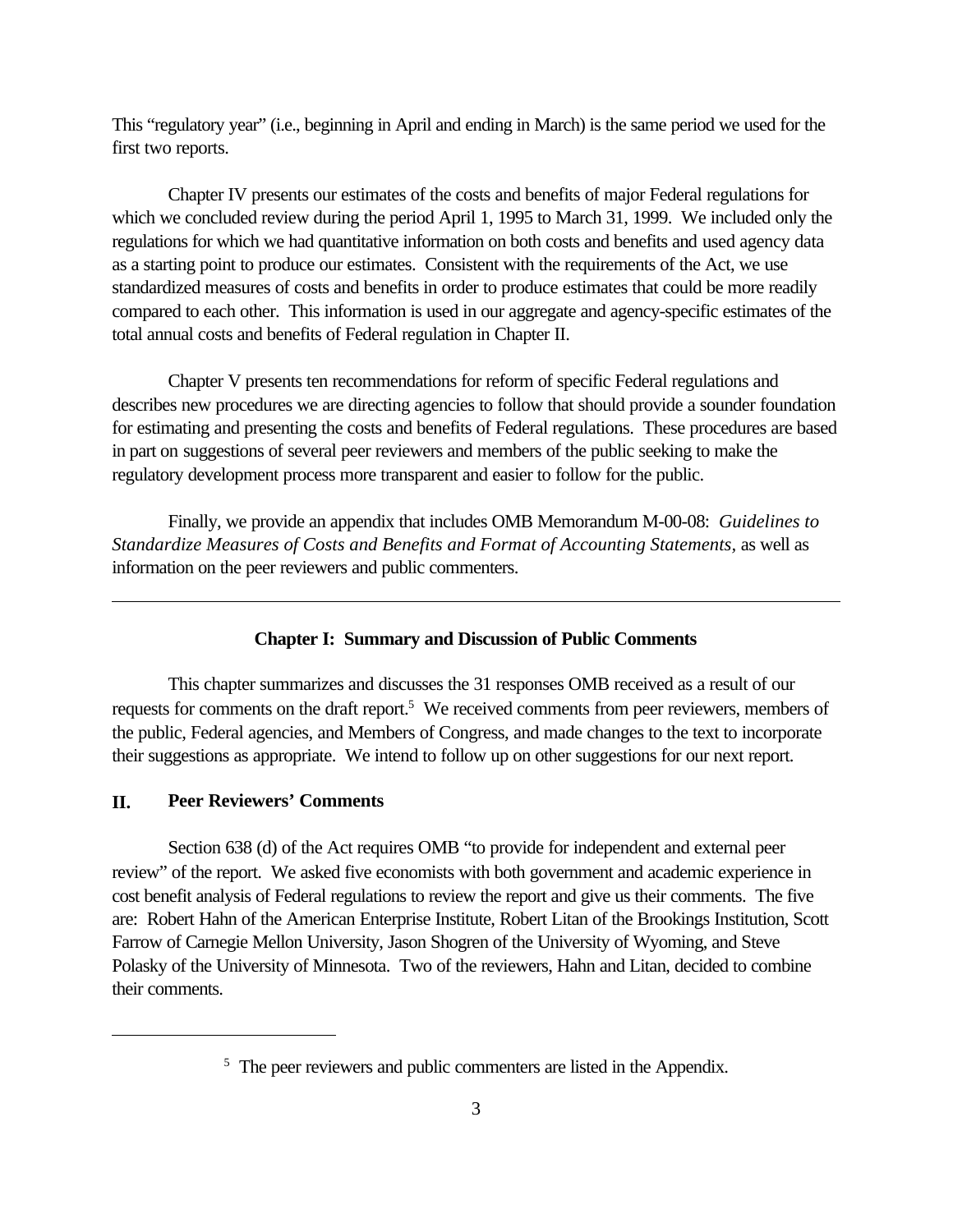This "regulatory year" (i.e., beginning in April and ending in March) is the same period we used for the first two reports.

Chapter IV presents our estimates of the costs and benefits of major Federal regulations for which we concluded review during the period April 1, 1995 to March 31, 1999. We included only the regulations for which we had quantitative information on both costs and benefits and used agency data as a starting point to produce our estimates. Consistent with the requirements of the Act, we use standardized measures of costs and benefits in order to produce estimates that could be more readily compared to each other. This information is used in our aggregate and agency-specific estimates of the total annual costs and benefits of Federal regulation in Chapter II.

Chapter V presents ten recommendations for reform of specific Federal regulations and describes new procedures we are directing agencies to follow that should provide a sounder foundation for estimating and presenting the costs and benefits of Federal regulations. These procedures are based in part on suggestions of several peer reviewers and members of the public seeking to make the regulatory development process more transparent and easier to follow for the public.

Finally, we provide an appendix that includes OMB Memorandum M-00-08: *Guidelines to Standardize Measures of Costs and Benefits and Format of Accounting Statements*, as well as information on the peer reviewers and public commenters.

---

## Chapter I: Summary and Discussion of Public Comments

This chapter summarizes and discusses the 31 responses OMB received as a result of our requests for comments on the draft report.[5] We received comments from peer reviewers, members of the public, Federal agencies, and Members of Congress, and made changes to the text to incorporate their suggestions as appropriate. We intend to follow up on other suggestions for our next report.

### II. Peer Reviewers' Comments

Section 638 (d) of the Act requires OMB "to provide for independent and external peer review" of the report. We asked five economists with both government and academic experience in cost benefit analysis of Federal regulations to review the report and give us their comments. The five are: Robert Hahn of the American Enterprise Institute, Robert Litan of the Brookings Institution, Scott Farrow of Carnegie Mellon University, Jason Shogren of the University of Wyoming, and Steve Polasky of the University of Minnesota. Two of the reviewers, Hahn and Litan, decided to combine their comments.

---

[5] The peer reviewers and public commenters are listed in the Appendix.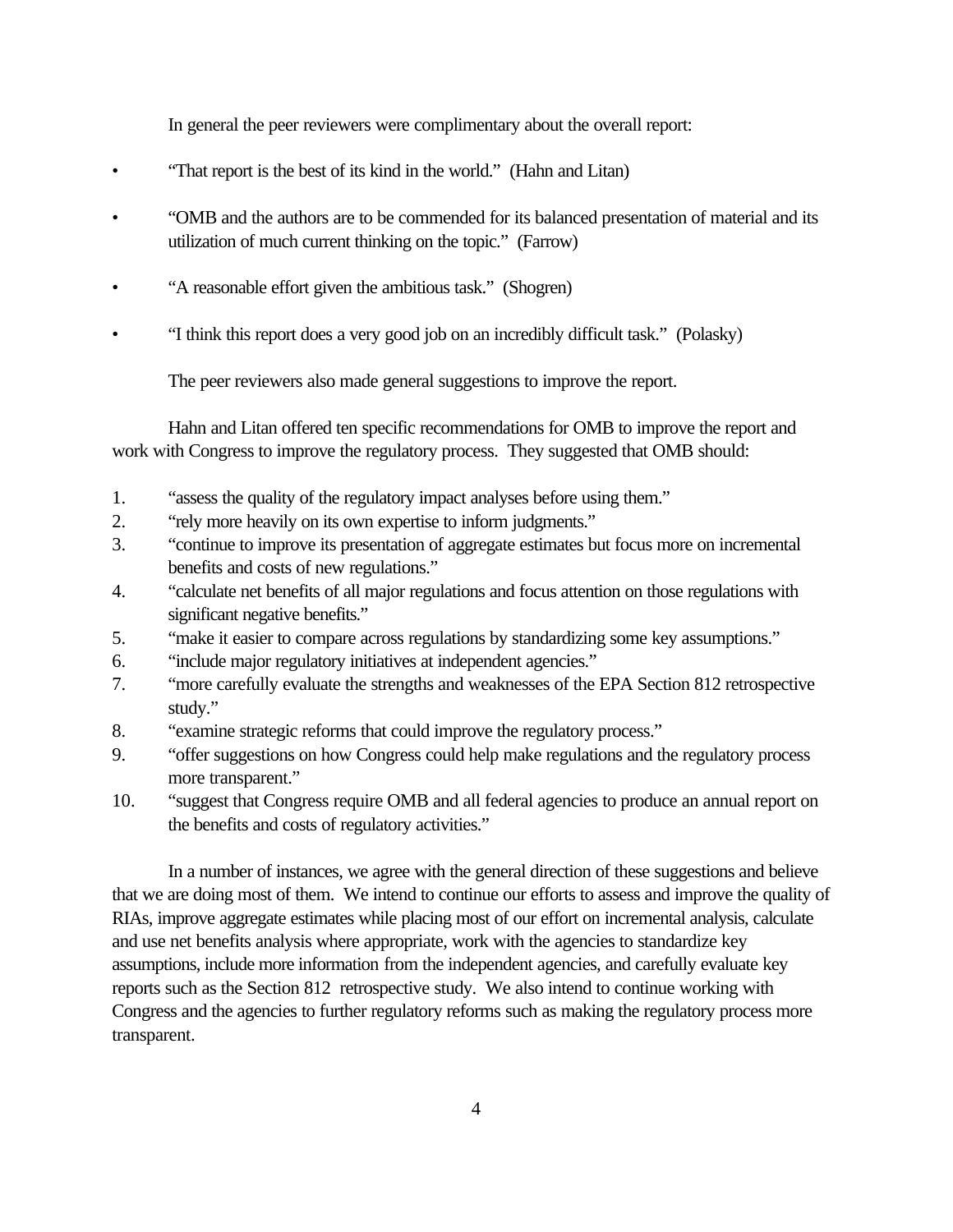In general the peer reviewers were complimentary about the overall report:

- "That report is the best of its kind in the world." (Hahn and Litan)
- "OMB and the authors are to be commended for its balanced presentation of material and its utilization of much current thinking on the topic." (Farrow)
- "A reasonable effort given the ambitious task." (Shogren)
- "I think this report does a very good job on an incredibly difficult task." (Polasky)

The peer reviewers also made general suggestions to improve the report.

Hahn and Litan offered ten specific recommendations for OMB to improve the report and work with Congress to improve the regulatory process. They suggested that OMB should:

1. "assess the quality of the regulatory impact analyses before using them."
2. "rely more heavily on its own expertise to inform judgments."
3. "continue to improve its presentation of aggregate estimates but focus more on incremental benefits and costs of new regulations."
4. "calculate net benefits of all major regulations and focus attention on those regulations with significant negative benefits."
5. "make it easier to compare across regulations by standardizing some key assumptions."
6. "include major regulatory initiatives at independent agencies."
7. "more carefully evaluate the strengths and weaknesses of the EPA Section 812 retrospective study."
8. "examine strategic reforms that could improve the regulatory process."
9. "offer suggestions on how Congress could help make regulations and the regulatory process more transparent."
10. "suggest that Congress require OMB and all federal agencies to produce an annual report on the benefits and costs of regulatory activities."

In a number of instances, we agree with the general direction of these suggestions and believe that we are doing most of them. We intend to continue our efforts to assess and improve the quality of RIAs, improve aggregate estimates while placing most of our effort on incremental analysis, calculate and use net benefits analysis where appropriate, work with the agencies to standardize key assumptions, include more information from the independent agencies, and carefully evaluate key reports such as the Section 812 retrospective study. We also intend to continue working with Congress and the agencies to further regulatory reforms such as making the regulatory process more transparent.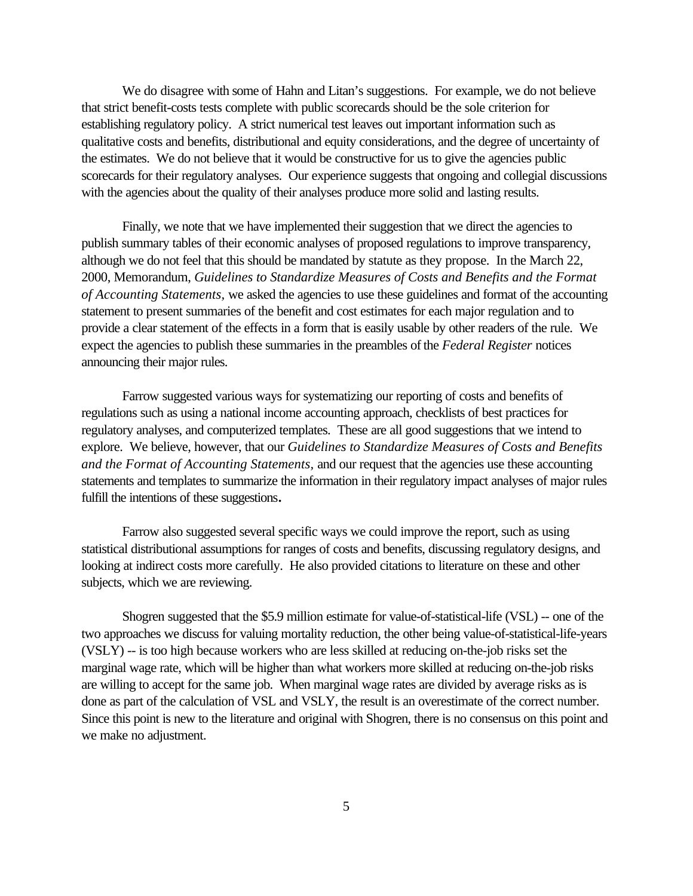We do disagree with some of Hahn and Litan's suggestions. For example, we do not believe that strict benefit-costs tests complete with public scorecards should be the sole criterion for establishing regulatory policy. A strict numerical test leaves out important information such as qualitative costs and benefits, distributional and equity considerations, and the degree of uncertainty of the estimates. We do not believe that it would be constructive for us to give the agencies public scorecards for their regulatory analyses. Our experience suggests that ongoing and collegial discussions with the agencies about the quality of their analyses produce more solid and lasting results.

Finally, we note that we have implemented their suggestion that we direct the agencies to publish summary tables of their economic analyses of proposed regulations to improve transparency, although we do not feel that this should be mandated by statute as they propose. In the March 22, 2000, Memorandum, *Guidelines to Standardize Measures of Costs and Benefits and the Format of Accounting Statements,* we asked the agencies to use these guidelines and format of the accounting statement to present summaries of the benefit and cost estimates for each major regulation and to provide a clear statement of the effects in a form that is easily usable by other readers of the rule. We expect the agencies to publish these summaries in the preambles of the *Federal Register* notices announcing their major rules.

Farrow suggested various ways for systematizing our reporting of costs and benefits of regulations such as using a national income accounting approach, checklists of best practices for regulatory analyses, and computerized templates. These are all good suggestions that we intend to explore. We believe, however, that our *Guidelines to Standardize Measures of Costs and Benefits and the Format of Accounting Statements*, and our request that the agencies use these accounting statements and templates to summarize the information in their regulatory impact analyses of major rules fulfill the intentions of these suggestions**.**

Farrow also suggested several specific ways we could improve the report, such as using statistical distributional assumptions for ranges of costs and benefits, discussing regulatory designs, and looking at indirect costs more carefully. He also provided citations to literature on these and other subjects, which we are reviewing.

Shogren suggested that the $5.9 million estimate for value-of-statistical-life (VSL) -- one of the two approaches we discuss for valuing mortality reduction, the other being value-of-statistical-life-years (VSLY) -- is too high because workers who are less skilled at reducing on-the-job risks set the marginal wage rate, which will be higher than what workers more skilled at reducing on-the-job risks are willing to accept for the same job. When marginal wage rates are divided by average risks as is done as part of the calculation of VSL and VSLY, the result is an overestimate of the correct number. Since this point is new to the literature and original with Shogren, there is no consensus on this point and we make no adjustment.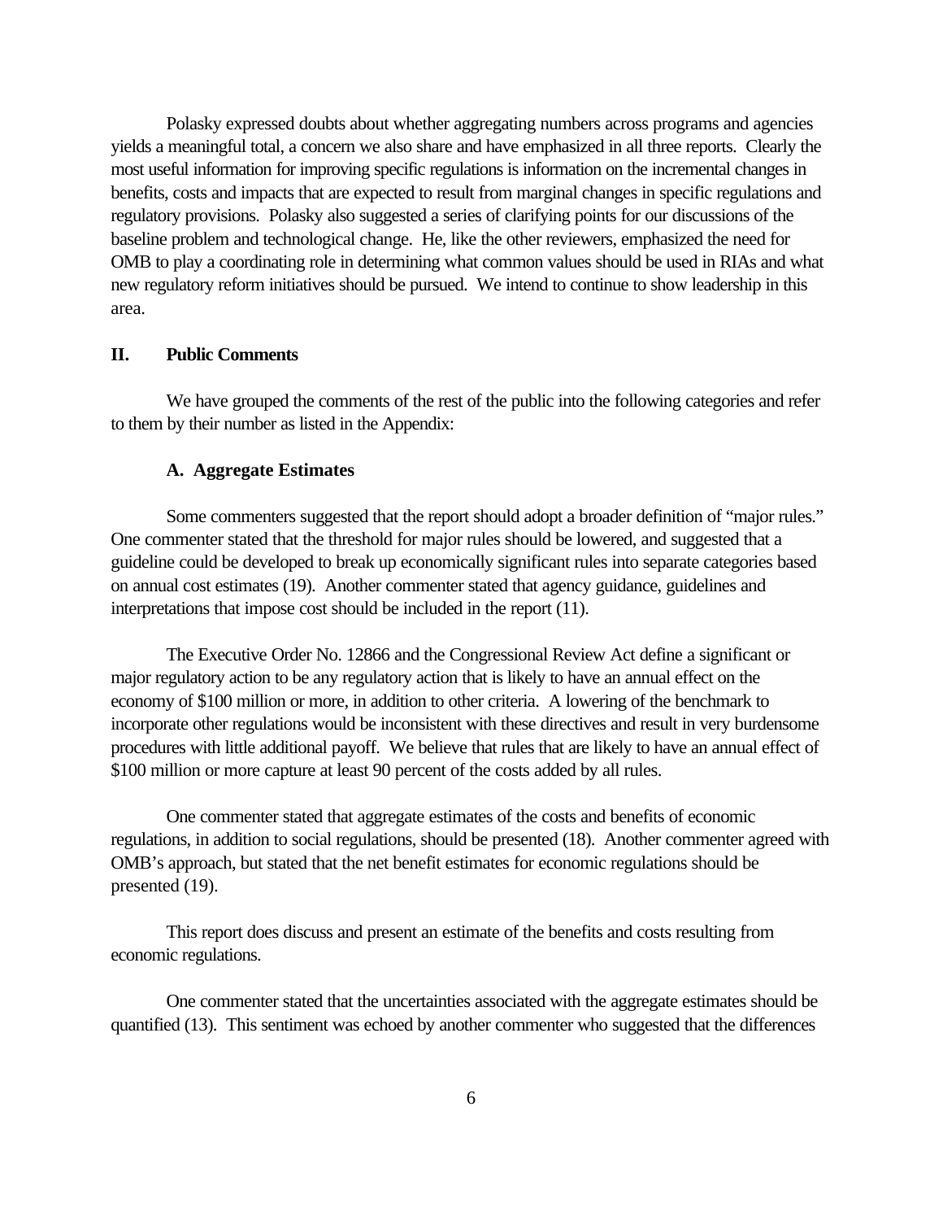Polasky expressed doubts about whether aggregating numbers across programs and agencies yields a meaningful total, a concern we also share and have emphasized in all three reports. Clearly the most useful information for improving specific regulations is information on the incremental changes in benefits, costs and impacts that are expected to result from marginal changes in specific regulations and regulatory provisions. Polasky also suggested a series of clarifying points for our discussions of the baseline problem and technological change. He, like the other reviewers, emphasized the need for OMB to play a coordinating role in determining what common values should be used in RIAs and what new regulatory reform initiatives should be pursued. We intend to continue to show leadership in this area.

## II. Public Comments

We have grouped the comments of the rest of the public into the following categories and refer to them by their number as listed in the Appendix:

### A. Aggregate Estimates

Some commenters suggested that the report should adopt a broader definition of "major rules." One commenter stated that the threshold for major rules should be lowered, and suggested that a guideline could be developed to break up economically significant rules into separate categories based on annual cost estimates (19). Another commenter stated that agency guidance, guidelines and interpretations that impose cost should be included in the report (11).

The Executive Order No. 12866 and the Congressional Review Act define a significant or major regulatory action to be any regulatory action that is likely to have an annual effect on the economy of $100 million or more, in addition to other criteria. A lowering of the benchmark to incorporate other regulations would be inconsistent with these directives and result in very burdensome procedures with little additional payoff. We believe that rules that are likely to have an annual effect of $100 million or more capture at least 90 percent of the costs added by all rules.

One commenter stated that aggregate estimates of the costs and benefits of economic regulations, in addition to social regulations, should be presented (18). Another commenter agreed with OMB's approach, but stated that the net benefit estimates for economic regulations should be presented (19).

This report does discuss and present an estimate of the benefits and costs resulting from economic regulations.

One commenter stated that the uncertainties associated with the aggregate estimates should be quantified (13). This sentiment was echoed by another commenter who suggested that the differences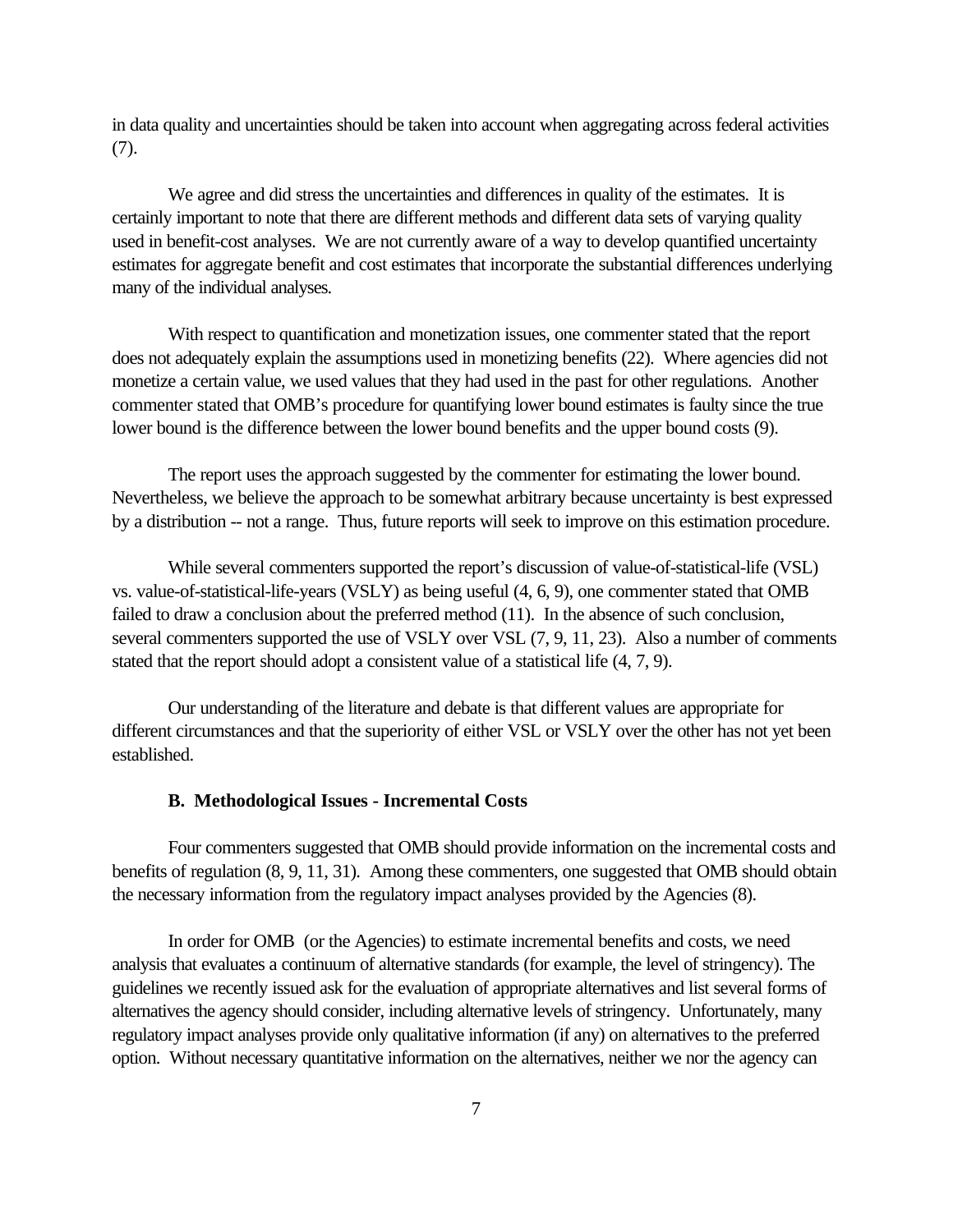in data quality and uncertainties should be taken into account when aggregating across federal activities (7).

We agree and did stress the uncertainties and differences in quality of the estimates. It is certainly important to note that there are different methods and different data sets of varying quality used in benefit-cost analyses. We are not currently aware of a way to develop quantified uncertainty estimates for aggregate benefit and cost estimates that incorporate the substantial differences underlying many of the individual analyses.

With respect to quantification and monetization issues, one commenter stated that the report does not adequately explain the assumptions used in monetizing benefits (22). Where agencies did not monetize a certain value, we used values that they had used in the past for other regulations. Another commenter stated that OMB's procedure for quantifying lower bound estimates is faulty since the true lower bound is the difference between the lower bound benefits and the upper bound costs (9).

The report uses the approach suggested by the commenter for estimating the lower bound. Nevertheless, we believe the approach to be somewhat arbitrary because uncertainty is best expressed by a distribution -- not a range. Thus, future reports will seek to improve on this estimation procedure.

While several commenters supported the report's discussion of value-of-statistical-life (VSL) vs. value-of-statistical-life-years (VSLY) as being useful (4, 6, 9), one commenter stated that OMB failed to draw a conclusion about the preferred method (11). In the absence of such conclusion, several commenters supported the use of VSLY over VSL (7, 9, 11, 23). Also a number of comments stated that the report should adopt a consistent value of a statistical life (4, 7, 9).

Our understanding of the literature and debate is that different values are appropriate for different circumstances and that the superiority of either VSL or VSLY over the other has not yet been established.

### B. Methodological Issues - Incremental Costs

Four commenters suggested that OMB should provide information on the incremental costs and benefits of regulation (8, 9, 11, 31). Among these commenters, one suggested that OMB should obtain the necessary information from the regulatory impact analyses provided by the Agencies (8).

In order for OMB (or the Agencies) to estimate incremental benefits and costs, we need analysis that evaluates a continuum of alternative standards (for example, the level of stringency). The guidelines we recently issued ask for the evaluation of appropriate alternatives and list several forms of alternatives the agency should consider, including alternative levels of stringency. Unfortunately, many regulatory impact analyses provide only qualitative information (if any) on alternatives to the preferred option. Without necessary quantitative information on the alternatives, neither we nor the agency can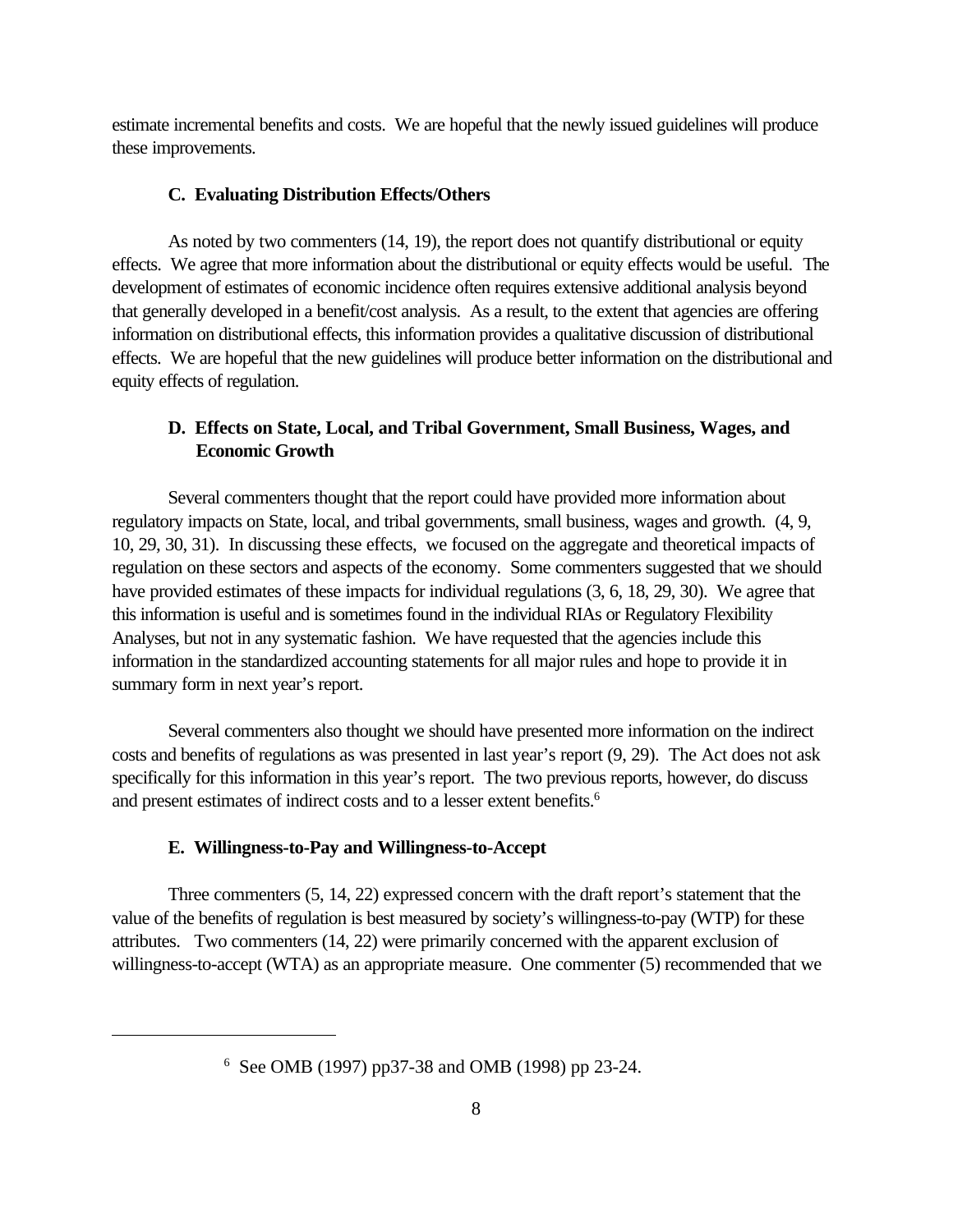estimate incremental benefits and costs. We are hopeful that the newly issued guidelines will produce these improvements.

### C. Evaluating Distribution Effects/Others

As noted by two commenters (14, 19), the report does not quantify distributional or equity effects. We agree that more information about the distributional or equity effects would be useful. The development of estimates of economic incidence often requires extensive additional analysis beyond that generally developed in a benefit/cost analysis. As a result, to the extent that agencies are offering information on distributional effects, this information provides a qualitative discussion of distributional effects. We are hopeful that the new guidelines will produce better information on the distributional and equity effects of regulation.

### D. Effects on State, Local, and Tribal Government, Small Business, Wages, and Economic Growth

Several commenters thought that the report could have provided more information about regulatory impacts on State, local, and tribal governments, small business, wages and growth. (4, 9, 10, 29, 30, 31). In discussing these effects, we focused on the aggregate and theoretical impacts of regulation on these sectors and aspects of the economy. Some commenters suggested that we should have provided estimates of these impacts for individual regulations (3, 6, 18, 29, 30). We agree that this information is useful and is sometimes found in the individual RIAs or Regulatory Flexibility Analyses, but not in any systematic fashion. We have requested that the agencies include this information in the standardized accounting statements for all major rules and hope to provide it in summary form in next year's report.

Several commenters also thought we should have presented more information on the indirect costs and benefits of regulations as was presented in last year's report (9, 29). The Act does not ask specifically for this information in this year's report. The two previous reports, however, do discuss and present estimates of indirect costs and to a lesser extent benefits.[6]

### E. Willingness-to-Pay and Willingness-to-Accept

Three commenters (5, 14, 22) expressed concern with the draft report's statement that the value of the benefits of regulation is best measured by society's willingness-to-pay (WTP) for these attributes. Two commenters (14, 22) were primarily concerned with the apparent exclusion of willingness-to-accept (WTA) as an appropriate measure. One commenter (5) recommended that we

---

[6] See OMB (1997) pp37-38 and OMB (1998) pp 23-24.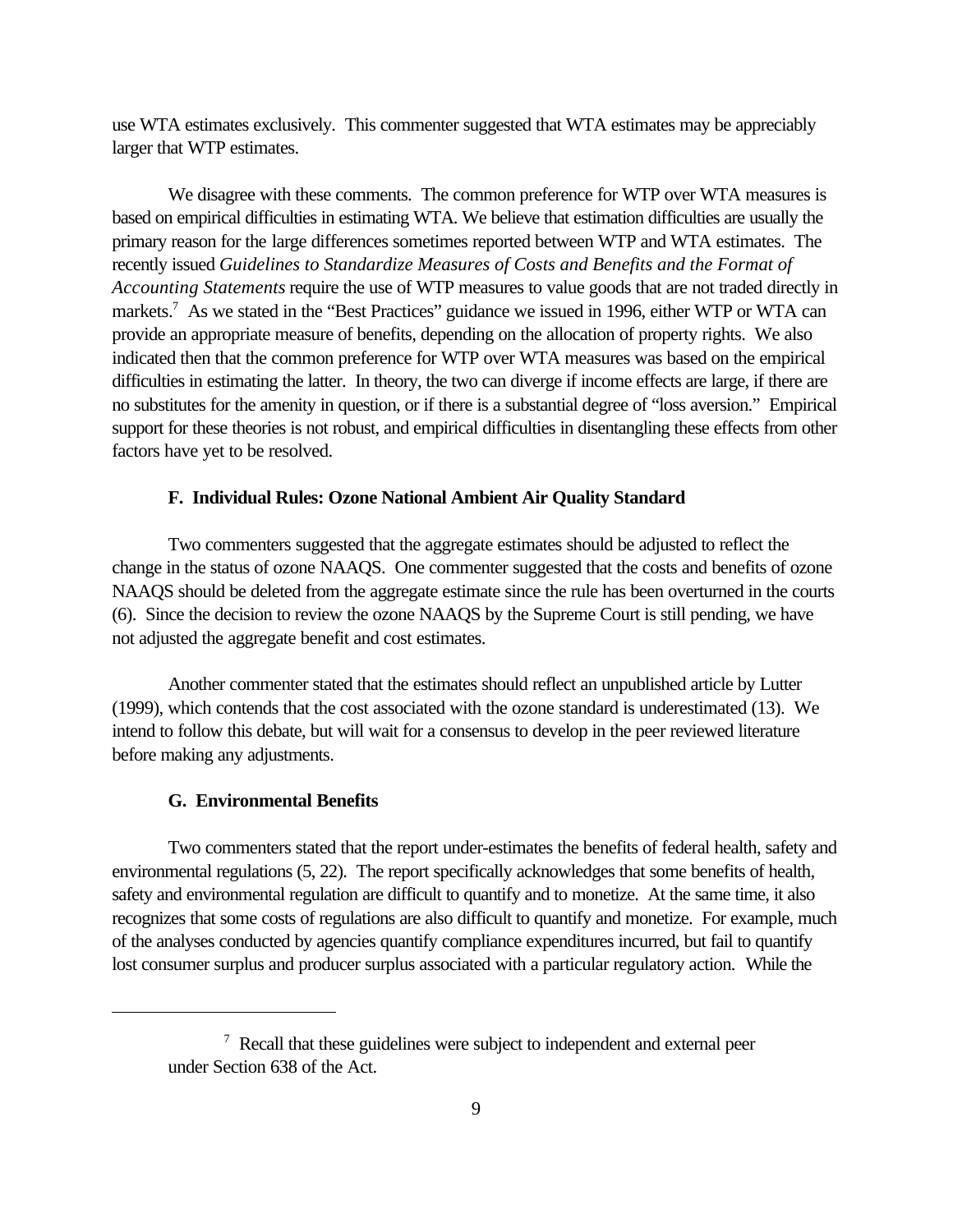use WTA estimates exclusively. This commenter suggested that WTA estimates may be appreciably larger that WTP estimates.

We disagree with these comments. The common preference for WTP over WTA measures is based on empirical difficulties in estimating WTA. We believe that estimation difficulties are usually the primary reason for the large differences sometimes reported between WTP and WTA estimates. The recently issued *Guidelines to Standardize Measures of Costs and Benefits and the Format of Accounting Statements* require the use of WTP measures to value goods that are not traded directly in markets.[7] As we stated in the "Best Practices" guidance we issued in 1996, either WTP or WTA can provide an appropriate measure of benefits, depending on the allocation of property rights. We also indicated then that the common preference for WTP over WTA measures was based on the empirical difficulties in estimating the latter. In theory, the two can diverge if income effects are large, if there are no substitutes for the amenity in question, or if there is a substantial degree of "loss aversion." Empirical support for these theories is not robust, and empirical difficulties in disentangling these effects from other factors have yet to be resolved.

### F. Individual Rules: Ozone National Ambient Air Quality Standard

Two commenters suggested that the aggregate estimates should be adjusted to reflect the change in the status of ozone NAAQS. One commenter suggested that the costs and benefits of ozone NAAQS should be deleted from the aggregate estimate since the rule has been overturned in the courts (6). Since the decision to review the ozone NAAQS by the Supreme Court is still pending, we have not adjusted the aggregate benefit and cost estimates.

Another commenter stated that the estimates should reflect an unpublished article by Lutter (1999), which contends that the cost associated with the ozone standard is underestimated (13). We intend to follow this debate, but will wait for a consensus to develop in the peer reviewed literature before making any adjustments.

### G. Environmental Benefits

Two commenters stated that the report under-estimates the benefits of federal health, safety and environmental regulations (5, 22). The report specifically acknowledges that some benefits of health, safety and environmental regulation are difficult to quantify and to monetize. At the same time, it also recognizes that some costs of regulations are also difficult to quantify and monetize. For example, much of the analyses conducted by agencies quantify compliance expenditures incurred, but fail to quantify lost consumer surplus and producer surplus associated with a particular regulatory action. While the

[7] Recall that these guidelines were subject to independent and external peer under Section 638 of the Act.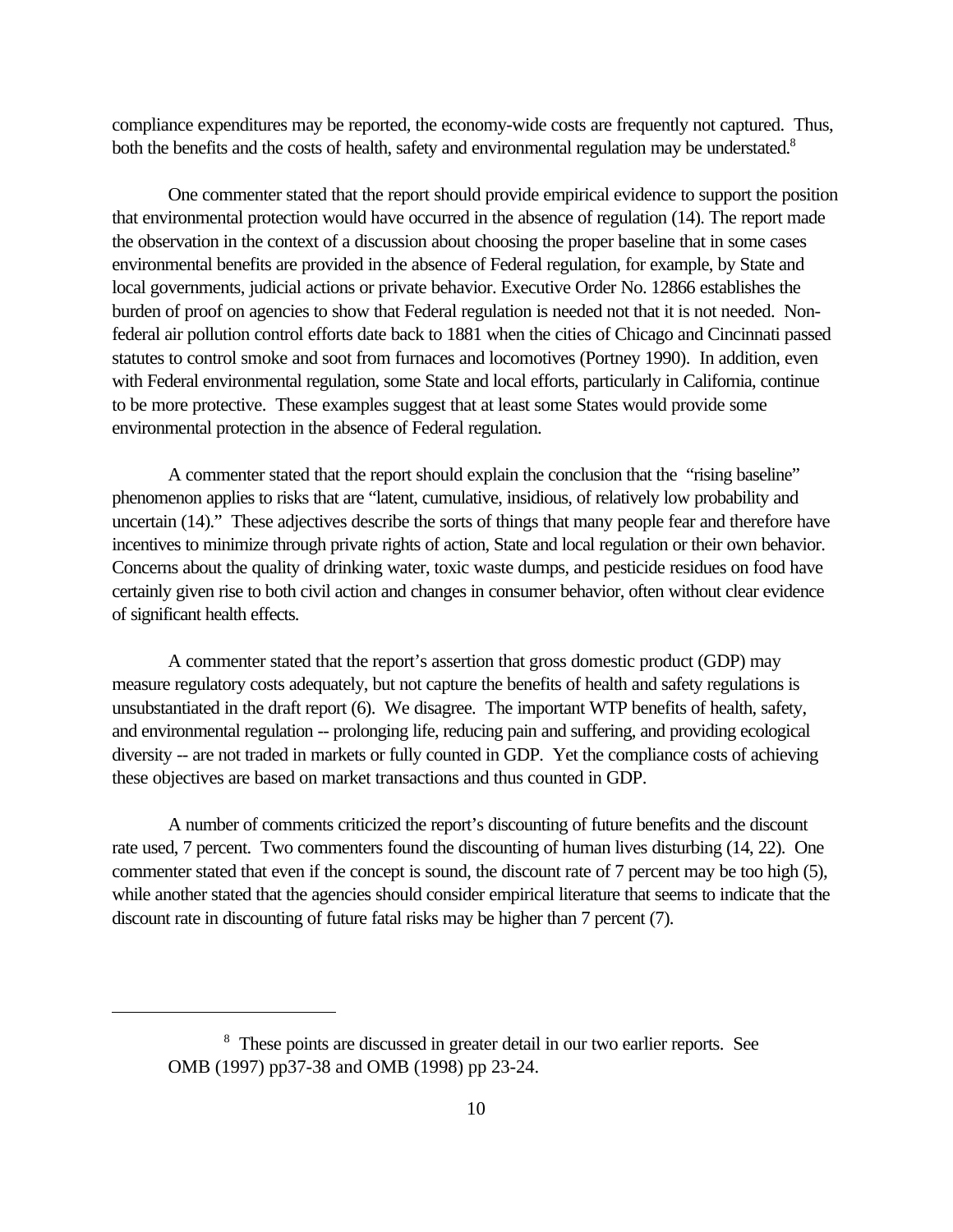compliance expenditures may be reported, the economy-wide costs are frequently not captured. Thus, both the benefits and the costs of health, safety and environmental regulation may be understated.[8]

One commenter stated that the report should provide empirical evidence to support the position that environmental protection would have occurred in the absence of regulation (14). The report made the observation in the context of a discussion about choosing the proper baseline that in some cases environmental benefits are provided in the absence of Federal regulation, for example, by State and local governments, judicial actions or private behavior. Executive Order No. 12866 establishes the burden of proof on agencies to show that Federal regulation is needed not that it is not needed. Non-federal air pollution control efforts date back to 1881 when the cities of Chicago and Cincinnati passed statutes to control smoke and soot from furnaces and locomotives (Portney 1990). In addition, even with Federal environmental regulation, some State and local efforts, particularly in California, continue to be more protective. These examples suggest that at least some States would provide some environmental protection in the absence of Federal regulation.

A commenter stated that the report should explain the conclusion that the "rising baseline" phenomenon applies to risks that are "latent, cumulative, insidious, of relatively low probability and uncertain (14)." These adjectives describe the sorts of things that many people fear and therefore have incentives to minimize through private rights of action, State and local regulation or their own behavior. Concerns about the quality of drinking water, toxic waste dumps, and pesticide residues on food have certainly given rise to both civil action and changes in consumer behavior, often without clear evidence of significant health effects.

A commenter stated that the report's assertion that gross domestic product (GDP) may measure regulatory costs adequately, but not capture the benefits of health and safety regulations is unsubstantiated in the draft report (6). We disagree. The important WTP benefits of health, safety, and environmental regulation -- prolonging life, reducing pain and suffering, and providing ecological diversity -- are not traded in markets or fully counted in GDP. Yet the compliance costs of achieving these objectives are based on market transactions and thus counted in GDP.

A number of comments criticized the report's discounting of future benefits and the discount rate used, 7 percent. Two commenters found the discounting of human lives disturbing (14, 22). One commenter stated that even if the concept is sound, the discount rate of 7 percent may be too high (5), while another stated that the agencies should consider empirical literature that seems to indicate that the discount rate in discounting of future fatal risks may be higher than 7 percent (7).

---

[8] These points are discussed in greater detail in our two earlier reports. See OMB (1997) pp37-38 and OMB (1998) pp 23-24.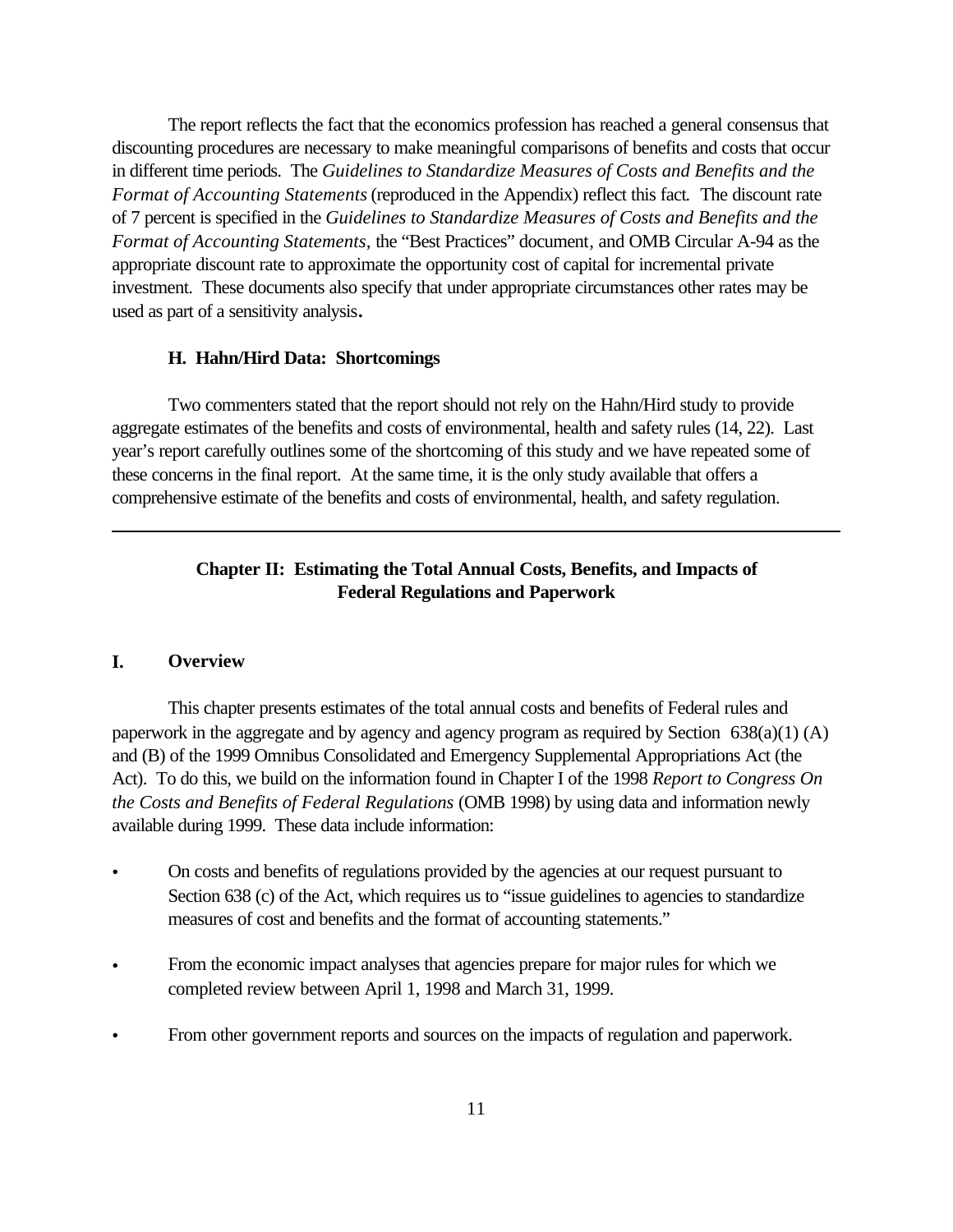The report reflects the fact that the economics profession has reached a general consensus that discounting procedures are necessary to make meaningful comparisons of benefits and costs that occur in different time periods. The *Guidelines to Standardize Measures of Costs and Benefits and the Format of Accounting Statements* (reproduced in the Appendix) reflect this fact. The discount rate of 7 percent is specified in the *Guidelines to Standardize Measures of Costs and Benefits and the Format of Accounting Statements,* the "Best Practices" document, and OMB Circular A-94 as the appropriate discount rate to approximate the opportunity cost of capital for incremental private investment. These documents also specify that under appropriate circumstances other rates may be used as part of a sensitivity analysis.

### H. Hahn/Hird Data: Shortcomings

Two commenters stated that the report should not rely on the Hahn/Hird study to provide aggregate estimates of the benefits and costs of environmental, health and safety rules (14, 22). Last year's report carefully outlines some of the shortcoming of this study and we have repeated some of these concerns in the final report. At the same time, it is the only study available that offers a comprehensive estimate of the benefits and costs of environmental, health, and safety regulation.

---

## Chapter II: Estimating the Total Annual Costs, Benefits, and Impacts of Federal Regulations and Paperwork

### I. Overview

This chapter presents estimates of the total annual costs and benefits of Federal rules and paperwork in the aggregate and by agency and agency program as required by Section 638(a)(1) (A) and (B) of the 1999 Omnibus Consolidated and Emergency Supplemental Appropriations Act (the Act). To do this, we build on the information found in Chapter I of the 1998 *Report to Congress On the Costs and Benefits of Federal Regulations* (OMB 1998) by using data and information newly available during 1999. These data include information:

- On costs and benefits of regulations provided by the agencies at our request pursuant to Section 638 (c) of the Act, which requires us to "issue guidelines to agencies to standardize measures of cost and benefits and the format of accounting statements."
- From the economic impact analyses that agencies prepare for major rules for which we completed review between April 1, 1998 and March 31, 1999.
- From other government reports and sources on the impacts of regulation and paperwork.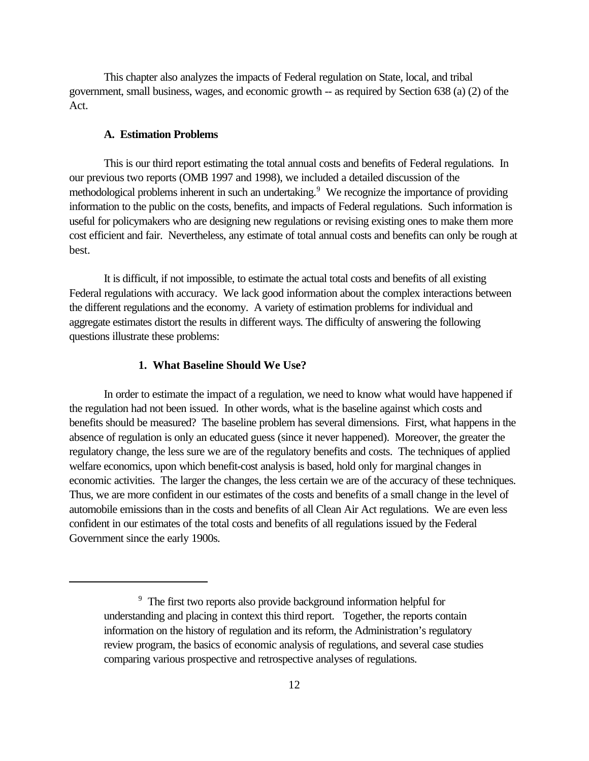This chapter also analyzes the impacts of Federal regulation on State, local, and tribal government, small business, wages, and economic growth -- as required by Section 638 (a) (2) of the Act.

### A. Estimation Problems

This is our third report estimating the total annual costs and benefits of Federal regulations. In our previous two reports (OMB 1997 and 1998), we included a detailed discussion of the methodological problems inherent in such an undertaking.[9] We recognize the importance of providing information to the public on the costs, benefits, and impacts of Federal regulations. Such information is useful for policymakers who are designing new regulations or revising existing ones to make them more cost efficient and fair. Nevertheless, any estimate of total annual costs and benefits can only be rough at best.

It is difficult, if not impossible, to estimate the actual total costs and benefits of all existing Federal regulations with accuracy. We lack good information about the complex interactions between the different regulations and the economy. A variety of estimation problems for individual and aggregate estimates distort the results in different ways. The difficulty of answering the following questions illustrate these problems:

#### 1. What Baseline Should We Use?

In order to estimate the impact of a regulation, we need to know what would have happened if the regulation had not been issued. In other words, what is the baseline against which costs and benefits should be measured? The baseline problem has several dimensions. First, what happens in the absence of regulation is only an educated guess (since it never happened). Moreover, the greater the regulatory change, the less sure we are of the regulatory benefits and costs. The techniques of applied welfare economics, upon which benefit-cost analysis is based, hold only for marginal changes in economic activities. The larger the changes, the less certain we are of the accuracy of these techniques. Thus, we are more confident in our estimates of the costs and benefits of a small change in the level of automobile emissions than in the costs and benefits of all Clean Air Act regulations. We are even less confident in our estimates of the total costs and benefits of all regulations issued by the Federal Government since the early 1900s.

---

[9] The first two reports also provide background information helpful for understanding and placing in context this third report. Together, the reports contain information on the history of regulation and its reform, the Administration's regulatory review program, the basics of economic analysis of regulations, and several case studies comparing various prospective and retrospective analyses of regulations.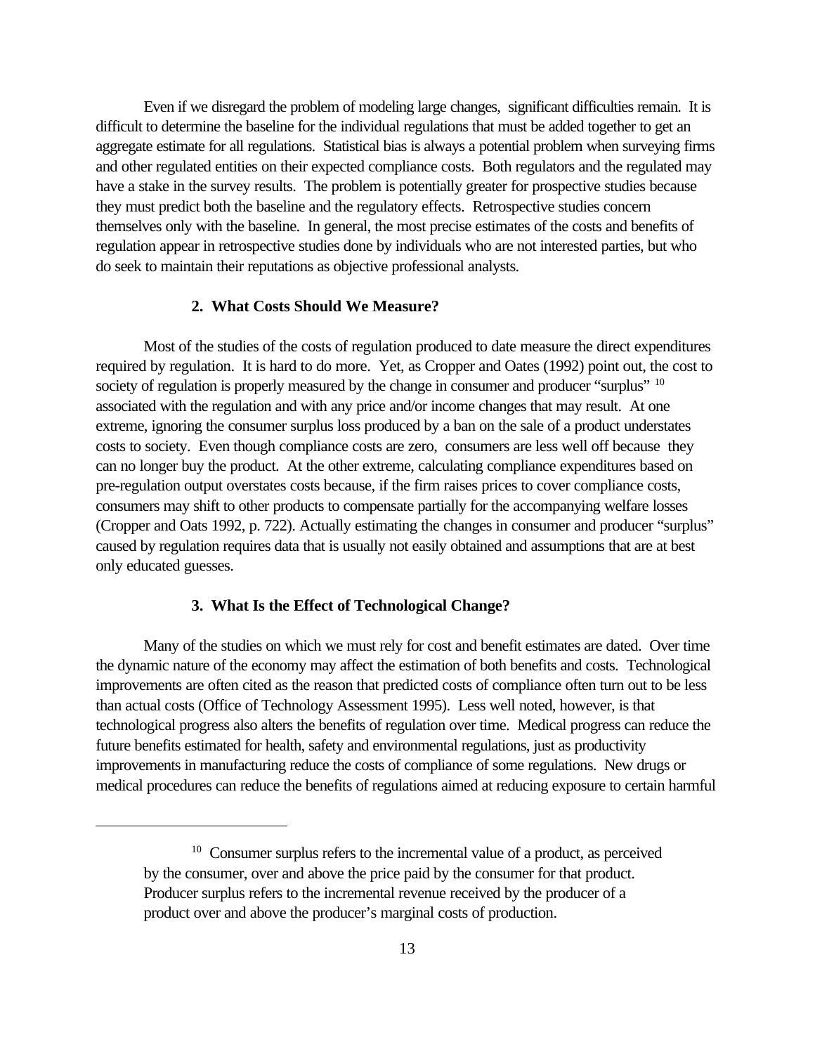Even if we disregard the problem of modeling large changes, significant difficulties remain. It is difficult to determine the baseline for the individual regulations that must be added together to get an aggregate estimate for all regulations. Statistical bias is always a potential problem when surveying firms and other regulated entities on their expected compliance costs. Both regulators and the regulated may have a stake in the survey results. The problem is potentially greater for prospective studies because they must predict both the baseline and the regulatory effects. Retrospective studies concern themselves only with the baseline. In general, the most precise estimates of the costs and benefits of regulation appear in retrospective studies done by individuals who are not interested parties, but who do seek to maintain their reputations as objective professional analysts.

### 2. What Costs Should We Measure?

Most of the studies of the costs of regulation produced to date measure the direct expenditures required by regulation. It is hard to do more. Yet, as Cropper and Oates (1992) point out, the cost to society of regulation is properly measured by the change in consumer and producer "surplus" [10] associated with the regulation and with any price and/or income changes that may result. At one extreme, ignoring the consumer surplus loss produced by a ban on the sale of a product understates costs to society. Even though compliance costs are zero, consumers are less well off because they can no longer buy the product. At the other extreme, calculating compliance expenditures based on pre-regulation output overstates costs because, if the firm raises prices to cover compliance costs, consumers may shift to other products to compensate partially for the accompanying welfare losses (Cropper and Oats 1992, p. 722). Actually estimating the changes in consumer and producer "surplus" caused by regulation requires data that is usually not easily obtained and assumptions that are at best only educated guesses.

### 3. What Is the Effect of Technological Change?

Many of the studies on which we must rely for cost and benefit estimates are dated. Over time the dynamic nature of the economy may affect the estimation of both benefits and costs. Technological improvements are often cited as the reason that predicted costs of compliance often turn out to be less than actual costs (Office of Technology Assessment 1995). Less well noted, however, is that technological progress also alters the benefits of regulation over time. Medical progress can reduce the future benefits estimated for health, safety and environmental regulations, just as productivity improvements in manufacturing reduce the costs of compliance of some regulations. New drugs or medical procedures can reduce the benefits of regulations aimed at reducing exposure to certain harmful

---

[10] Consumer surplus refers to the incremental value of a product, as perceived by the consumer, over and above the price paid by the consumer for that product. Producer surplus refers to the incremental revenue received by the producer of a product over and above the producer's marginal costs of production.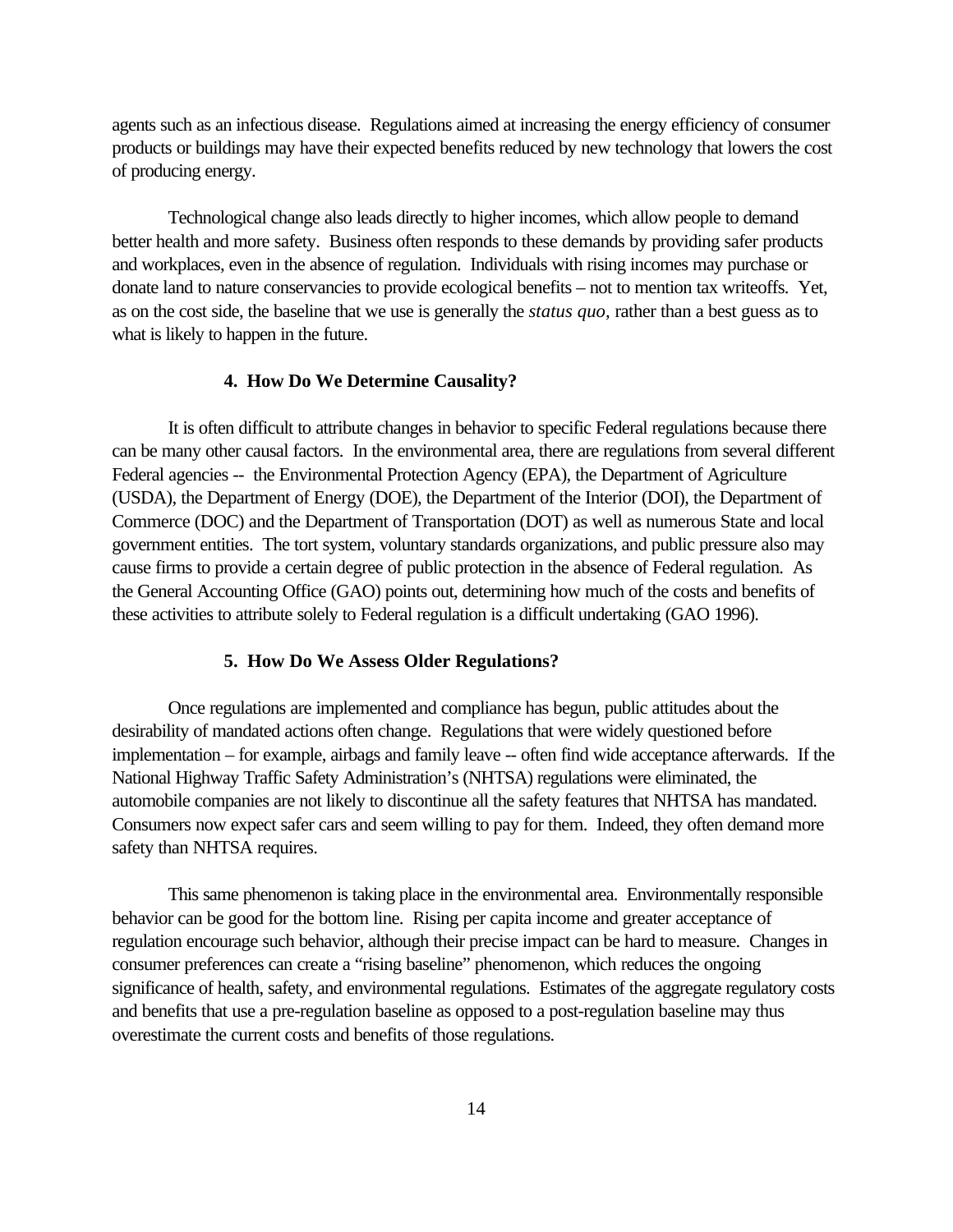agents such as an infectious disease. Regulations aimed at increasing the energy efficiency of consumer products or buildings may have their expected benefits reduced by new technology that lowers the cost of producing energy.

Technological change also leads directly to higher incomes, which allow people to demand better health and more safety. Business often responds to these demands by providing safer products and workplaces, even in the absence of regulation. Individuals with rising incomes may purchase or donate land to nature conservancies to provide ecological benefits – not to mention tax writeoffs. Yet, as on the cost side, the baseline that we use is generally the *status quo*, rather than a best guess as to what is likely to happen in the future.

### 4. How Do We Determine Causality?

It is often difficult to attribute changes in behavior to specific Federal regulations because there can be many other causal factors. In the environmental area, there are regulations from several different Federal agencies -- the Environmental Protection Agency (EPA), the Department of Agriculture (USDA), the Department of Energy (DOE), the Department of the Interior (DOI), the Department of Commerce (DOC) and the Department of Transportation (DOT) as well as numerous State and local government entities. The tort system, voluntary standards organizations, and public pressure also may cause firms to provide a certain degree of public protection in the absence of Federal regulation. As the General Accounting Office (GAO) points out, determining how much of the costs and benefits of these activities to attribute solely to Federal regulation is a difficult undertaking (GAO 1996).

### 5. How Do We Assess Older Regulations?

Once regulations are implemented and compliance has begun, public attitudes about the desirability of mandated actions often change. Regulations that were widely questioned before implementation – for example, airbags and family leave -- often find wide acceptance afterwards. If the National Highway Traffic Safety Administration's (NHTSA) regulations were eliminated, the automobile companies are not likely to discontinue all the safety features that NHTSA has mandated. Consumers now expect safer cars and seem willing to pay for them. Indeed, they often demand more safety than NHTSA requires.

This same phenomenon is taking place in the environmental area. Environmentally responsible behavior can be good for the bottom line. Rising per capita income and greater acceptance of regulation encourage such behavior, although their precise impact can be hard to measure. Changes in consumer preferences can create a "rising baseline" phenomenon, which reduces the ongoing significance of health, safety, and environmental regulations. Estimates of the aggregate regulatory costs and benefits that use a pre-regulation baseline as opposed to a post-regulation baseline may thus overestimate the current costs and benefits of those regulations.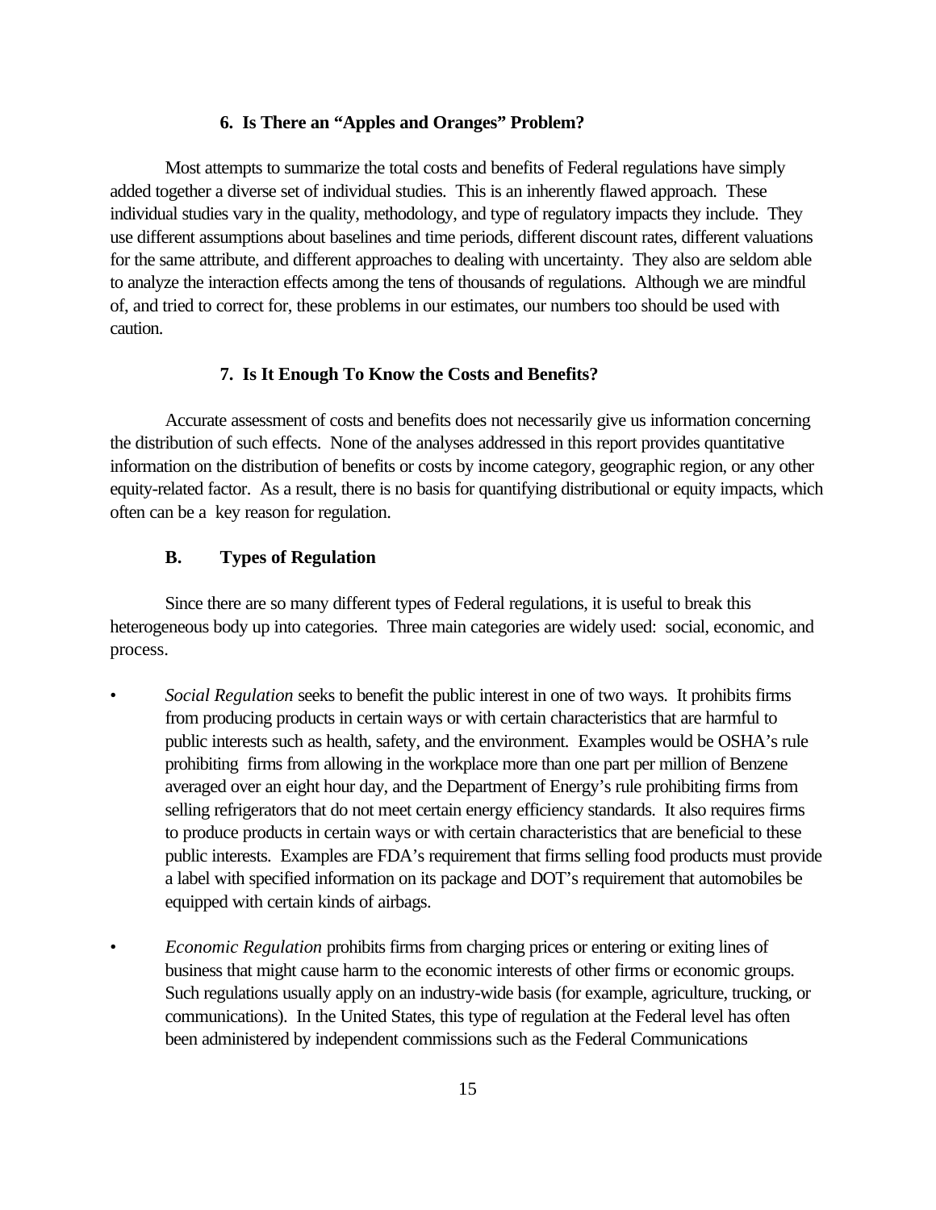### 6. Is There an "Apples and Oranges" Problem?

Most attempts to summarize the total costs and benefits of Federal regulations have simply added together a diverse set of individual studies. This is an inherently flawed approach. These individual studies vary in the quality, methodology, and type of regulatory impacts they include. They use different assumptions about baselines and time periods, different discount rates, different valuations for the same attribute, and different approaches to dealing with uncertainty. They also are seldom able to analyze the interaction effects among the tens of thousands of regulations. Although we are mindful of, and tried to correct for, these problems in our estimates, our numbers too should be used with caution.

### 7. Is It Enough To Know the Costs and Benefits?

Accurate assessment of costs and benefits does not necessarily give us information concerning the distribution of such effects. None of the analyses addressed in this report provides quantitative information on the distribution of benefits or costs by income category, geographic region, or any other equity-related factor. As a result, there is no basis for quantifying distributional or equity impacts, which often can be a key reason for regulation.

## B. Types of Regulation

Since there are so many different types of Federal regulations, it is useful to break this heterogeneous body up into categories. Three main categories are widely used: social, economic, and process.

- *Social Regulation* seeks to benefit the public interest in one of two ways. It prohibits firms from producing products in certain ways or with certain characteristics that are harmful to public interests such as health, safety, and the environment. Examples would be OSHA's rule prohibiting firms from allowing in the workplace more than one part per million of Benzene averaged over an eight hour day, and the Department of Energy's rule prohibiting firms from selling refrigerators that do not meet certain energy efficiency standards. It also requires firms to produce products in certain ways or with certain characteristics that are beneficial to these public interests. Examples are FDA's requirement that firms selling food products must provide a label with specified information on its package and DOT's requirement that automobiles be equipped with certain kinds of airbags.

- *Economic Regulation* prohibits firms from charging prices or entering or exiting lines of business that might cause harm to the economic interests of other firms or economic groups. Such regulations usually apply on an industry-wide basis (for example, agriculture, trucking, or communications). In the United States, this type of regulation at the Federal level has often been administered by independent commissions such as the Federal Communications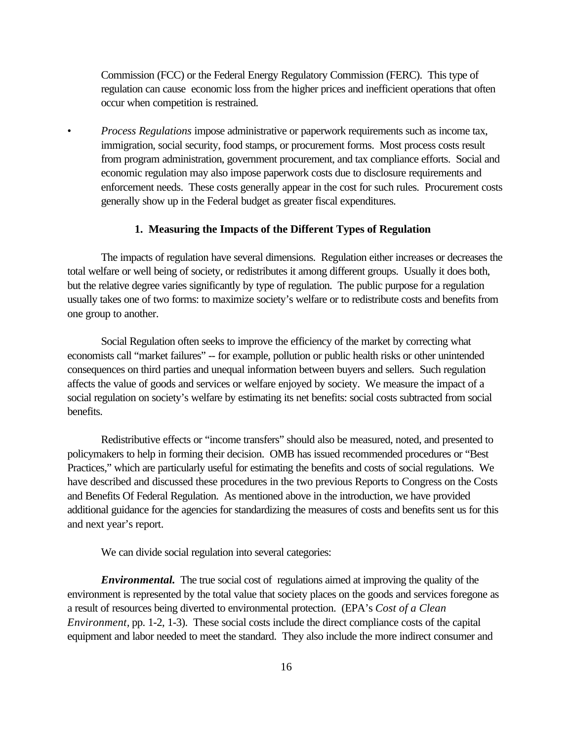Commission (FCC) or the Federal Energy Regulatory Commission (FERC). This type of regulation can cause economic loss from the higher prices and inefficient operations that often occur when competition is restrained.

- *Process Regulations* impose administrative or paperwork requirements such as income tax, immigration, social security, food stamps, or procurement forms. Most process costs result from program administration, government procurement, and tax compliance efforts. Social and economic regulation may also impose paperwork costs due to disclosure requirements and enforcement needs. These costs generally appear in the cost for such rules. Procurement costs generally show up in the Federal budget as greater fiscal expenditures.

### 1. Measuring the Impacts of the Different Types of Regulation

The impacts of regulation have several dimensions. Regulation either increases or decreases the total welfare or well being of society, or redistributes it among different groups. Usually it does both, but the relative degree varies significantly by type of regulation. The public purpose for a regulation usually takes one of two forms: to maximize society's welfare or to redistribute costs and benefits from one group to another.

Social Regulation often seeks to improve the efficiency of the market by correcting what economists call "market failures" -- for example, pollution or public health risks or other unintended consequences on third parties and unequal information between buyers and sellers. Such regulation affects the value of goods and services or welfare enjoyed by society. We measure the impact of a social regulation on society's welfare by estimating its net benefits: social costs subtracted from social benefits.

Redistributive effects or "income transfers" should also be measured, noted, and presented to policymakers to help in forming their decision. OMB has issued recommended procedures or "Best Practices," which are particularly useful for estimating the benefits and costs of social regulations. We have described and discussed these procedures in the two previous Reports to Congress on the Costs and Benefits Of Federal Regulation. As mentioned above in the introduction, we have provided additional guidance for the agencies for standardizing the measures of costs and benefits sent us for this and next year's report.

We can divide social regulation into several categories:

***Environmental.*** The true social cost of regulations aimed at improving the quality of the environment is represented by the total value that society places on the goods and services foregone as a result of resources being diverted to environmental protection. (EPA's *Cost of a Clean Environment,* pp. 1-2, 1-3). These social costs include the direct compliance costs of the capital equipment and labor needed to meet the standard. They also include the more indirect consumer and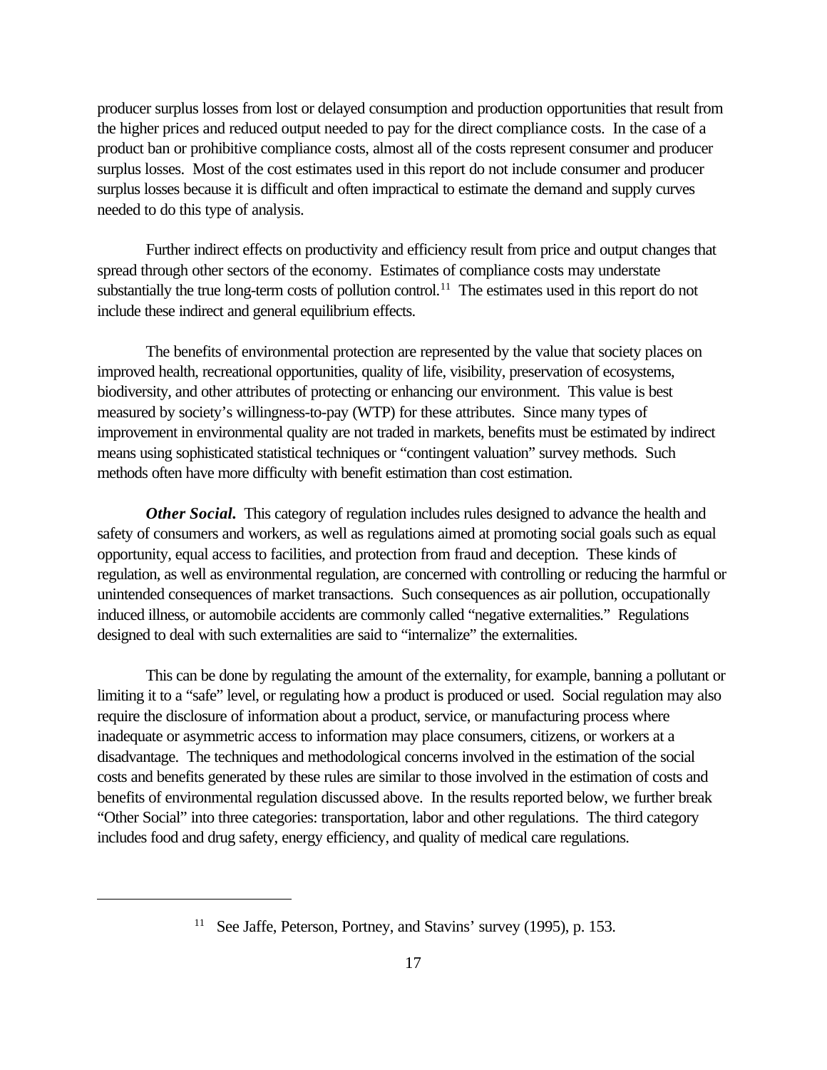producer surplus losses from lost or delayed consumption and production opportunities that result from the higher prices and reduced output needed to pay for the direct compliance costs. In the case of a product ban or prohibitive compliance costs, almost all of the costs represent consumer and producer surplus losses. Most of the cost estimates used in this report do not include consumer and producer surplus losses because it is difficult and often impractical to estimate the demand and supply curves needed to do this type of analysis.

Further indirect effects on productivity and efficiency result from price and output changes that spread through other sectors of the economy. Estimates of compliance costs may understate substantially the true long-term costs of pollution control.[11] The estimates used in this report do not include these indirect and general equilibrium effects.

The benefits of environmental protection are represented by the value that society places on improved health, recreational opportunities, quality of life, visibility, preservation of ecosystems, biodiversity, and other attributes of protecting or enhancing our environment. This value is best measured by society's willingness-to-pay (WTP) for these attributes. Since many types of improvement in environmental quality are not traded in markets, benefits must be estimated by indirect means using sophisticated statistical techniques or "contingent valuation" survey methods. Such methods often have more difficulty with benefit estimation than cost estimation.

***Other Social.*** This category of regulation includes rules designed to advance the health and safety of consumers and workers, as well as regulations aimed at promoting social goals such as equal opportunity, equal access to facilities, and protection from fraud and deception. These kinds of regulation, as well as environmental regulation, are concerned with controlling or reducing the harmful or unintended consequences of market transactions. Such consequences as air pollution, occupationally induced illness, or automobile accidents are commonly called "negative externalities." Regulations designed to deal with such externalities are said to "internalize" the externalities.

This can be done by regulating the amount of the externality, for example, banning a pollutant or limiting it to a "safe" level, or regulating how a product is produced or used. Social regulation may also require the disclosure of information about a product, service, or manufacturing process where inadequate or asymmetric access to information may place consumers, citizens, or workers at a disadvantage. The techniques and methodological concerns involved in the estimation of the social costs and benefits generated by these rules are similar to those involved in the estimation of costs and benefits of environmental regulation discussed above. In the results reported below, we further break "Other Social" into three categories: transportation, labor and other regulations. The third category includes food and drug safety, energy efficiency, and quality of medical care regulations.

---

[11] See Jaffe, Peterson, Portney, and Stavins' survey (1995), p. 153.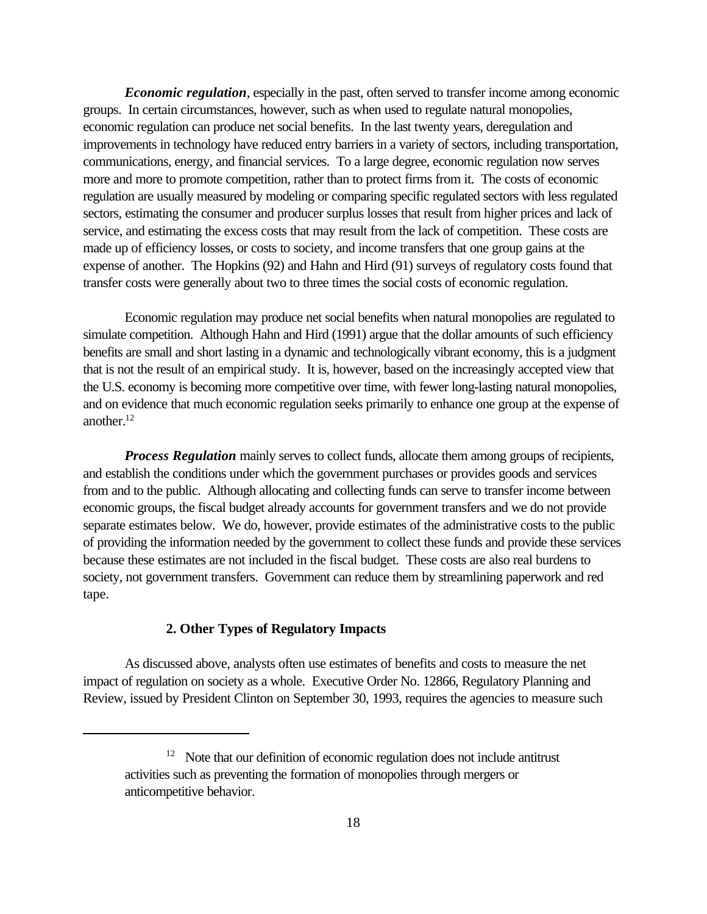***Economic regulation***, especially in the past, often served to transfer income among economic groups. In certain circumstances, however, such as when used to regulate natural monopolies, economic regulation can produce net social benefits. In the last twenty years, deregulation and improvements in technology have reduced entry barriers in a variety of sectors, including transportation, communications, energy, and financial services. To a large degree, economic regulation now serves more and more to promote competition, rather than to protect firms from it. The costs of economic regulation are usually measured by modeling or comparing specific regulated sectors with less regulated sectors, estimating the consumer and producer surplus losses that result from higher prices and lack of service, and estimating the excess costs that may result from the lack of competition. These costs are made up of efficiency losses, or costs to society, and income transfers that one group gains at the expense of another. The Hopkins (92) and Hahn and Hird (91) surveys of regulatory costs found that transfer costs were generally about two to three times the social costs of economic regulation.

Economic regulation may produce net social benefits when natural monopolies are regulated to simulate competition. Although Hahn and Hird (1991) argue that the dollar amounts of such efficiency benefits are small and short lasting in a dynamic and technologically vibrant economy, this is a judgment that is not the result of an empirical study. It is, however, based on the increasingly accepted view that the U.S. economy is becoming more competitive over time, with fewer long-lasting natural monopolies, and on evidence that much economic regulation seeks primarily to enhance one group at the expense of another.[12]

***Process Regulation*** mainly serves to collect funds, allocate them among groups of recipients, and establish the conditions under which the government purchases or provides goods and services from and to the public. Although allocating and collecting funds can serve to transfer income between economic groups, the fiscal budget already accounts for government transfers and we do not provide separate estimates below. We do, however, provide estimates of the administrative costs to the public of providing the information needed by the government to collect these funds and provide these services because these estimates are not included in the fiscal budget. These costs are also real burdens to society, not government transfers. Government can reduce them by streamlining paperwork and red tape.

### 2. Other Types of Regulatory Impacts

As discussed above, analysts often use estimates of benefits and costs to measure the net impact of regulation on society as a whole. Executive Order No. 12866, Regulatory Planning and Review, issued by President Clinton on September 30, 1993, requires the agencies to measure such

---

[12] Note that our definition of economic regulation does not include antitrust activities such as preventing the formation of monopolies through mergers or anticompetitive behavior.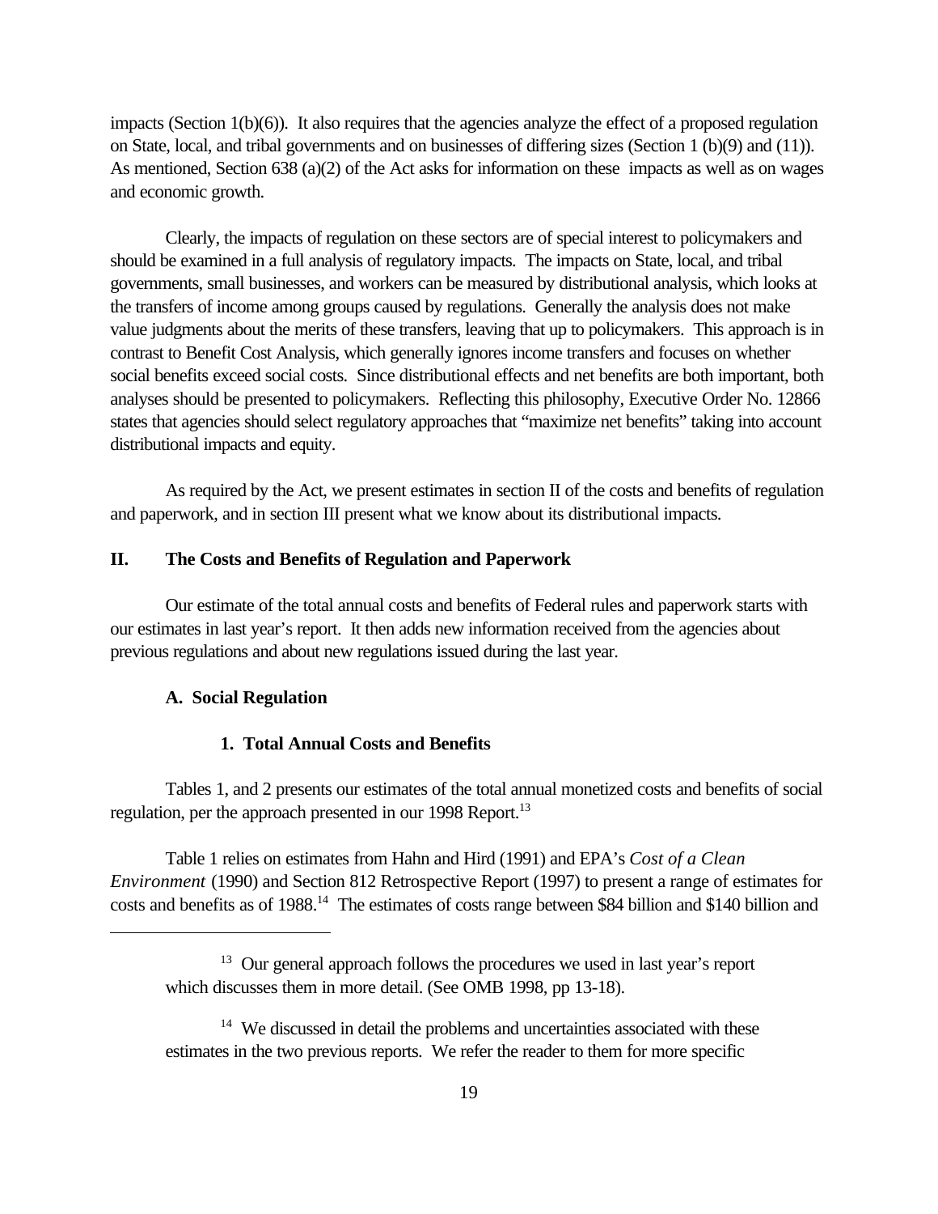impacts (Section 1(b)(6)). It also requires that the agencies analyze the effect of a proposed regulation on State, local, and tribal governments and on businesses of differing sizes (Section 1 (b)(9) and (11)). As mentioned, Section 638 (a)(2) of the Act asks for information on these impacts as well as on wages and economic growth.

Clearly, the impacts of regulation on these sectors are of special interest to policymakers and should be examined in a full analysis of regulatory impacts. The impacts on State, local, and tribal governments, small businesses, and workers can be measured by distributional analysis, which looks at the transfers of income among groups caused by regulations. Generally the analysis does not make value judgments about the merits of these transfers, leaving that up to policymakers. This approach is in contrast to Benefit Cost Analysis, which generally ignores income transfers and focuses on whether social benefits exceed social costs. Since distributional effects and net benefits are both important, both analyses should be presented to policymakers. Reflecting this philosophy, Executive Order No. 12866 states that agencies should select regulatory approaches that "maximize net benefits" taking into account distributional impacts and equity.

As required by the Act, we present estimates in section II of the costs and benefits of regulation and paperwork, and in section III present what we know about its distributional impacts.

## II. The Costs and Benefits of Regulation and Paperwork

Our estimate of the total annual costs and benefits of Federal rules and paperwork starts with our estimates in last year's report. It then adds new information received from the agencies about previous regulations and about new regulations issued during the last year.

### A. Social Regulation

#### 1. Total Annual Costs and Benefits

Tables 1, and 2 presents our estimates of the total annual monetized costs and benefits of social regulation, per the approach presented in our 1998 Report.[13]

Table 1 relies on estimates from Hahn and Hird (1991) and EPA's *Cost of a Clean Environment* (1990) and Section 812 Retrospective Report (1997) to present a range of estimates for costs and benefits as of 1988.[14] The estimates of costs range between $84 billion and $140 billion and

---

[13] Our general approach follows the procedures we used in last year's report which discusses them in more detail. (See OMB 1998, pp 13-18).

[14] We discussed in detail the problems and uncertainties associated with these estimates in the two previous reports. We refer the reader to them for more specific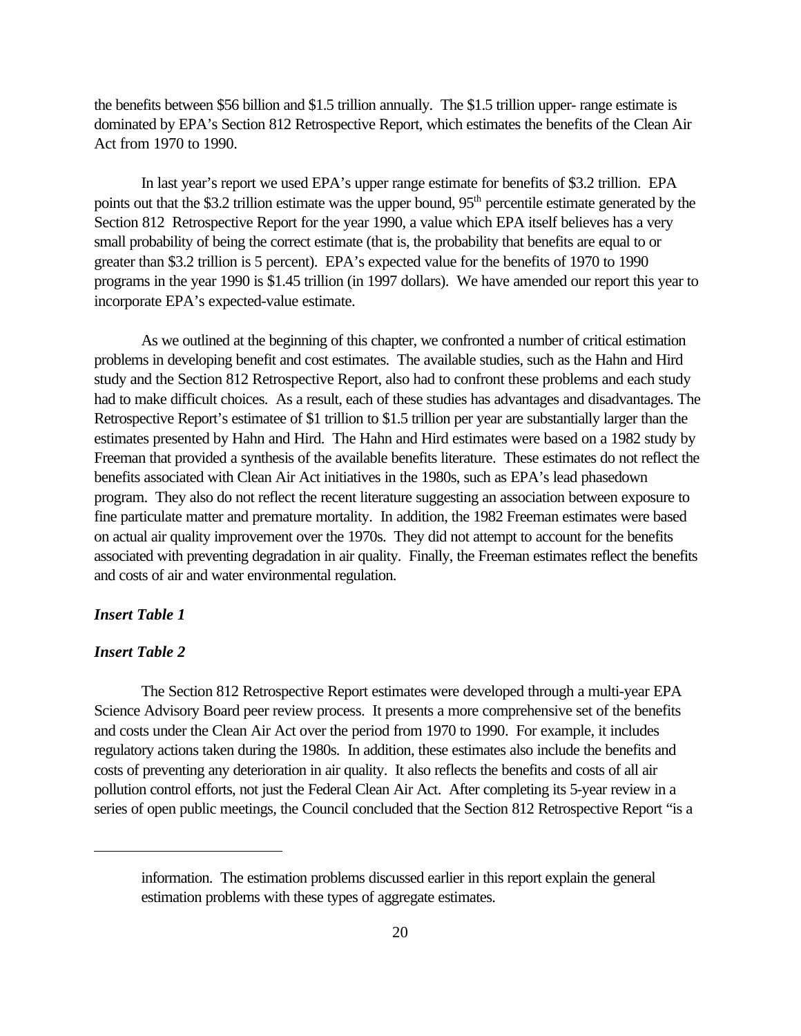the benefits between \$56 billion and \$1.5 trillion annually. The \$1.5 trillion upper- range estimate is dominated by EPA's Section 812 Retrospective Report, which estimates the benefits of the Clean Air Act from 1970 to 1990.

In last year's report we used EPA's upper range estimate for benefits of \$3.2 trillion. EPA points out that the \$3.2 trillion estimate was the upper bound, 95th percentile estimate generated by the Section 812 Retrospective Report for the year 1990, a value which EPA itself believes has a very small probability of being the correct estimate (that is, the probability that benefits are equal to or greater than \$3.2 trillion is 5 percent). EPA's expected value for the benefits of 1970 to 1990 programs in the year 1990 is \$1.45 trillion (in 1997 dollars). We have amended our report this year to incorporate EPA's expected-value estimate.

As we outlined at the beginning of this chapter, we confronted a number of critical estimation problems in developing benefit and cost estimates. The available studies, such as the Hahn and Hird study and the Section 812 Retrospective Report, also had to confront these problems and each study had to make difficult choices. As a result, each of these studies has advantages and disadvantages. The Retrospective Report's estimatee of \$1 trillion to \$1.5 trillion per year are substantially larger than the estimates presented by Hahn and Hird. The Hahn and Hird estimates were based on a 1982 study by Freeman that provided a synthesis of the available benefits literature. These estimates do not reflect the benefits associated with Clean Air Act initiatives in the 1980s, such as EPA's lead phasedown program. They also do not reflect the recent literature suggesting an association between exposure to fine particulate matter and premature mortality. In addition, the 1982 Freeman estimates were based on actual air quality improvement over the 1970s. They did not attempt to account for the benefits associated with preventing degradation in air quality. Finally, the Freeman estimates reflect the benefits and costs of air and water environmental regulation.

***Insert Table 1***

***Insert Table 2***

The Section 812 Retrospective Report estimates were developed through a multi-year EPA Science Advisory Board peer review process. It presents a more comprehensive set of the benefits and costs under the Clean Air Act over the period from 1970 to 1990. For example, it includes regulatory actions taken during the 1980s. In addition, these estimates also include the benefits and costs of preventing any deterioration in air quality. It also reflects the benefits and costs of all air pollution control efforts, not just the Federal Clean Air Act. After completing its 5-year review in a series of open public meetings, the Council concluded that the Section 812 Retrospective Report "is a

---

information. The estimation problems discussed earlier in this report explain the general estimation problems with these types of aggregate estimates.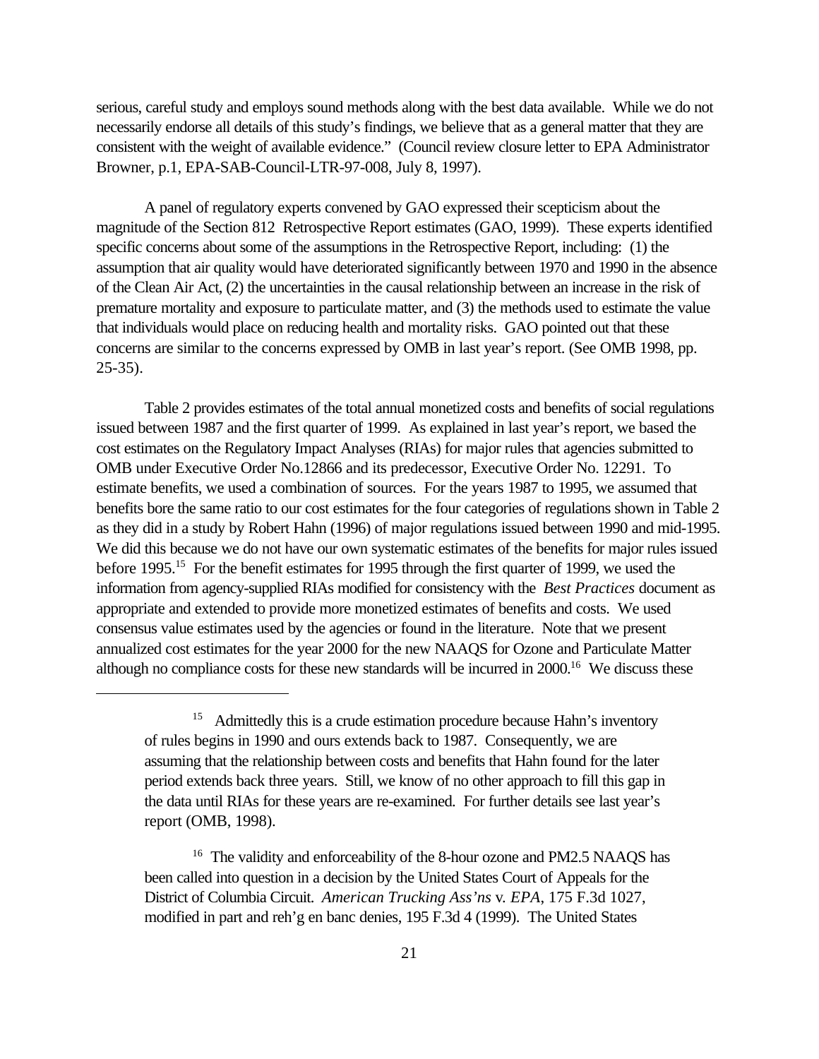serious, careful study and employs sound methods along with the best data available. While we do not necessarily endorse all details of this study's findings, we believe that as a general matter that they are consistent with the weight of available evidence." (Council review closure letter to EPA Administrator Browner, p.1, EPA-SAB-Council-LTR-97-008, July 8, 1997).

A panel of regulatory experts convened by GAO expressed their scepticism about the magnitude of the Section 812 Retrospective Report estimates (GAO, 1999). These experts identified specific concerns about some of the assumptions in the Retrospective Report, including: (1) the assumption that air quality would have deteriorated significantly between 1970 and 1990 in the absence of the Clean Air Act, (2) the uncertainties in the causal relationship between an increase in the risk of premature mortality and exposure to particulate matter, and (3) the methods used to estimate the value that individuals would place on reducing health and mortality risks. GAO pointed out that these concerns are similar to the concerns expressed by OMB in last year's report. (See OMB 1998, pp. 25-35).

Table 2 provides estimates of the total annual monetized costs and benefits of social regulations issued between 1987 and the first quarter of 1999. As explained in last year's report, we based the cost estimates on the Regulatory Impact Analyses (RIAs) for major rules that agencies submitted to OMB under Executive Order No.12866 and its predecessor, Executive Order No. 12291. To estimate benefits, we used a combination of sources. For the years 1987 to 1995, we assumed that benefits bore the same ratio to our cost estimates for the four categories of regulations shown in Table 2 as they did in a study by Robert Hahn (1996) of major regulations issued between 1990 and mid-1995. We did this because we do not have our own systematic estimates of the benefits for major rules issued before 1995.[15] For the benefit estimates for 1995 through the first quarter of 1999, we used the information from agency-supplied RIAs modified for consistency with the *Best Practices* document as appropriate and extended to provide more monetized estimates of benefits and costs. We used consensus value estimates used by the agencies or found in the literature. Note that we present annualized cost estimates for the year 2000 for the new NAAQS for Ozone and Particulate Matter although no compliance costs for these new standards will be incurred in 2000.[16] We discuss these

---

[15] Admittedly this is a crude estimation procedure because Hahn's inventory of rules begins in 1990 and ours extends back to 1987. Consequently, we are assuming that the relationship between costs and benefits that Hahn found for the later period extends back three years. Still, we know of no other approach to fill this gap in the data until RIAs for these years are re-examined. For further details see last year's report (OMB, 1998).

[16] The validity and enforceability of the 8-hour ozone and PM2.5 NAAQS has been called into question in a decision by the United States Court of Appeals for the District of Columbia Circuit. *American Trucking Ass'ns* v. *EPA*, 175 F.3d 1027, modified in part and reh'g en banc denies, 195 F.3d 4 (1999). The United States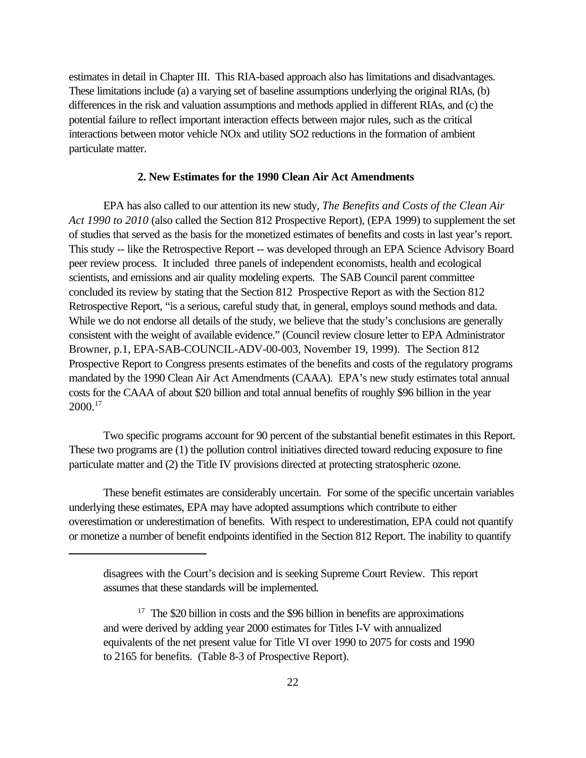estimates in detail in Chapter III. This RIA-based approach also has limitations and disadvantages. These limitations include (a) a varying set of baseline assumptions underlying the original RIAs, (b) differences in the risk and valuation assumptions and methods applied in different RIAs, and (c) the potential failure to reflect important interaction effects between major rules, such as the critical interactions between motor vehicle NOx and utility SO2 reductions in the formation of ambient particulate matter.

### 2. New Estimates for the 1990 Clean Air Act Amendments

EPA has also called to our attention its new study, *The Benefits and Costs of the Clean Air Act 1990 to 2010* (also called the Section 812 Prospective Report), (EPA 1999) to supplement the set of studies that served as the basis for the monetized estimates of benefits and costs in last year's report. This study -- like the Retrospective Report -- was developed through an EPA Science Advisory Board peer review process. It included three panels of independent economists, health and ecological scientists, and emissions and air quality modeling experts. The SAB Council parent committee concluded its review by stating that the Section 812 Prospective Report as with the Section 812 Retrospective Report, "is a serious, careful study that, in general, employs sound methods and data. While we do not endorse all details of the study, we believe that the study's conclusions are generally consistent with the weight of available evidence." (Council review closure letter to EPA Administrator Browner, p.1, EPA-SAB-COUNCIL-ADV-00-003, November 19, 1999). The Section 812 Prospective Report to Congress presents estimates of the benefits and costs of the regulatory programs mandated by the 1990 Clean Air Act Amendments (CAAA). EPA's new study estimates total annual costs for the CAAA of about $20 billion and total annual benefits of roughly $96 billion in the year 2000.[17]

Two specific programs account for 90 percent of the substantial benefit estimates in this Report. These two programs are (1) the pollution control initiatives directed toward reducing exposure to fine particulate matter and (2) the Title IV provisions directed at protecting stratospheric ozone.

These benefit estimates are considerably uncertain. For some of the specific uncertain variables underlying these estimates, EPA may have adopted assumptions which contribute to either overestimation or underestimation of benefits. With respect to underestimation, EPA could not quantify or monetize a number of benefit endpoints identified in the Section 812 Report. The inability to quantify

---

disagrees with the Court's decision and is seeking Supreme Court Review. This report assumes that these standards will be implemented.

[17] The $20 billion in costs and the $96 billion in benefits are approximations and were derived by adding year 2000 estimates for Titles I-V with annualized equivalents of the net present value for Title VI over 1990 to 2075 for costs and 1990 to 2165 for benefits. (Table 8-3 of Prospective Report).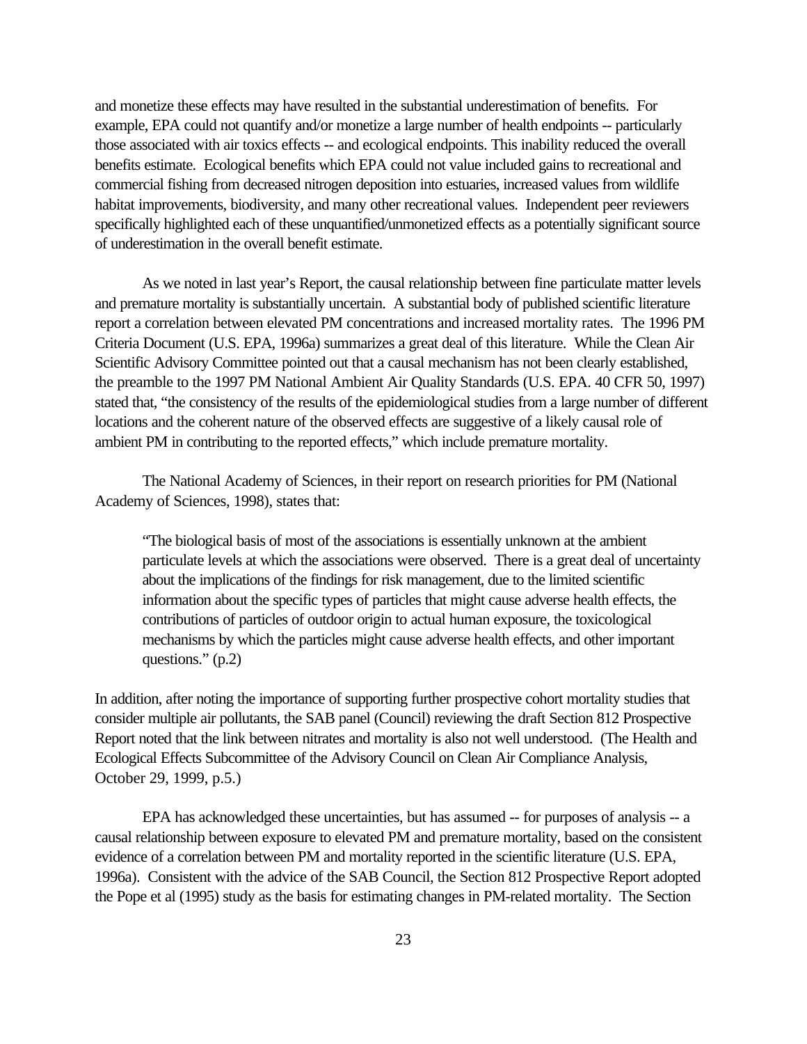and monetize these effects may have resulted in the substantial underestimation of benefits. For example, EPA could not quantify and/or monetize a large number of health endpoints -- particularly those associated with air toxics effects -- and ecological endpoints. This inability reduced the overall benefits estimate. Ecological benefits which EPA could not value included gains to recreational and commercial fishing from decreased nitrogen deposition into estuaries, increased values from wildlife habitat improvements, biodiversity, and many other recreational values. Independent peer reviewers specifically highlighted each of these unquantified/unmonetized effects as a potentially significant source of underestimation in the overall benefit estimate.

As we noted in last year's Report, the causal relationship between fine particulate matter levels and premature mortality is substantially uncertain. A substantial body of published scientific literature report a correlation between elevated PM concentrations and increased mortality rates. The 1996 PM Criteria Document (U.S. EPA, 1996a) summarizes a great deal of this literature. While the Clean Air Scientific Advisory Committee pointed out that a causal mechanism has not been clearly established, the preamble to the 1997 PM National Ambient Air Quality Standards (U.S. EPA. 40 CFR 50, 1997) stated that, "the consistency of the results of the epidemiological studies from a large number of different locations and the coherent nature of the observed effects are suggestive of a likely causal role of ambient PM in contributing to the reported effects," which include premature mortality.

The National Academy of Sciences, in their report on research priorities for PM (National Academy of Sciences, 1998), states that:

> "The biological basis of most of the associations is essentially unknown at the ambient particulate levels at which the associations were observed. There is a great deal of uncertainty about the implications of the findings for risk management, due to the limited scientific information about the specific types of particles that might cause adverse health effects, the contributions of particles of outdoor origin to actual human exposure, the toxicological mechanisms by which the particles might cause adverse health effects, and other important questions." (p.2)

In addition, after noting the importance of supporting further prospective cohort mortality studies that consider multiple air pollutants, the SAB panel (Council) reviewing the draft Section 812 Prospective Report noted that the link between nitrates and mortality is also not well understood. (The Health and Ecological Effects Subcommittee of the Advisory Council on Clean Air Compliance Analysis, October 29, 1999, p.5.)

EPA has acknowledged these uncertainties, but has assumed -- for purposes of analysis -- a causal relationship between exposure to elevated PM and premature mortality, based on the consistent evidence of a correlation between PM and mortality reported in the scientific literature (U.S. EPA, 1996a). Consistent with the advice of the SAB Council, the Section 812 Prospective Report adopted the Pope et al (1995) study as the basis for estimating changes in PM-related mortality. The Section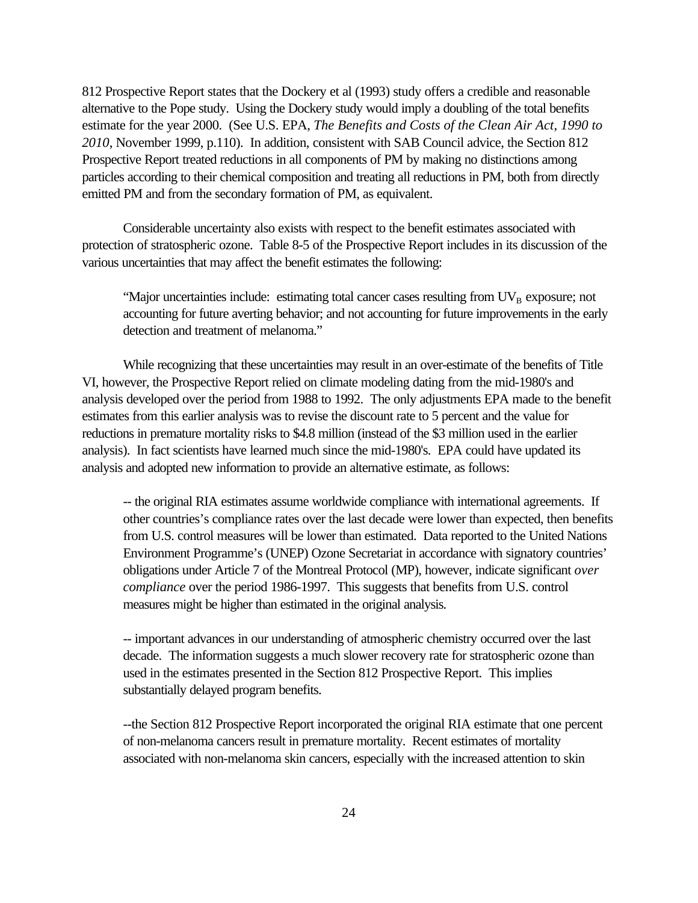812 Prospective Report states that the Dockery et al (1993) study offers a credible and reasonable alternative to the Pope study. Using the Dockery study would imply a doubling of the total benefits estimate for the year 2000. (See U.S. EPA, *The Benefits and Costs of the Clean Air Act, 1990 to 2010*, November 1999, p.110). In addition, consistent with SAB Council advice, the Section 812 Prospective Report treated reductions in all components of PM by making no distinctions among particles according to their chemical composition and treating all reductions in PM, both from directly emitted PM and from the secondary formation of PM, as equivalent.

Considerable uncertainty also exists with respect to the benefit estimates associated with protection of stratospheric ozone. Table 8-5 of the Prospective Report includes in its discussion of the various uncertainties that may affect the benefit estimates the following:

> "Major uncertainties include: estimating total cancer cases resulting from $UV_B$ exposure; not accounting for future averting behavior; and not accounting for future improvements in the early detection and treatment of melanoma."

While recognizing that these uncertainties may result in an over-estimate of the benefits of Title VI, however, the Prospective Report relied on climate modeling dating from the mid-1980's and analysis developed over the period from 1988 to 1992. The only adjustments EPA made to the benefit estimates from this earlier analysis was to revise the discount rate to 5 percent and the value for reductions in premature mortality risks to $4.8 million (instead of the $3 million used in the earlier analysis). In fact scientists have learned much since the mid-1980's. EPA could have updated its analysis and adopted new information to provide an alternative estimate, as follows:

> -- the original RIA estimates assume worldwide compliance with international agreements. If other countries's compliance rates over the last decade were lower than expected, then benefits from U.S. control measures will be lower than estimated. Data reported to the United Nations Environment Programme's (UNEP) Ozone Secretariat in accordance with signatory countries' obligations under Article 7 of the Montreal Protocol (MP), however, indicate significant *over compliance* over the period 1986-1997. This suggests that benefits from U.S. control measures might be higher than estimated in the original analysis.
>
> -- important advances in our understanding of atmospheric chemistry occurred over the last decade. The information suggests a much slower recovery rate for stratospheric ozone than used in the estimates presented in the Section 812 Prospective Report. This implies substantially delayed program benefits.
>
> --the Section 812 Prospective Report incorporated the original RIA estimate that one percent of non-melanoma cancers result in premature mortality. Recent estimates of mortality associated with non-melanoma skin cancers, especially with the increased attention to skin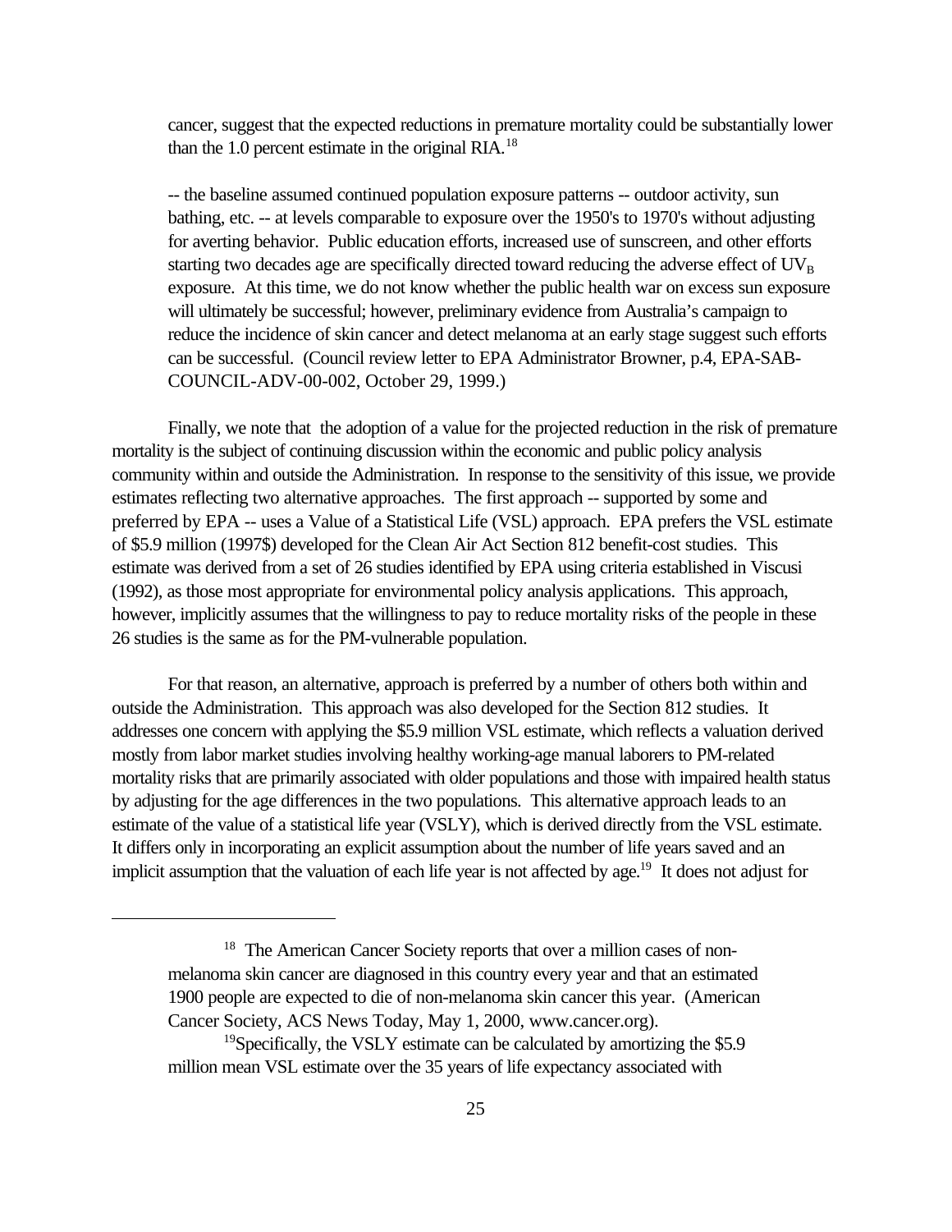cancer, suggest that the expected reductions in premature mortality could be substantially lower than the 1.0 percent estimate in the original RIA.[18]

-- the baseline assumed continued population exposure patterns -- outdoor activity, sun bathing, etc. -- at levels comparable to exposure over the 1950's to 1970's without adjusting for averting behavior. Public education efforts, increased use of sunscreen, and other efforts starting two decades age are specifically directed toward reducing the adverse effect of $UV_B$ exposure. At this time, we do not know whether the public health war on excess sun exposure will ultimately be successful; however, preliminary evidence from Australia's campaign to reduce the incidence of skin cancer and detect melanoma at an early stage suggest such efforts can be successful. (Council review letter to EPA Administrator Browner, p.4, EPA-SAB-COUNCIL-ADV-00-002, October 29, 1999.)

Finally, we note that the adoption of a value for the projected reduction in the risk of premature mortality is the subject of continuing discussion within the economic and public policy analysis community within and outside the Administration. In response to the sensitivity of this issue, we provide estimates reflecting two alternative approaches. The first approach -- supported by some and preferred by EPA -- uses a Value of a Statistical Life (VSL) approach. EPA prefers the VSL estimate of \$5.9 million (1997\$) developed for the Clean Air Act Section 812 benefit-cost studies. This estimate was derived from a set of 26 studies identified by EPA using criteria established in Viscusi (1992), as those most appropriate for environmental policy analysis applications. This approach, however, implicitly assumes that the willingness to pay to reduce mortality risks of the people in these 26 studies is the same as for the PM-vulnerable population.

For that reason, an alternative, approach is preferred by a number of others both within and outside the Administration. This approach was also developed for the Section 812 studies. It addresses one concern with applying the \$5.9 million VSL estimate, which reflects a valuation derived mostly from labor market studies involving healthy working-age manual laborers to PM-related mortality risks that are primarily associated with older populations and those with impaired health status by adjusting for the age differences in the two populations. This alternative approach leads to an estimate of the value of a statistical life year (VSLY), which is derived directly from the VSL estimate. It differs only in incorporating an explicit assumption about the number of life years saved and an implicit assumption that the valuation of each life year is not affected by age.[19] It does not adjust for

---

[18] The American Cancer Society reports that over a million cases of non-melanoma skin cancer are diagnosed in this country every year and that an estimated 1900 people are expected to die of non-melanoma skin cancer this year. (American Cancer Society, ACS News Today, May 1, 2000, www.cancer.org).

[19] Specifically, the VSLY estimate can be calculated by amortizing the \$5.9 million mean VSL estimate over the 35 years of life expectancy associated with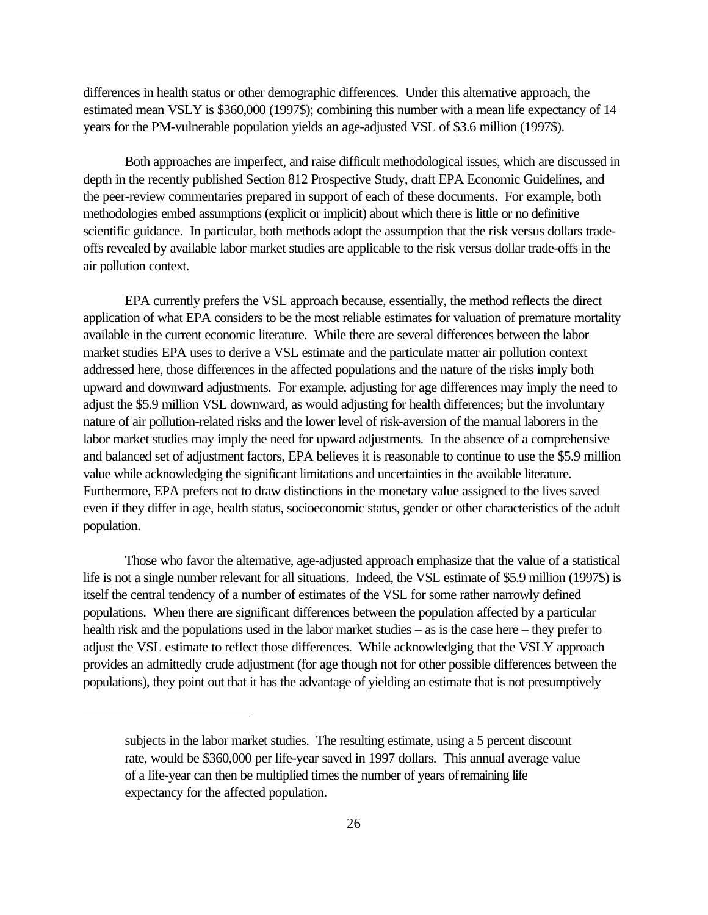differences in health status or other demographic differences. Under this alternative approach, the estimated mean VSLY is $360,000 (1997$); combining this number with a mean life expectancy of 14 years for the PM-vulnerable population yields an age-adjusted VSL of $3.6 million (1997$).

Both approaches are imperfect, and raise difficult methodological issues, which are discussed in depth in the recently published Section 812 Prospective Study, draft EPA Economic Guidelines, and the peer-review commentaries prepared in support of each of these documents. For example, both methodologies embed assumptions (explicit or implicit) about which there is little or no definitive scientific guidance. In particular, both methods adopt the assumption that the risk versus dollars trade-offs revealed by available labor market studies are applicable to the risk versus dollar trade-offs in the air pollution context.

EPA currently prefers the VSL approach because, essentially, the method reflects the direct application of what EPA considers to be the most reliable estimates for valuation of premature mortality available in the current economic literature. While there are several differences between the labor market studies EPA uses to derive a VSL estimate and the particulate matter air pollution context addressed here, those differences in the affected populations and the nature of the risks imply both upward and downward adjustments. For example, adjusting for age differences may imply the need to adjust the $5.9 million VSL downward, as would adjusting for health differences; but the involuntary nature of air pollution-related risks and the lower level of risk-aversion of the manual laborers in the labor market studies may imply the need for upward adjustments. In the absence of a comprehensive and balanced set of adjustment factors, EPA believes it is reasonable to continue to use the $5.9 million value while acknowledging the significant limitations and uncertainties in the available literature. Furthermore, EPA prefers not to draw distinctions in the monetary value assigned to the lives saved even if they differ in age, health status, socioeconomic status, gender or other characteristics of the adult population.

Those who favor the alternative, age-adjusted approach emphasize that the value of a statistical life is not a single number relevant for all situations. Indeed, the VSL estimate of $5.9 million (1997$) is itself the central tendency of a number of estimates of the VSL for some rather narrowly defined populations. When there are significant differences between the population affected by a particular health risk and the populations used in the labor market studies – as is the case here – they prefer to adjust the VSL estimate to reflect those differences. While acknowledging that the VSLY approach provides an admittedly crude adjustment (for age though not for other possible differences between the populations), they point out that it has the advantage of yielding an estimate that is not presumptively

---

subjects in the labor market studies. The resulting estimate, using a 5 percent discount rate, would be $360,000 per life-year saved in 1997 dollars. This annual average value of a life-year can then be multiplied times the number of years of remaining life expectancy for the affected population.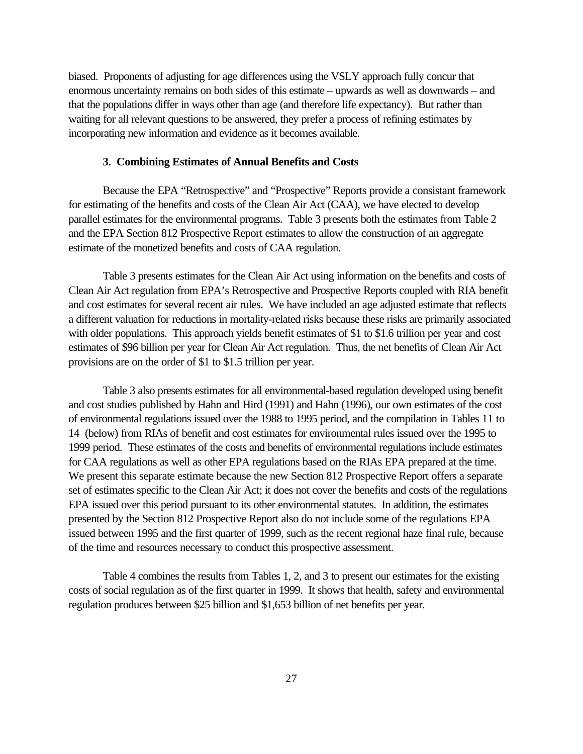biased. Proponents of adjusting for age differences using the VSLY approach fully concur that enormous uncertainty remains on both sides of this estimate – upwards as well as downwards – and that the populations differ in ways other than age (and therefore life expectancy). But rather than waiting for all relevant questions to be answered, they prefer a process of refining estimates by incorporating new information and evidence as it becomes available.

### 3. Combining Estimates of Annual Benefits and Costs

Because the EPA "Retrospective" and "Prospective" Reports provide a consistant framework for estimating of the benefits and costs of the Clean Air Act (CAA), we have elected to develop parallel estimates for the environmental programs. Table 3 presents both the estimates from Table 2 and the EPA Section 812 Prospective Report estimates to allow the construction of an aggregate estimate of the monetized benefits and costs of CAA regulation.

Table 3 presents estimates for the Clean Air Act using information on the benefits and costs of Clean Air Act regulation from EPA's Retrospective and Prospective Reports coupled with RIA benefit and cost estimates for several recent air rules. We have included an age adjusted estimate that reflects a different valuation for reductions in mortality-related risks because these risks are primarily associated with older populations. This approach yields benefit estimates of $1 to $1.6 trillion per year and cost estimates of $96 billion per year for Clean Air Act regulation. Thus, the net benefits of Clean Air Act provisions are on the order of $1 to $1.5 trillion per year.

Table 3 also presents estimates for all environmental-based regulation developed using benefit and cost studies published by Hahn and Hird (1991) and Hahn (1996), our own estimates of the cost of environmental regulations issued over the 1988 to 1995 period, and the compilation in Tables 11 to 14 (below) from RIAs of benefit and cost estimates for environmental rules issued over the 1995 to 1999 period. These estimates of the costs and benefits of environmental regulations include estimates for CAA regulations as well as other EPA regulations based on the RIAs EPA prepared at the time. We present this separate estimate because the new Section 812 Prospective Report offers a separate set of estimates specific to the Clean Air Act; it does not cover the benefits and costs of the regulations EPA issued over this period pursuant to its other environmental statutes. In addition, the estimates presented by the Section 812 Prospective Report also do not include some of the regulations EPA issued between 1995 and the first quarter of 1999, such as the recent regional haze final rule, because of the time and resources necessary to conduct this prospective assessment.

Table 4 combines the results from Tables 1, 2, and 3 to present our estimates for the existing costs of social regulation as of the first quarter in 1999. It shows that health, safety and environmental regulation produces between $25 billion and $1,653 billion of net benefits per year.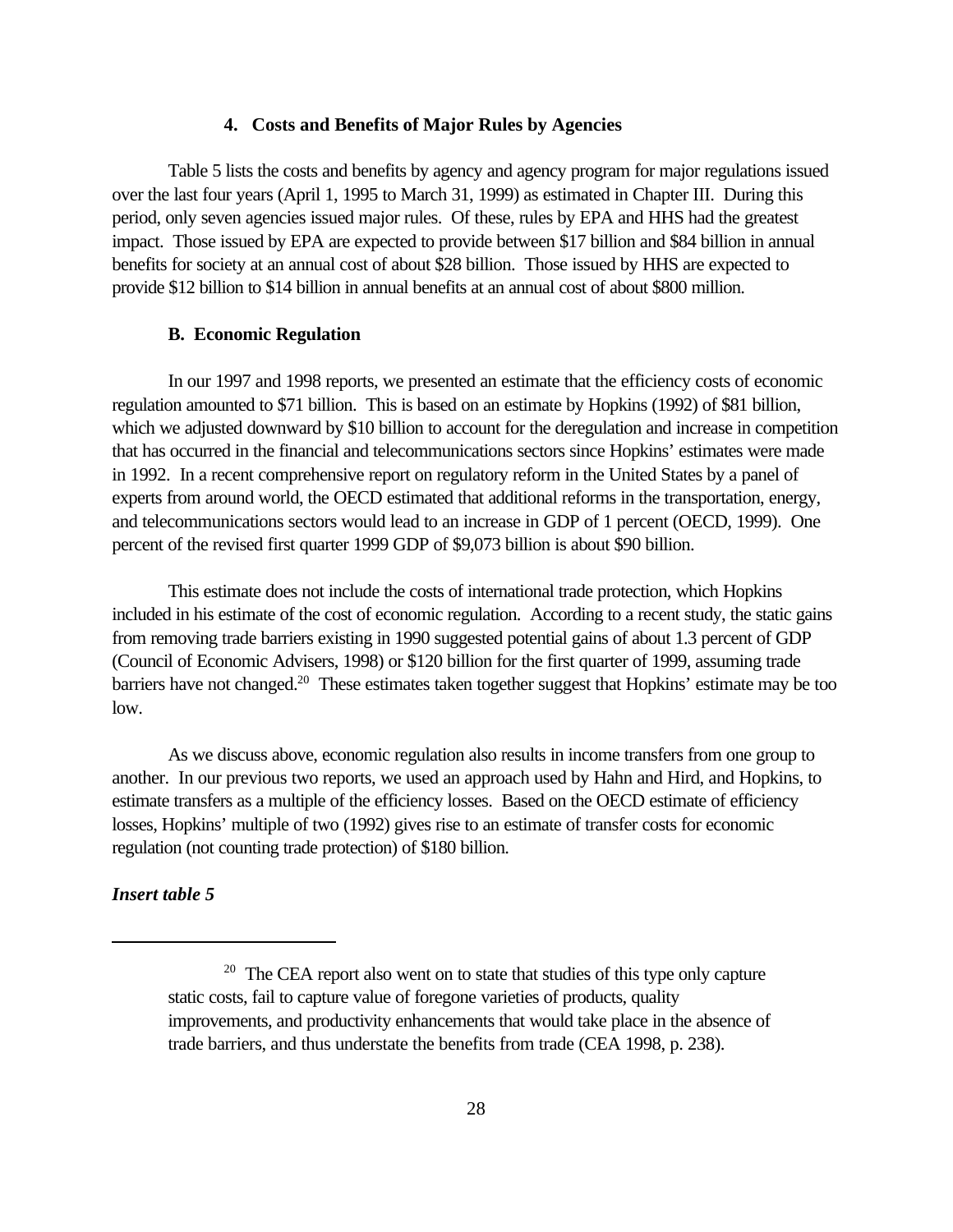#### 4. Costs and Benefits of Major Rules by Agencies

Table 5 lists the costs and benefits by agency and agency program for major regulations issued over the last four years (April 1, 1995 to March 31, 1999) as estimated in Chapter III. During this period, only seven agencies issued major rules. Of these, rules by EPA and HHS had the greatest impact. Those issued by EPA are expected to provide between $17 billion and $84 billion in annual benefits for society at an annual cost of about $28 billion. Those issued by HHS are expected to provide $12 billion to $14 billion in annual benefits at an annual cost of about $800 million.

### B. Economic Regulation

In our 1997 and 1998 reports, we presented an estimate that the efficiency costs of economic regulation amounted to $71 billion. This is based on an estimate by Hopkins (1992) of $81 billion, which we adjusted downward by $10 billion to account for the deregulation and increase in competition that has occurred in the financial and telecommunications sectors since Hopkins' estimates were made in 1992. In a recent comprehensive report on regulatory reform in the United States by a panel of experts from around world, the OECD estimated that additional reforms in the transportation, energy, and telecommunications sectors would lead to an increase in GDP of 1 percent (OECD, 1999). One percent of the revised first quarter 1999 GDP of $9,073 billion is about $90 billion.

This estimate does not include the costs of international trade protection, which Hopkins included in his estimate of the cost of economic regulation. According to a recent study, the static gains from removing trade barriers existing in 1990 suggested potential gains of about 1.3 percent of GDP (Council of Economic Advisers, 1998) or $120 billion for the first quarter of 1999, assuming trade barriers have not changed.[20] These estimates taken together suggest that Hopkins' estimate may be too low.

As we discuss above, economic regulation also results in income transfers from one group to another. In our previous two reports, we used an approach used by Hahn and Hird, and Hopkins, to estimate transfers as a multiple of the efficiency losses. Based on the OECD estimate of efficiency losses, Hopkins' multiple of two (1992) gives rise to an estimate of transfer costs for economic regulation (not counting trade protection) of $180 billion.

***Insert table 5***

---

[20] The CEA report also went on to state that studies of this type only capture static costs, fail to capture value of foregone varieties of products, quality improvements, and productivity enhancements that would take place in the absence of trade barriers, and thus understate the benefits from trade (CEA 1998, p. 238).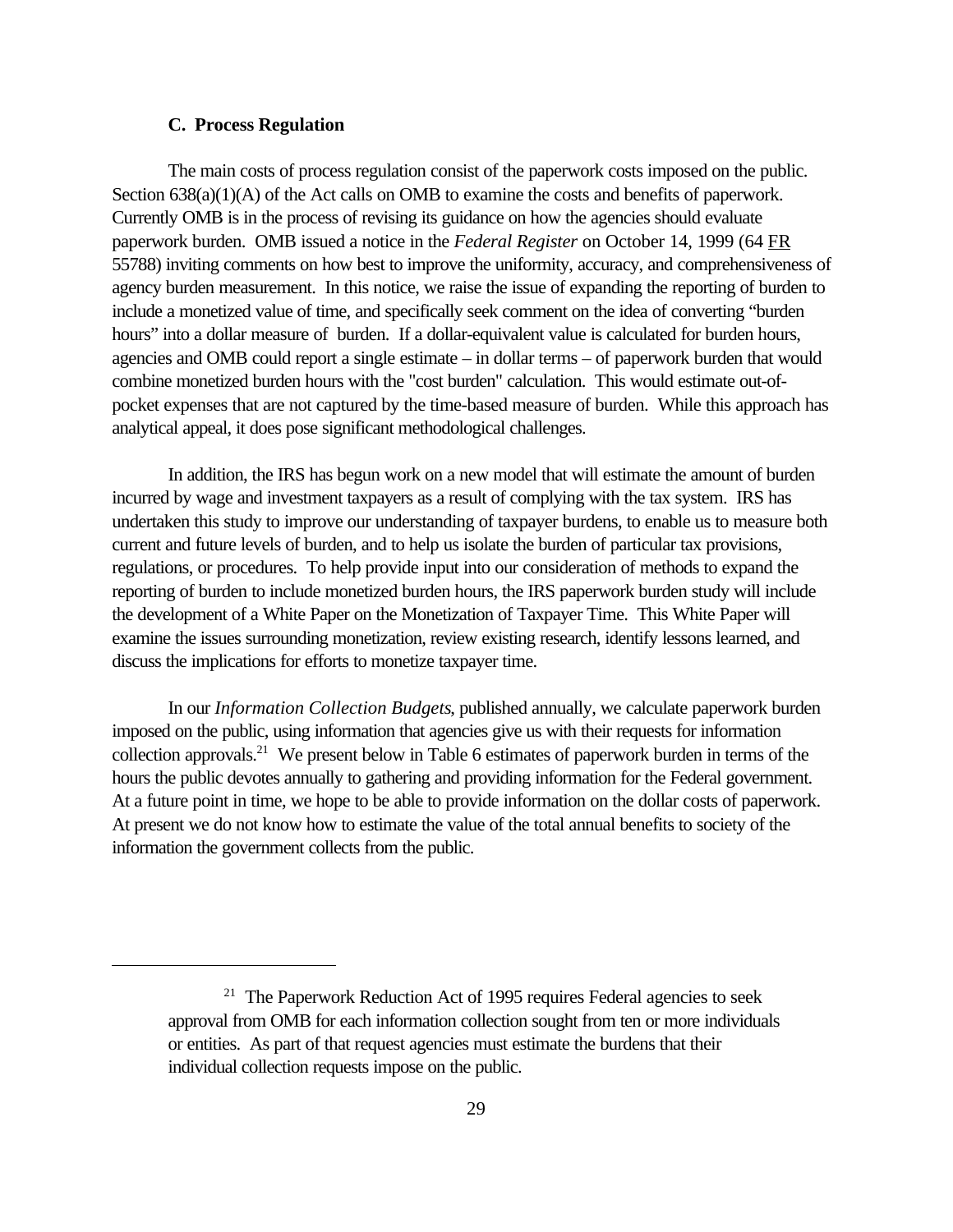### C. Process Regulation

The main costs of process regulation consist of the paperwork costs imposed on the public. Section 638(a)(1)(A) of the Act calls on OMB to examine the costs and benefits of paperwork. Currently OMB is in the process of revising its guidance on how the agencies should evaluate paperwork burden. OMB issued a notice in the *Federal Register* on October 14, 1999 (64 FR 55788) inviting comments on how best to improve the uniformity, accuracy, and comprehensiveness of agency burden measurement. In this notice, we raise the issue of expanding the reporting of burden to include a monetized value of time, and specifically seek comment on the idea of converting "burden hours" into a dollar measure of burden. If a dollar-equivalent value is calculated for burden hours, agencies and OMB could report a single estimate – in dollar terms – of paperwork burden that would combine monetized burden hours with the "cost burden" calculation. This would estimate out-of-pocket expenses that are not captured by the time-based measure of burden. While this approach has analytical appeal, it does pose significant methodological challenges.

In addition, the IRS has begun work on a new model that will estimate the amount of burden incurred by wage and investment taxpayers as a result of complying with the tax system. IRS has undertaken this study to improve our understanding of taxpayer burdens, to enable us to measure both current and future levels of burden, and to help us isolate the burden of particular tax provisions, regulations, or procedures. To help provide input into our consideration of methods to expand the reporting of burden to include monetized burden hours, the IRS paperwork burden study will include the development of a White Paper on the Monetization of Taxpayer Time. This White Paper will examine the issues surrounding monetization, review existing research, identify lessons learned, and discuss the implications for efforts to monetize taxpayer time.

In our *Information Collection Budgets*, published annually, we calculate paperwork burden imposed on the public, using information that agencies give us with their requests for information collection approvals.[21] We present below in Table 6 estimates of paperwork burden in terms of the hours the public devotes annually to gathering and providing information for the Federal government. At a future point in time, we hope to be able to provide information on the dollar costs of paperwork. At present we do not know how to estimate the value of the total annual benefits to society of the information the government collects from the public.

---

[21] The Paperwork Reduction Act of 1995 requires Federal agencies to seek approval from OMB for each information collection sought from ten or more individuals or entities. As part of that request agencies must estimate the burdens that their individual collection requests impose on the public.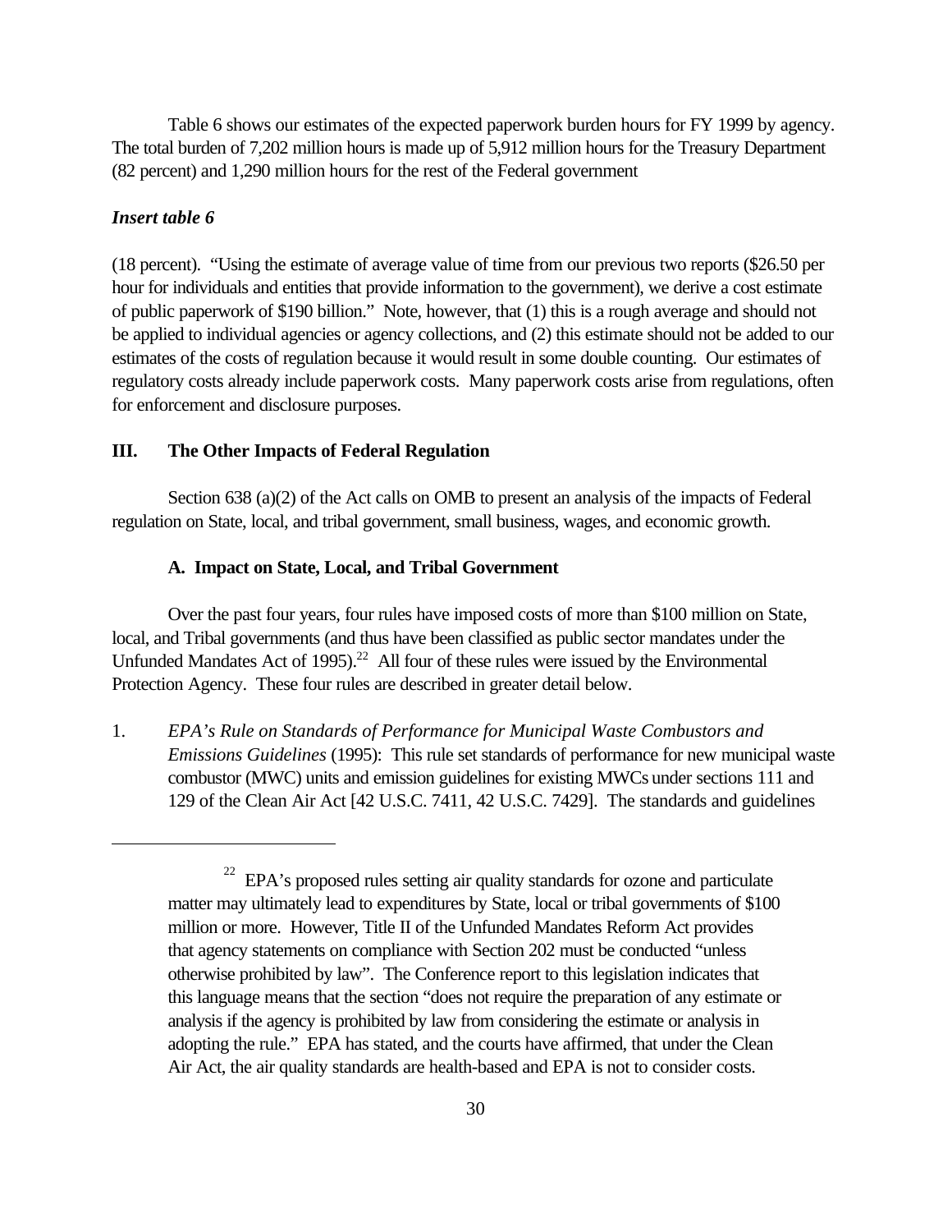Table 6 shows our estimates of the expected paperwork burden hours for FY 1999 by agency. The total burden of 7,202 million hours is made up of 5,912 million hours for the Treasury Department (82 percent) and 1,290 million hours for the rest of the Federal government

***Insert table 6***

(18 percent). "Using the estimate of average value of time from our previous two reports ($26.50 per hour for individuals and entities that provide information to the government), we derive a cost estimate of public paperwork of $190 billion." Note, however, that (1) this is a rough average and should not be applied to individual agencies or agency collections, and (2) this estimate should not be added to our estimates of the costs of regulation because it would result in some double counting. Our estimates of regulatory costs already include paperwork costs. Many paperwork costs arise from regulations, often for enforcement and disclosure purposes.

## III. The Other Impacts of Federal Regulation

Section 638 (a)(2) of the Act calls on OMB to present an analysis of the impacts of Federal regulation on State, local, and tribal government, small business, wages, and economic growth.

### A. Impact on State, Local, and Tribal Government

Over the past four years, four rules have imposed costs of more than $100 million on State, local, and Tribal governments (and thus have been classified as public sector mandates under the Unfunded Mandates Act of 1995).[22] All four of these rules were issued by the Environmental Protection Agency. These four rules are described in greater detail below.

1. *EPA's Rule on Standards of Performance for Municipal Waste Combustors and Emissions Guidelines* (1995): This rule set standards of performance for new municipal waste combustor (MWC) units and emission guidelines for existing MWCs under sections 111 and 129 of the Clean Air Act [42 U.S.C. 7411, 42 U.S.C. 7429]. The standards and guidelines

---

[22] EPA's proposed rules setting air quality standards for ozone and particulate matter may ultimately lead to expenditures by State, local or tribal governments of $100 million or more. However, Title II of the Unfunded Mandates Reform Act provides that agency statements on compliance with Section 202 must be conducted "unless otherwise prohibited by law". The Conference report to this legislation indicates that this language means that the section "does not require the preparation of any estimate or analysis if the agency is prohibited by law from considering the estimate or analysis in adopting the rule." EPA has stated, and the courts have affirmed, that under the Clean Air Act, the air quality standards are health-based and EPA is not to consider costs.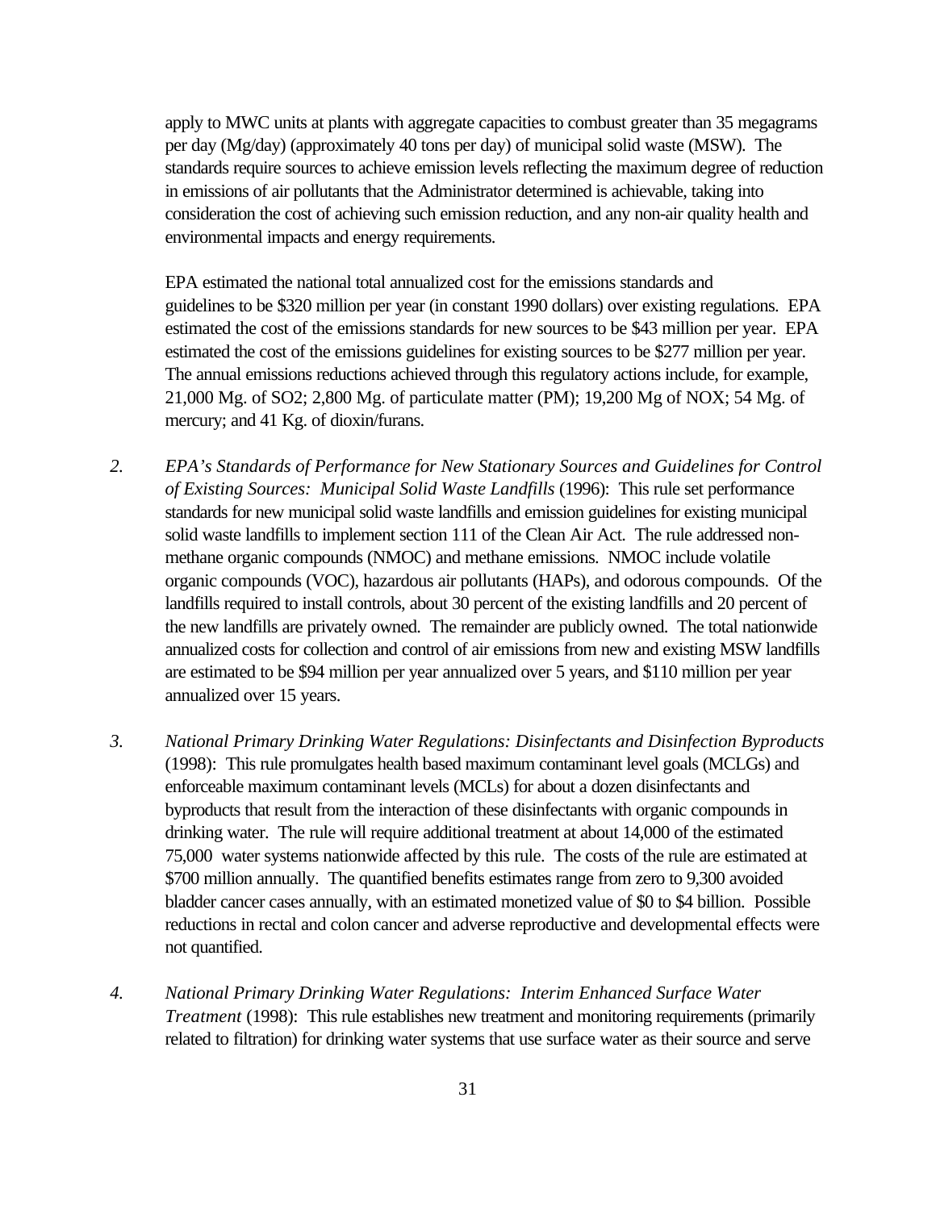apply to MWC units at plants with aggregate capacities to combust greater than 35 megagrams per day (Mg/day) (approximately 40 tons per day) of municipal solid waste (MSW). The standards require sources to achieve emission levels reflecting the maximum degree of reduction in emissions of air pollutants that the Administrator determined is achievable, taking into consideration the cost of achieving such emission reduction, and any non-air quality health and environmental impacts and energy requirements.

EPA estimated the national total annualized cost for the emissions standards and guidelines to be $320 million per year (in constant 1990 dollars) over existing regulations. EPA estimated the cost of the emissions standards for new sources to be $43 million per year. EPA estimated the cost of the emissions guidelines for existing sources to be $277 million per year. The annual emissions reductions achieved through this regulatory actions include, for example, 21,000 Mg. of $SO_2$; 2,800 Mg. of particulate matter (PM); 19,200 Mg of $NO_X$; 54 Mg. of mercury; and 41 Kg. of dioxin/furans.

2. *EPA's Standards of Performance for New Stationary Sources and Guidelines for Control of Existing Sources: Municipal Solid Waste Landfills* (1996): This rule set performance standards for new municipal solid waste landfills and emission guidelines for existing municipal solid waste landfills to implement section 111 of the Clean Air Act. The rule addressed non-methane organic compounds (NMOC) and methane emissions. NMOC include volatile organic compounds (VOC), hazardous air pollutants (HAPs), and odorous compounds. Of the landfills required to install controls, about 30 percent of the existing landfills and 20 percent of the new landfills are privately owned. The remainder are publicly owned. The total nationwide annualized costs for collection and control of air emissions from new and existing MSW landfills are estimated to be $94 million per year annualized over 5 years, and $110 million per year annualized over 15 years.

3. *National Primary Drinking Water Regulations: Disinfectants and Disinfection Byproducts* (1998): This rule promulgates health based maximum contaminant level goals (MCLGs) and enforceable maximum contaminant levels (MCLs) for about a dozen disinfectants and byproducts that result from the interaction of these disinfectants with organic compounds in drinking water. The rule will require additional treatment at about 14,000 of the estimated 75,000 water systems nationwide affected by this rule. The costs of the rule are estimated at $700 million annually. The quantified benefits estimates range from zero to 9,300 avoided bladder cancer cases annually, with an estimated monetized value of $0 to $4 billion. Possible reductions in rectal and colon cancer and adverse reproductive and developmental effects were not quantified.

4. *National Primary Drinking Water Regulations: Interim Enhanced Surface Water Treatment* (1998): This rule establishes new treatment and monitoring requirements (primarily related to filtration) for drinking water systems that use surface water as their source and serve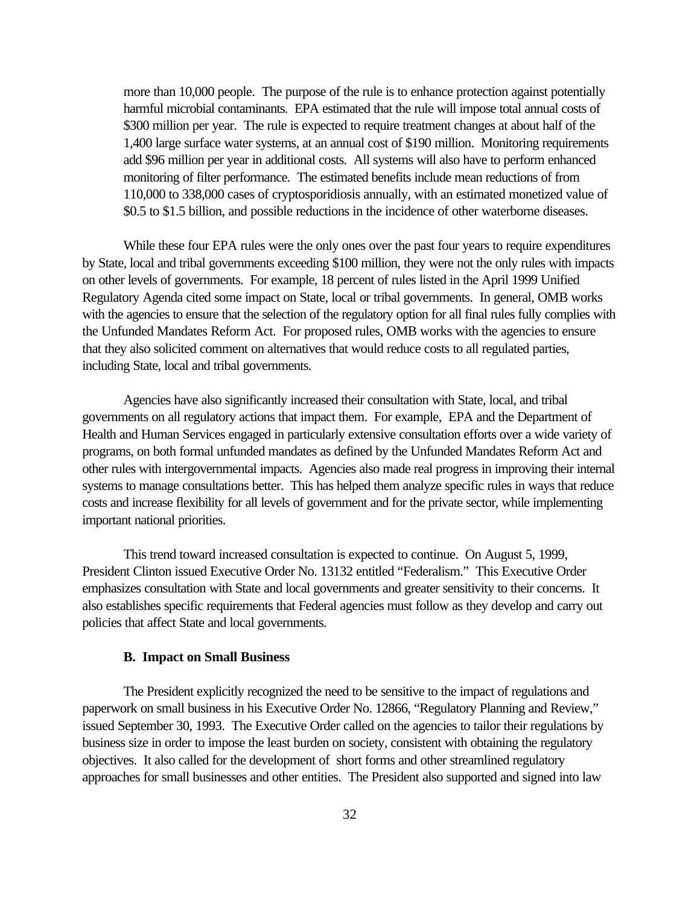more than 10,000 people. The purpose of the rule is to enhance protection against potentially harmful microbial contaminants. EPA estimated that the rule will impose total annual costs of $300 million per year. The rule is expected to require treatment changes at about half of the 1,400 large surface water systems, at an annual cost of $190 million. Monitoring requirements add $96 million per year in additional costs. All systems will also have to perform enhanced monitoring of filter performance. The estimated benefits include mean reductions of from 110,000 to 338,000 cases of cryptosporidiosis annually, with an estimated monetized value of $0.5 to $1.5 billion, and possible reductions in the incidence of other waterborne diseases.

While these four EPA rules were the only ones over the past four years to require expenditures by State, local and tribal governments exceeding $100 million, they were not the only rules with impacts on other levels of governments. For example, 18 percent of rules listed in the April 1999 Unified Regulatory Agenda cited some impact on State, local or tribal governments. In general, OMB works with the agencies to ensure that the selection of the regulatory option for all final rules fully complies with the Unfunded Mandates Reform Act. For proposed rules, OMB works with the agencies to ensure that they also solicited comment on alternatives that would reduce costs to all regulated parties, including State, local and tribal governments.

Agencies have also significantly increased their consultation with State, local, and tribal governments on all regulatory actions that impact them. For example, EPA and the Department of Health and Human Services engaged in particularly extensive consultation efforts over a wide variety of programs, on both formal unfunded mandates as defined by the Unfunded Mandates Reform Act and other rules with intergovernmental impacts. Agencies also made real progress in improving their internal systems to manage consultations better. This has helped them analyze specific rules in ways that reduce costs and increase flexibility for all levels of government and for the private sector, while implementing important national priorities.

This trend toward increased consultation is expected to continue. On August 5, 1999, President Clinton issued Executive Order No. 13132 entitled "Federalism." This Executive Order emphasizes consultation with State and local governments and greater sensitivity to their concerns. It also establishes specific requirements that Federal agencies must follow as they develop and carry out policies that affect State and local governments.

### B. Impact on Small Business

The President explicitly recognized the need to be sensitive to the impact of regulations and paperwork on small business in his Executive Order No. 12866, "Regulatory Planning and Review," issued September 30, 1993. The Executive Order called on the agencies to tailor their regulations by business size in order to impose the least burden on society, consistent with obtaining the regulatory objectives. It also called for the development of short forms and other streamlined regulatory approaches for small businesses and other entities. The President also supported and signed into law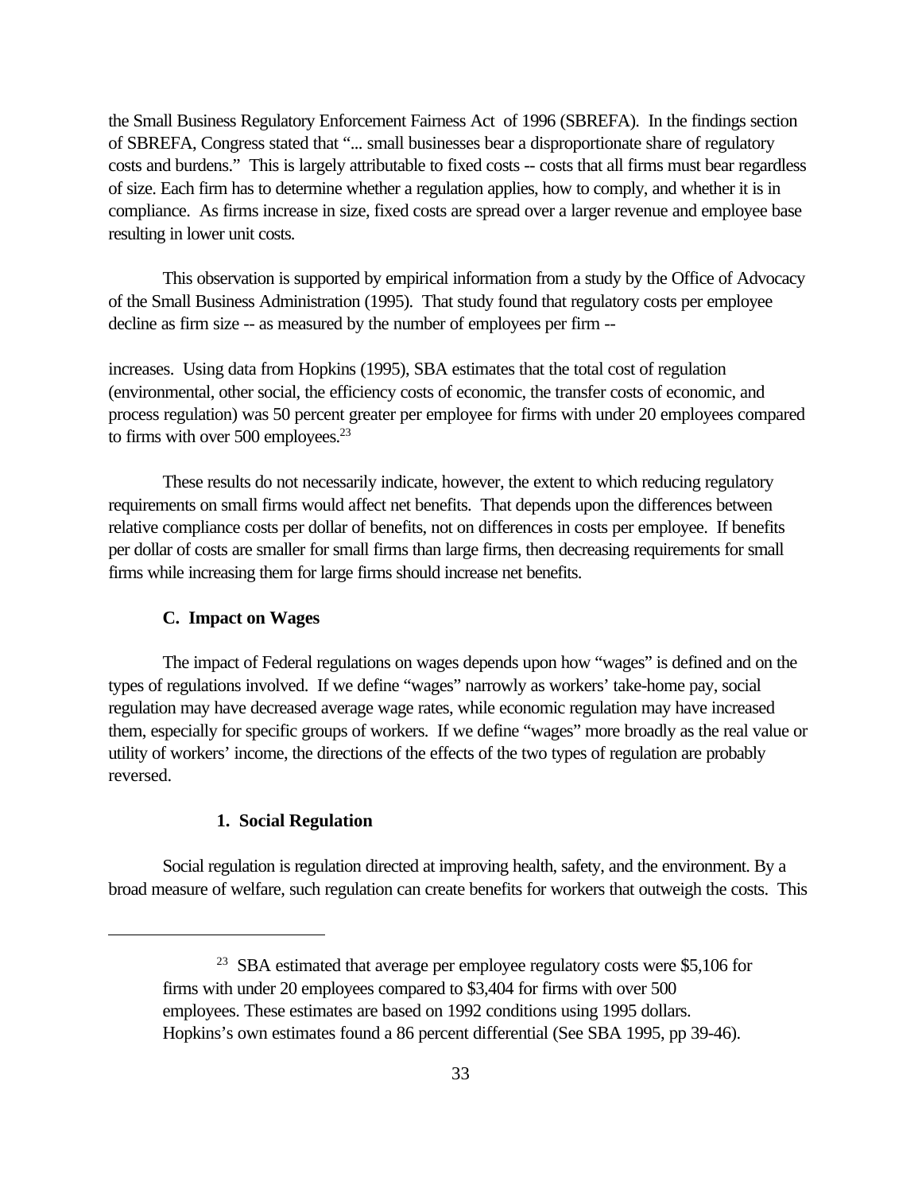the Small Business Regulatory Enforcement Fairness Act of 1996 (SBREFA). In the findings section of SBREFA, Congress stated that "... small businesses bear a disproportionate share of regulatory costs and burdens." This is largely attributable to fixed costs -- costs that all firms must bear regardless of size. Each firm has to determine whether a regulation applies, how to comply, and whether it is in compliance. As firms increase in size, fixed costs are spread over a larger revenue and employee base resulting in lower unit costs.

This observation is supported by empirical information from a study by the Office of Advocacy of the Small Business Administration (1995). That study found that regulatory costs per employee decline as firm size -- as measured by the number of employees per firm -- increases. Using data from Hopkins (1995), SBA estimates that the total cost of regulation (environmental, other social, the efficiency costs of economic, the transfer costs of economic, and process regulation) was 50 percent greater per employee for firms with under 20 employees compared to firms with over 500 employees.[23]

These results do not necessarily indicate, however, the extent to which reducing regulatory requirements on small firms would affect net benefits. That depends upon the differences between relative compliance costs per dollar of benefits, not on differences in costs per employee. If benefits per dollar of costs are smaller for small firms than large firms, then decreasing requirements for small firms while increasing them for large firms should increase net benefits.

### C. Impact on Wages

The impact of Federal regulations on wages depends upon how "wages" is defined and on the types of regulations involved. If we define "wages" narrowly as workers' take-home pay, social regulation may have decreased average wage rates, while economic regulation may have increased them, especially for specific groups of workers. If we define "wages" more broadly as the real value or utility of workers' income, the directions of the effects of the two types of regulation are probably reversed.

#### 1. Social Regulation

Social regulation is regulation directed at improving health, safety, and the environment. By a broad measure of welfare, such regulation can create benefits for workers that outweigh the costs. This

---

[23] SBA estimated that average per employee regulatory costs were $5,106 for firms with under 20 employees compared to $3,404 for firms with over 500 employees. These estimates are based on 1992 conditions using 1995 dollars. Hopkins's own estimates found a 86 percent differential (See SBA 1995, pp 39-46).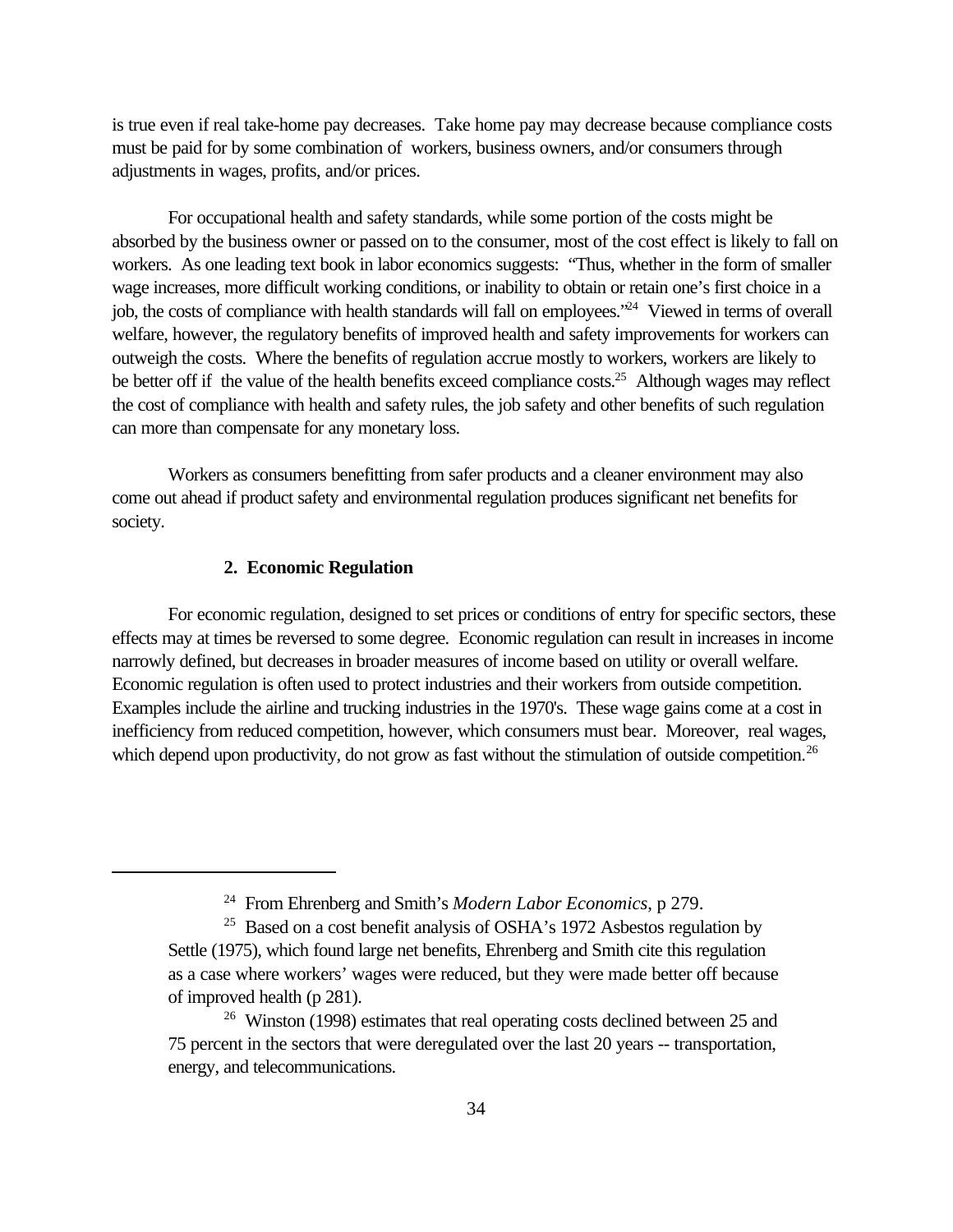is true even if real take-home pay decreases. Take home pay may decrease because compliance costs must be paid for by some combination of workers, business owners, and/or consumers through adjustments in wages, profits, and/or prices.

For occupational health and safety standards, while some portion of the costs might be absorbed by the business owner or passed on to the consumer, most of the cost effect is likely to fall on workers. As one leading text book in labor economics suggests: "Thus, whether in the form of smaller wage increases, more difficult working conditions, or inability to obtain or retain one's first choice in a job, the costs of compliance with health standards will fall on employees."[24] Viewed in terms of overall welfare, however, the regulatory benefits of improved health and safety improvements for workers can outweigh the costs. Where the benefits of regulation accrue mostly to workers, workers are likely to be better off if the value of the health benefits exceed compliance costs.[25] Although wages may reflect the cost of compliance with health and safety rules, the job safety and other benefits of such regulation can more than compensate for any monetary loss.

Workers as consumers benefitting from safer products and a cleaner environment may also come out ahead if product safety and environmental regulation produces significant net benefits for society.

**2. Economic Regulation**

For economic regulation, designed to set prices or conditions of entry for specific sectors, these effects may at times be reversed to some degree. Economic regulation can result in increases in income narrowly defined, but decreases in broader measures of income based on utility or overall welfare. Economic regulation is often used to protect industries and their workers from outside competition. Examples include the airline and trucking industries in the 1970's. These wage gains come at a cost in inefficiency from reduced competition, however, which consumers must bear. Moreover, real wages, which depend upon productivity, do not grow as fast without the stimulation of outside competition.[26]

---

[24] From Ehrenberg and Smith's *Modern Labor Economics*, p 279.

[25] Based on a cost benefit analysis of OSHA's 1972 Asbestos regulation by Settle (1975), which found large net benefits, Ehrenberg and Smith cite this regulation as a case where workers' wages were reduced, but they were made better off because of improved health (p 281).

[26] Winston (1998) estimates that real operating costs declined between 25 and 75 percent in the sectors that were deregulated over the last 20 years -- transportation, energy, and telecommunications.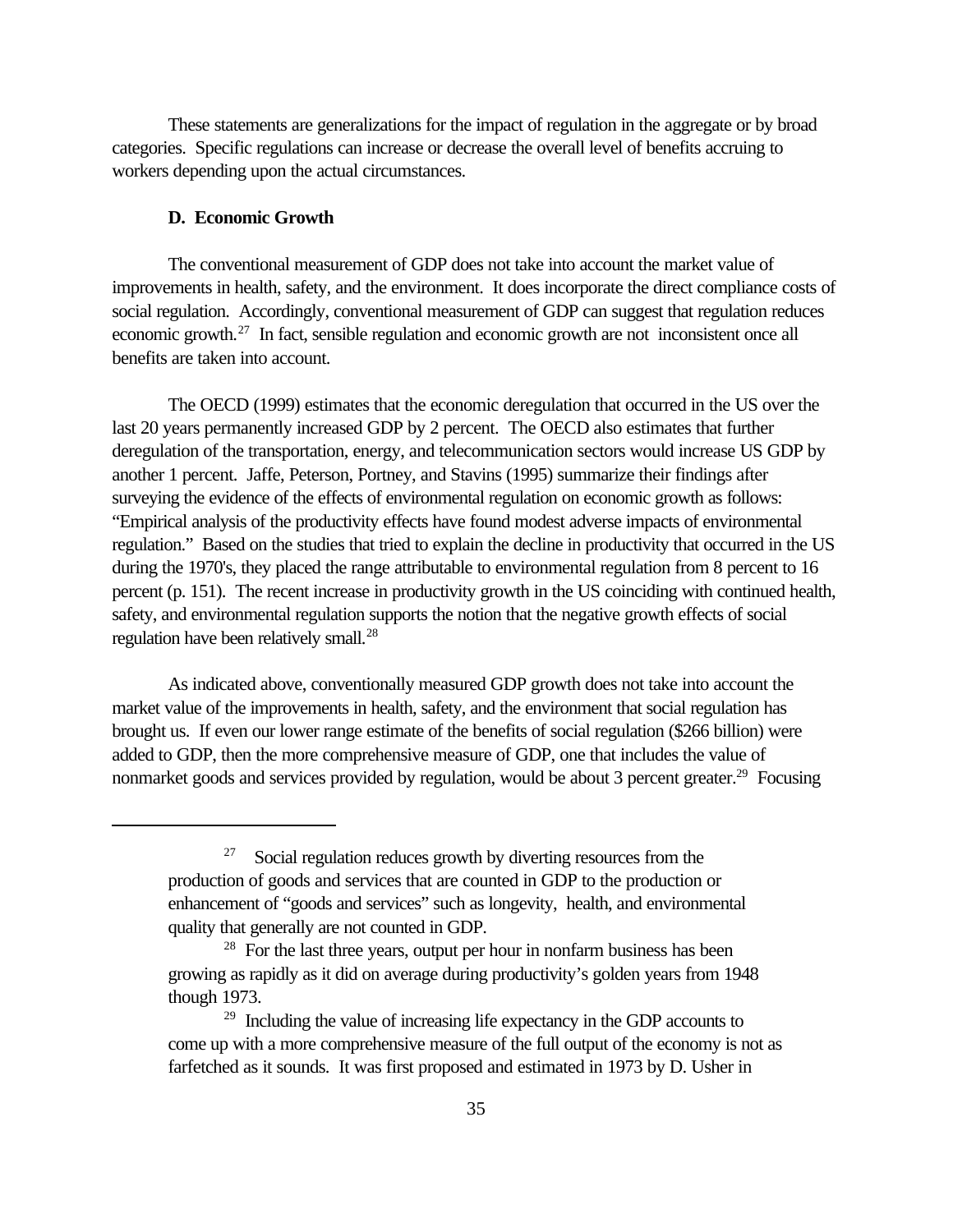These statements are generalizations for the impact of regulation in the aggregate or by broad categories. Specific regulations can increase or decrease the overall level of benefits accruing to workers depending upon the actual circumstances.

### D. Economic Growth

The conventional measurement of GDP does not take into account the market value of improvements in health, safety, and the environment. It does incorporate the direct compliance costs of social regulation. Accordingly, conventional measurement of GDP can suggest that regulation reduces economic growth.[27] In fact, sensible regulation and economic growth are not inconsistent once all benefits are taken into account.

The OECD (1999) estimates that the economic deregulation that occurred in the US over the last 20 years permanently increased GDP by 2 percent. The OECD also estimates that further deregulation of the transportation, energy, and telecommunication sectors would increase US GDP by another 1 percent. Jaffe, Peterson, Portney, and Stavins (1995) summarize their findings after surveying the evidence of the effects of environmental regulation on economic growth as follows: "Empirical analysis of the productivity effects have found modest adverse impacts of environmental regulation." Based on the studies that tried to explain the decline in productivity that occurred in the US during the 1970's, they placed the range attributable to environmental regulation from 8 percent to 16 percent (p. 151). The recent increase in productivity growth in the US coinciding with continued health, safety, and environmental regulation supports the notion that the negative growth effects of social regulation have been relatively small.[28]

As indicated above, conventionally measured GDP growth does not take into account the market value of the improvements in health, safety, and the environment that social regulation has brought us. If even our lower range estimate of the benefits of social regulation ($266 billion) were added to GDP, then the more comprehensive measure of GDP, one that includes the value of nonmarket goods and services provided by regulation, would be about 3 percent greater.[29] Focusing

---

[27] Social regulation reduces growth by diverting resources from the production of goods and services that are counted in GDP to the production or enhancement of "goods and services" such as longevity, health, and environmental quality that generally are not counted in GDP.

[28] For the last three years, output per hour in nonfarm business has been growing as rapidly as it did on average during productivity's golden years from 1948 though 1973.

[29] Including the value of increasing life expectancy in the GDP accounts to come up with a more comprehensive measure of the full output of the economy is not as farfetched as it sounds. It was first proposed and estimated in 1973 by D. Usher in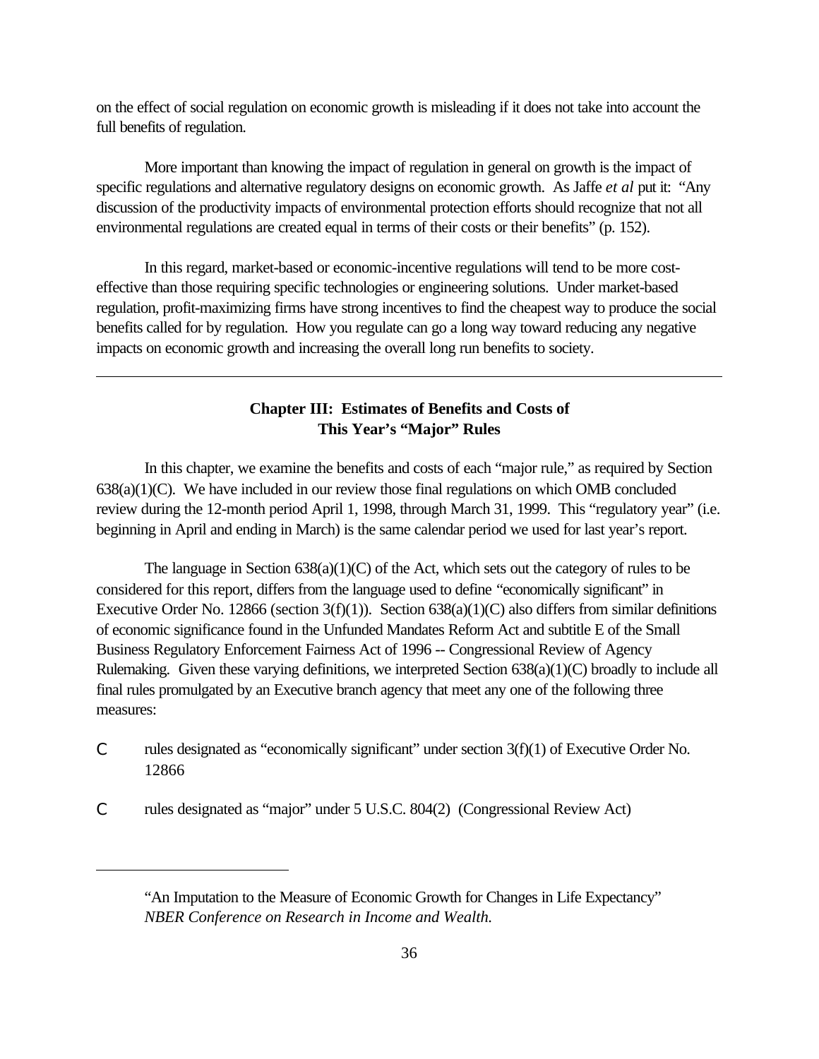on the effect of social regulation on economic growth is misleading if it does not take into account the full benefits of regulation.

More important than knowing the impact of regulation in general on growth is the impact of specific regulations and alternative regulatory designs on economic growth. As Jaffe *et al* put it: "Any discussion of the productivity impacts of environmental protection efforts should recognize that not all environmental regulations are created equal in terms of their costs or their benefits" (p. 152).

In this regard, market-based or economic-incentive regulations will tend to be more cost-effective than those requiring specific technologies or engineering solutions. Under market-based regulation, profit-maximizing firms have strong incentives to find the cheapest way to produce the social benefits called for by regulation. How you regulate can go a long way toward reducing any negative impacts on economic growth and increasing the overall long run benefits to society.

---

## Chapter III: Estimates of Benefits and Costs of This Year's "Major" Rules

In this chapter, we examine the benefits and costs of each "major rule," as required by Section 638(a)(1)(C). We have included in our review those final regulations on which OMB concluded review during the 12-month period April 1, 1998, through March 31, 1999. This "regulatory year" (i.e. beginning in April and ending in March) is the same calendar period we used for last year's report.

The language in Section 638(a)(1)(C) of the Act, which sets out the category of rules to be considered for this report, differs from the language used to define "economically significant" in Executive Order No. 12866 (section 3(f)(1)). Section 638(a)(1)(C) also differs from similar definitions of economic significance found in the Unfunded Mandates Reform Act and subtitle E of the Small Business Regulatory Enforcement Fairness Act of 1996 -- Congressional Review of Agency Rulemaking. Given these varying definitions, we interpreted Section 638(a)(1)(C) broadly to include all final rules promulgated by an Executive branch agency that meet any one of the following three measures:

- rules designated as "economically significant" under section 3(f)(1) of Executive Order No. 12866
- rules designated as "major" under 5 U.S.C. 804(2) (Congressional Review Act)

---

"An Imputation to the Measure of Economic Growth for Changes in Life Expectancy" *NBER Conference on Research in Income and Wealth.*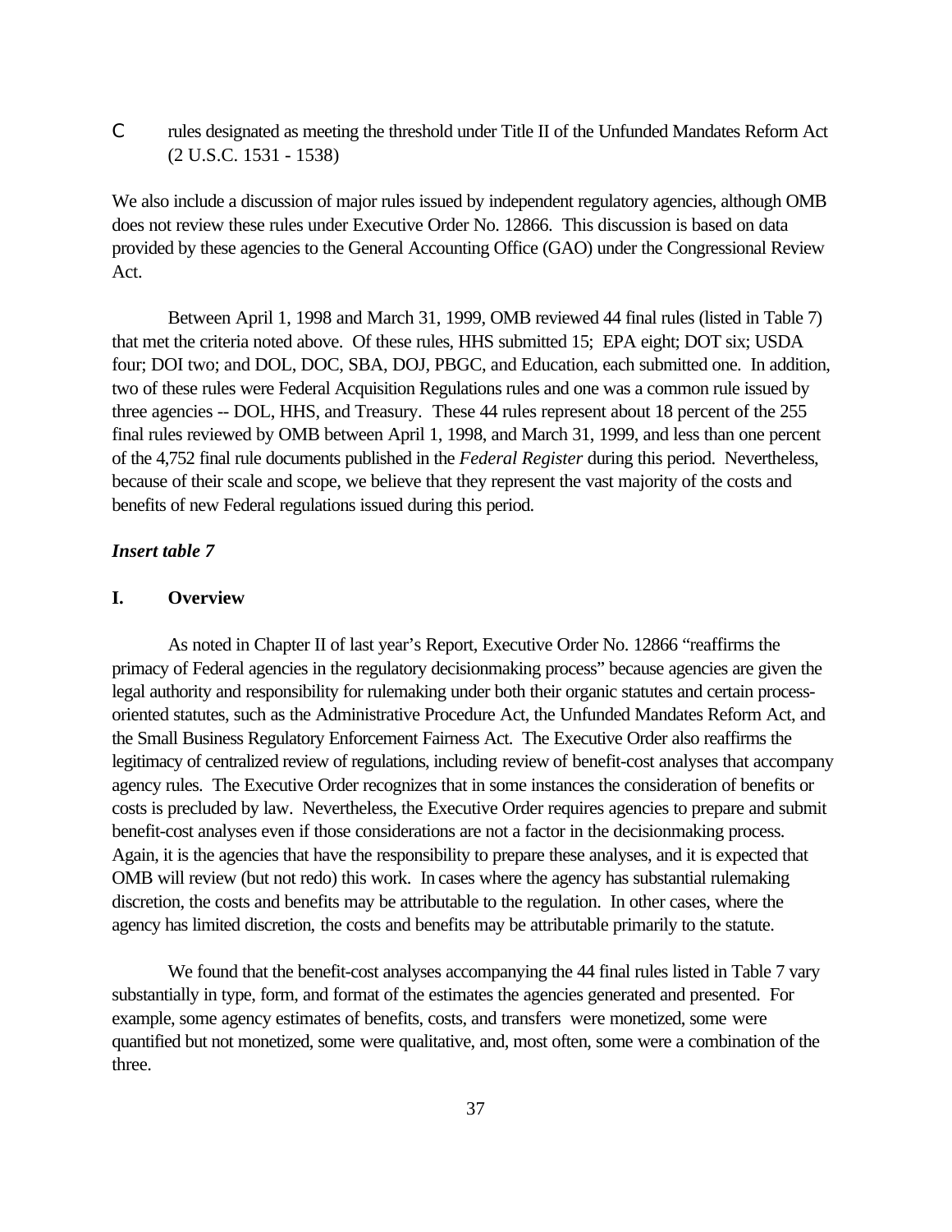- rules designated as meeting the threshold under Title II of the Unfunded Mandates Reform Act (2 U.S.C. 1531 - 1538)

We also include a discussion of major rules issued by independent regulatory agencies, although OMB does not review these rules under Executive Order No. 12866. This discussion is based on data provided by these agencies to the General Accounting Office (GAO) under the Congressional Review Act.

Between April 1, 1998 and March 31, 1999, OMB reviewed 44 final rules (listed in Table 7) that met the criteria noted above. Of these rules, HHS submitted 15; EPA eight; DOT six; USDA four; DOI two; and DOL, DOC, SBA, DOJ, PBGC, and Education, each submitted one. In addition, two of these rules were Federal Acquisition Regulations rules and one was a common rule issued by three agencies -- DOL, HHS, and Treasury. These 44 rules represent about 18 percent of the 255 final rules reviewed by OMB between April 1, 1998, and March 31, 1999, and less than one percent of the 4,752 final rule documents published in the *Federal Register* during this period. Nevertheless, because of their scale and scope, we believe that they represent the vast majority of the costs and benefits of new Federal regulations issued during this period.

***Insert table 7***

## I. Overview

As noted in Chapter II of last year's Report, Executive Order No. 12866 "reaffirms the primacy of Federal agencies in the regulatory decisionmaking process" because agencies are given the legal authority and responsibility for rulemaking under both their organic statutes and certain process-oriented statutes, such as the Administrative Procedure Act, the Unfunded Mandates Reform Act, and the Small Business Regulatory Enforcement Fairness Act. The Executive Order also reaffirms the legitimacy of centralized review of regulations, including review of benefit-cost analyses that accompany agency rules. The Executive Order recognizes that in some instances the consideration of benefits or costs is precluded by law. Nevertheless, the Executive Order requires agencies to prepare and submit benefit-cost analyses even if those considerations are not a factor in the decisionmaking process. Again, it is the agencies that have the responsibility to prepare these analyses, and it is expected that OMB will review (but not redo) this work. In cases where the agency has substantial rulemaking discretion, the costs and benefits may be attributable to the regulation. In other cases, where the agency has limited discretion, the costs and benefits may be attributable primarily to the statute.

We found that the benefit-cost analyses accompanying the 44 final rules listed in Table 7 vary substantially in type, form, and format of the estimates the agencies generated and presented. For example, some agency estimates of benefits, costs, and transfers were monetized, some were quantified but not monetized, some were qualitative, and, most often, some were a combination of the three.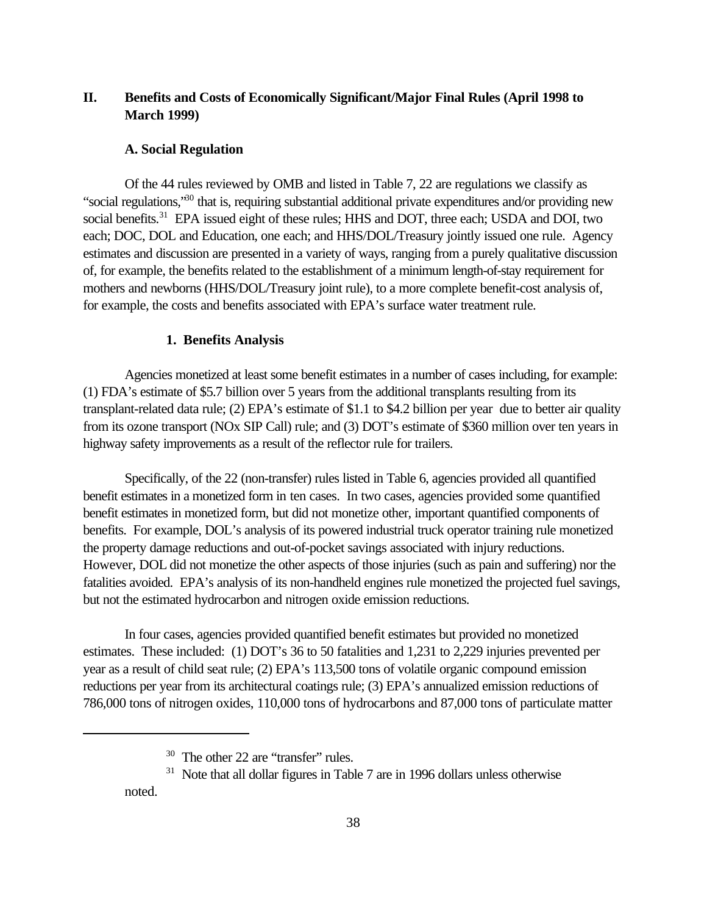## II. Benefits and Costs of Economically Significant/Major Final Rules (April 1998 to March 1999)

### A. Social Regulation

Of the 44 rules reviewed by OMB and listed in Table 7, 22 are regulations we classify as "social regulations,"[30] that is, requiring substantial additional private expenditures and/or providing new social benefits.[31] EPA issued eight of these rules; HHS and DOT, three each; USDA and DOI, two each; DOC, DOL and Education, one each; and HHS/DOL/Treasury jointly issued one rule. Agency estimates and discussion are presented in a variety of ways, ranging from a purely qualitative discussion of, for example, the benefits related to the establishment of a minimum length-of-stay requirement for mothers and newborns (HHS/DOL/Treasury joint rule), to a more complete benefit-cost analysis of, for example, the costs and benefits associated with EPA's surface water treatment rule.

#### 1. Benefits Analysis

Agencies monetized at least some benefit estimates in a number of cases including, for example: (1) FDA's estimate of $5.7 billion over 5 years from the additional transplants resulting from its transplant-related data rule; (2) EPA's estimate of $1.1 to $4.2 billion per year due to better air quality from its ozone transport (NOx SIP Call) rule; and (3) DOT's estimate of $360 million over ten years in highway safety improvements as a result of the reflector rule for trailers.

Specifically, of the 22 (non-transfer) rules listed in Table 6, agencies provided all quantified benefit estimates in a monetized form in ten cases. In two cases, agencies provided some quantified benefit estimates in monetized form, but did not monetize other, important quantified components of benefits. For example, DOL's analysis of its powered industrial truck operator training rule monetized the property damage reductions and out-of-pocket savings associated with injury reductions. However, DOL did not monetize the other aspects of those injuries (such as pain and suffering) nor the fatalities avoided. EPA's analysis of its non-handheld engines rule monetized the projected fuel savings, but not the estimated hydrocarbon and nitrogen oxide emission reductions.

In four cases, agencies provided quantified benefit estimates but provided no monetized estimates. These included: (1) DOT's 36 to 50 fatalities and 1,231 to 2,229 injuries prevented per year as a result of child seat rule; (2) EPA's 113,500 tons of volatile organic compound emission reductions per year from its architectural coatings rule; (3) EPA's annualized emission reductions of 786,000 tons of nitrogen oxides, 110,000 tons of hydrocarbons and 87,000 tons of particulate matter

[30] The other 22 are "transfer" rules.

[31] Note that all dollar figures in Table 7 are in 1996 dollars unless otherwise noted.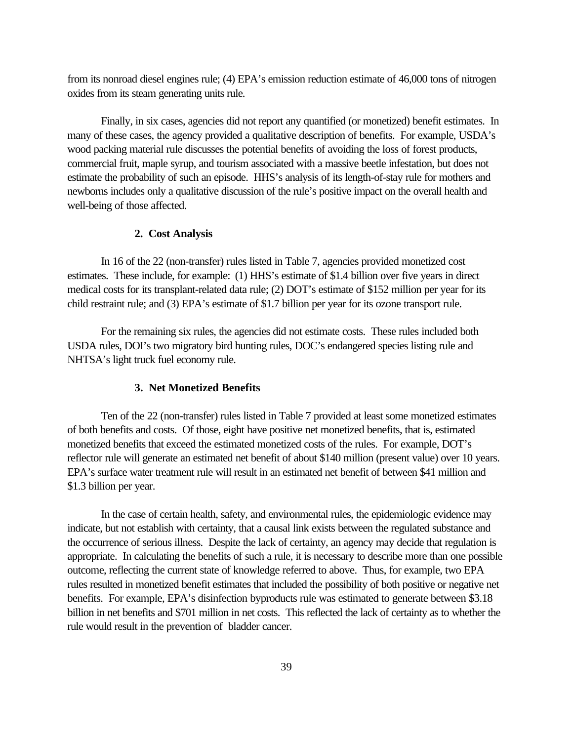from its nonroad diesel engines rule; (4) EPA's emission reduction estimate of 46,000 tons of nitrogen oxides from its steam generating units rule.

Finally, in six cases, agencies did not report any quantified (or monetized) benefit estimates. In many of these cases, the agency provided a qualitative description of benefits. For example, USDA's wood packing material rule discusses the potential benefits of avoiding the loss of forest products, commercial fruit, maple syrup, and tourism associated with a massive beetle infestation, but does not estimate the probability of such an episode. HHS's analysis of its length-of-stay rule for mothers and newborns includes only a qualitative discussion of the rule's positive impact on the overall health and well-being of those affected.

### 2. Cost Analysis

In 16 of the 22 (non-transfer) rules listed in Table 7, agencies provided monetized cost estimates. These include, for example: (1) HHS's estimate of $1.4 billion over five years in direct medical costs for its transplant-related data rule; (2) DOT's estimate of $152 million per year for its child restraint rule; and (3) EPA's estimate of $1.7 billion per year for its ozone transport rule.

For the remaining six rules, the agencies did not estimate costs. These rules included both USDA rules, DOI's two migratory bird hunting rules, DOC's endangered species listing rule and NHTSA's light truck fuel economy rule.

### 3. Net Monetized Benefits

Ten of the 22 (non-transfer) rules listed in Table 7 provided at least some monetized estimates of both benefits and costs. Of those, eight have positive net monetized benefits, that is, estimated monetized benefits that exceed the estimated monetized costs of the rules. For example, DOT's reflector rule will generate an estimated net benefit of about $140 million (present value) over 10 years. EPA's surface water treatment rule will result in an estimated net benefit of between $41 million and $1.3 billion per year.

In the case of certain health, safety, and environmental rules, the epidemiologic evidence may indicate, but not establish with certainty, that a causal link exists between the regulated substance and the occurrence of serious illness. Despite the lack of certainty, an agency may decide that regulation is appropriate. In calculating the benefits of such a rule, it is necessary to describe more than one possible outcome, reflecting the current state of knowledge referred to above. Thus, for example, two EPA rules resulted in monetized benefit estimates that included the possibility of both positive or negative net benefits. For example, EPA's disinfection byproducts rule was estimated to generate between $3.18 billion in net benefits and $701 million in net costs. This reflected the lack of certainty as to whether the rule would result in the prevention of bladder cancer.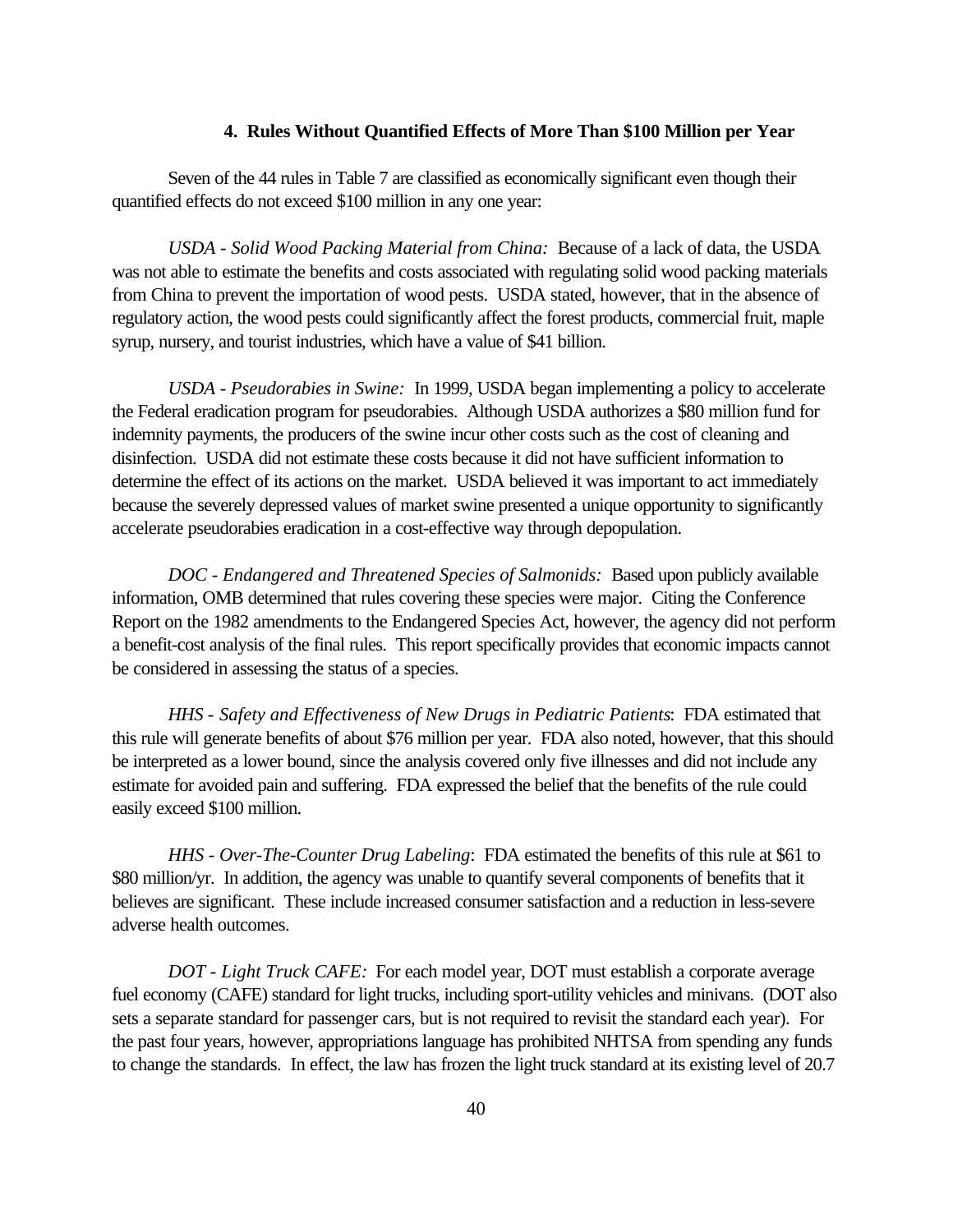#### 4. Rules Without Quantified Effects of More Than $100 Million per Year

Seven of the 44 rules in Table 7 are classified as economically significant even though their quantified effects do not exceed $100 million in any one year:

*USDA - Solid Wood Packing Material from China:* Because of a lack of data, the USDA was not able to estimate the benefits and costs associated with regulating solid wood packing materials from China to prevent the importation of wood pests. USDA stated, however, that in the absence of regulatory action, the wood pests could significantly affect the forest products, commercial fruit, maple syrup, nursery, and tourist industries, which have a value of $41 billion.

*USDA - Pseudorabies in Swine:* In 1999, USDA began implementing a policy to accelerate the Federal eradication program for pseudorabies. Although USDA authorizes a $80 million fund for indemnity payments, the producers of the swine incur other costs such as the cost of cleaning and disinfection. USDA did not estimate these costs because it did not have sufficient information to determine the effect of its actions on the market. USDA believed it was important to act immediately because the severely depressed values of market swine presented a unique opportunity to significantly accelerate pseudorabies eradication in a cost-effective way through depopulation.

*DOC - Endangered and Threatened Species of Salmonids:* Based upon publicly available information, OMB determined that rules covering these species were major. Citing the Conference Report on the 1982 amendments to the Endangered Species Act, however, the agency did not perform a benefit-cost analysis of the final rules. This report specifically provides that economic impacts cannot be considered in assessing the status of a species.

*HHS - Safety and Effectiveness of New Drugs in Pediatric Patients*: FDA estimated that this rule will generate benefits of about $76 million per year. FDA also noted, however, that this should be interpreted as a lower bound, since the analysis covered only five illnesses and did not include any estimate for avoided pain and suffering. FDA expressed the belief that the benefits of the rule could easily exceed $100 million.

*HHS - Over-The-Counter Drug Labeling*: FDA estimated the benefits of this rule at $61 to $80 million/yr. In addition, the agency was unable to quantify several components of benefits that it believes are significant. These include increased consumer satisfaction and a reduction in less-severe adverse health outcomes.

*DOT - Light Truck CAFE:* For each model year, DOT must establish a corporate average fuel economy (CAFE) standard for light trucks, including sport-utility vehicles and minivans. (DOT also sets a separate standard for passenger cars, but is not required to revisit the standard each year). For the past four years, however, appropriations language has prohibited NHTSA from spending any funds to change the standards. In effect, the law has frozen the light truck standard at its existing level of 20.7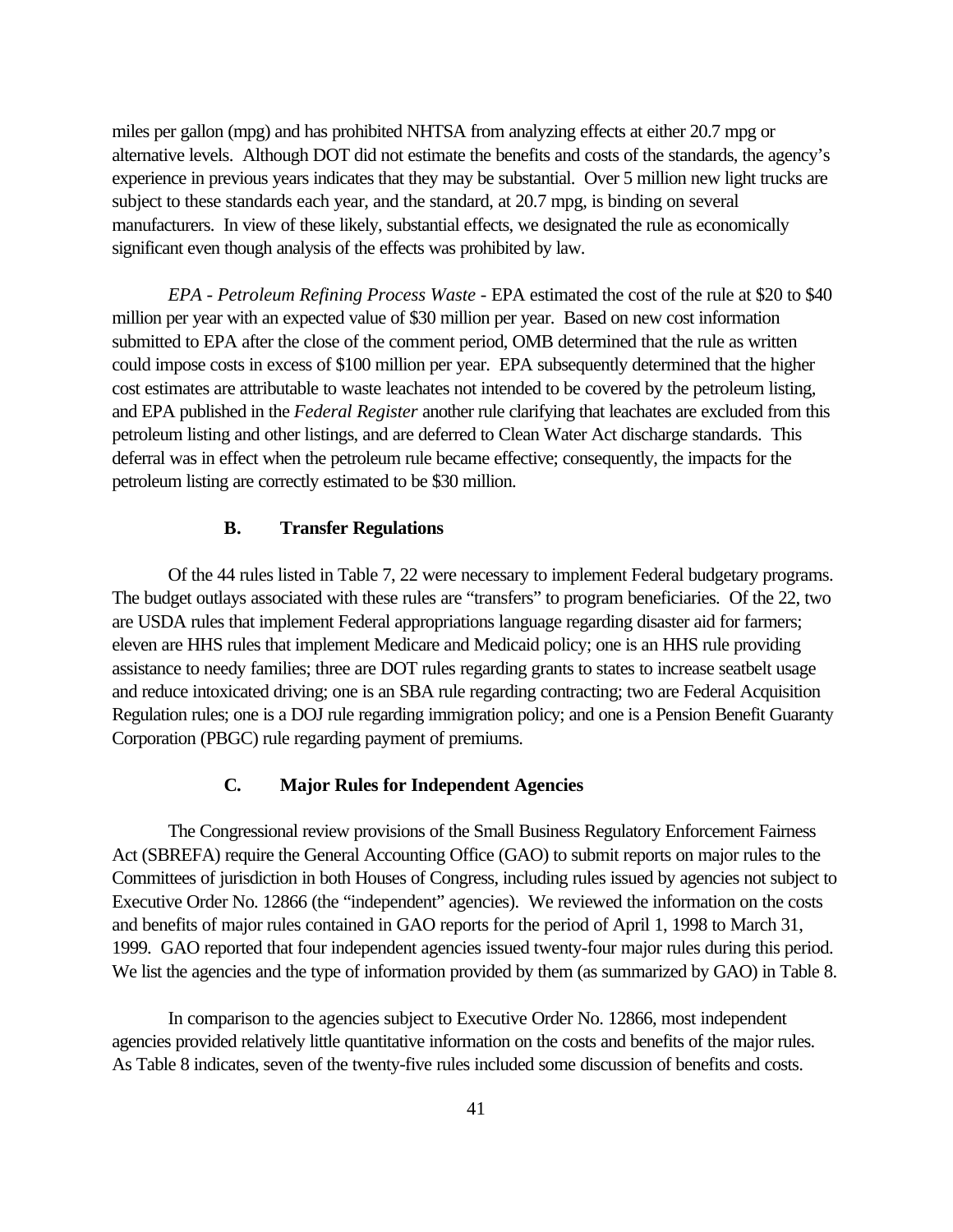miles per gallon (mpg) and has prohibited NHTSA from analyzing effects at either 20.7 mpg or alternative levels. Although DOT did not estimate the benefits and costs of the standards, the agency's experience in previous years indicates that they may be substantial. Over 5 million new light trucks are subject to these standards each year, and the standard, at 20.7 mpg, is binding on several manufacturers. In view of these likely, substantial effects, we designated the rule as economically significant even though analysis of the effects was prohibited by law.

*EPA - Petroleum Refining Process Waste* - EPA estimated the cost of the rule at $20 to $40 million per year with an expected value of $30 million per year. Based on new cost information submitted to EPA after the close of the comment period, OMB determined that the rule as written could impose costs in excess of $100 million per year. EPA subsequently determined that the higher cost estimates are attributable to waste leachates not intended to be covered by the petroleum listing, and EPA published in the *Federal Register* another rule clarifying that leachates are excluded from this petroleum listing and other listings, and are deferred to Clean Water Act discharge standards. This deferral was in effect when the petroleum rule became effective; consequently, the impacts for the petroleum listing are correctly estimated to be $30 million.

### B. Transfer Regulations

Of the 44 rules listed in Table 7, 22 were necessary to implement Federal budgetary programs. The budget outlays associated with these rules are "transfers" to program beneficiaries. Of the 22, two are USDA rules that implement Federal appropriations language regarding disaster aid for farmers; eleven are HHS rules that implement Medicare and Medicaid policy; one is an HHS rule providing assistance to needy families; three are DOT rules regarding grants to states to increase seatbelt usage and reduce intoxicated driving; one is an SBA rule regarding contracting; two are Federal Acquisition Regulation rules; one is a DOJ rule regarding immigration policy; and one is a Pension Benefit Guaranty Corporation (PBGC) rule regarding payment of premiums.

### C. Major Rules for Independent Agencies

The Congressional review provisions of the Small Business Regulatory Enforcement Fairness Act (SBREFA) require the General Accounting Office (GAO) to submit reports on major rules to the Committees of jurisdiction in both Houses of Congress, including rules issued by agencies not subject to Executive Order No. 12866 (the "independent" agencies). We reviewed the information on the costs and benefits of major rules contained in GAO reports for the period of April 1, 1998 to March 31, 1999. GAO reported that four independent agencies issued twenty-four major rules during this period. We list the agencies and the type of information provided by them (as summarized by GAO) in Table 8.

In comparison to the agencies subject to Executive Order No. 12866, most independent agencies provided relatively little quantitative information on the costs and benefits of the major rules. As Table 8 indicates, seven of the twenty-five rules included some discussion of benefits and costs.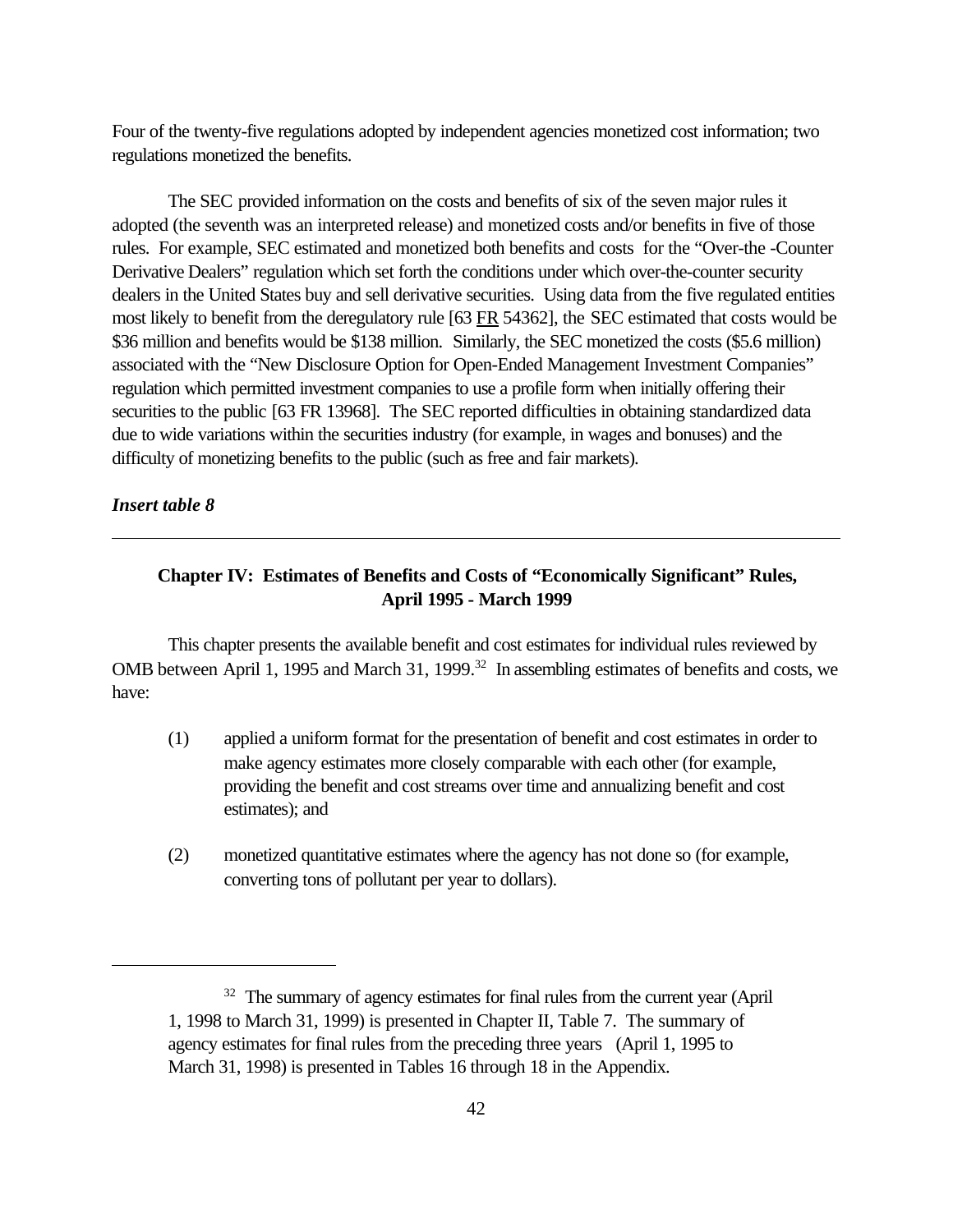Four of the twenty-five regulations adopted by independent agencies monetized cost information; two regulations monetized the benefits.

The SEC provided information on the costs and benefits of six of the seven major rules it adopted (the seventh was an interpreted release) and monetized costs and/or benefits in five of those rules. For example, SEC estimated and monetized both benefits and costs for the "Over-the -Counter Derivative Dealers" regulation which set forth the conditions under which over-the-counter security dealers in the United States buy and sell derivative securities. Using data from the five regulated entities most likely to benefit from the deregulatory rule [63 FR 54362], the SEC estimated that costs would be \$36 million and benefits would be \$138 million. Similarly, the SEC monetized the costs (\$5.6 million) associated with the "New Disclosure Option for Open-Ended Management Investment Companies" regulation which permitted investment companies to use a profile form when initially offering their securities to the public [63 FR 13968]. The SEC reported difficulties in obtaining standardized data due to wide variations within the securities industry (for example, in wages and bonuses) and the difficulty of monetizing benefits to the public (such as free and fair markets).

***Insert table 8***

---

## Chapter IV: Estimates of Benefits and Costs of "Economically Significant" Rules, April 1995 - March 1999

This chapter presents the available benefit and cost estimates for individual rules reviewed by OMB between April 1, 1995 and March 31, 1999.[32] In assembling estimates of benefits and costs, we have:

(1) applied a uniform format for the presentation of benefit and cost estimates in order to make agency estimates more closely comparable with each other (for example, providing the benefit and cost streams over time and annualizing benefit and cost estimates); and

(2) monetized quantitative estimates where the agency has not done so (for example, converting tons of pollutant per year to dollars).

---

[32] The summary of agency estimates for final rules from the current year (April 1, 1998 to March 31, 1999) is presented in Chapter II, Table 7. The summary of agency estimates for final rules from the preceding three years (April 1, 1995 to March 31, 1998) is presented in Tables 16 through 18 in the Appendix.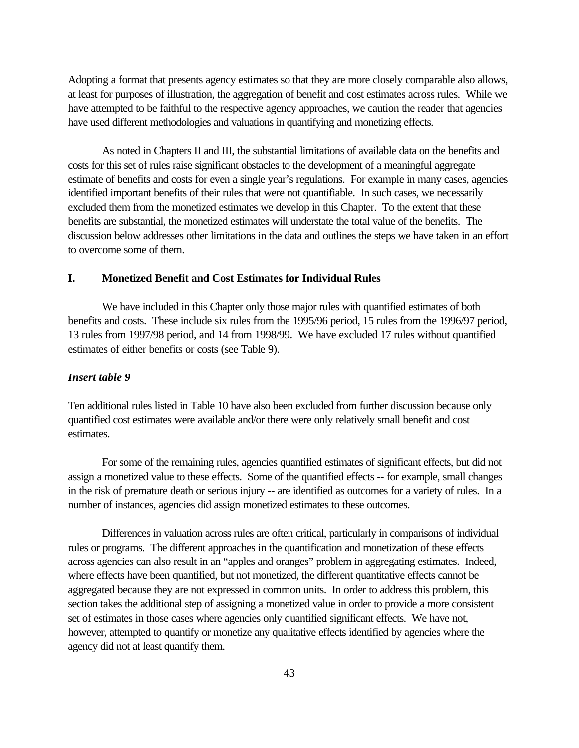Adopting a format that presents agency estimates so that they are more closely comparable also allows, at least for purposes of illustration, the aggregation of benefit and cost estimates across rules. While we have attempted to be faithful to the respective agency approaches, we caution the reader that agencies have used different methodologies and valuations in quantifying and monetizing effects.

As noted in Chapters II and III, the substantial limitations of available data on the benefits and costs for this set of rules raise significant obstacles to the development of a meaningful aggregate estimate of benefits and costs for even a single year's regulations. For example in many cases, agencies identified important benefits of their rules that were not quantifiable. In such cases, we necessarily excluded them from the monetized estimates we develop in this Chapter. To the extent that these benefits are substantial, the monetized estimates will understate the total value of the benefits. The discussion below addresses other limitations in the data and outlines the steps we have taken in an effort to overcome some of them.

## I. Monetized Benefit and Cost Estimates for Individual Rules

We have included in this Chapter only those major rules with quantified estimates of both benefits and costs. These include six rules from the 1995/96 period, 15 rules from the 1996/97 period, 13 rules from 1997/98 period, and 14 from 1998/99. We have excluded 17 rules without quantified estimates of either benefits or costs (see Table 9).

***Insert table 9***

Ten additional rules listed in Table 10 have also been excluded from further discussion because only quantified cost estimates were available and/or there were only relatively small benefit and cost estimates.

For some of the remaining rules, agencies quantified estimates of significant effects, but did not assign a monetized value to these effects. Some of the quantified effects -- for example, small changes in the risk of premature death or serious injury -- are identified as outcomes for a variety of rules. In a number of instances, agencies did assign monetized estimates to these outcomes.

Differences in valuation across rules are often critical, particularly in comparisons of individual rules or programs. The different approaches in the quantification and monetization of these effects across agencies can also result in an "apples and oranges" problem in aggregating estimates. Indeed, where effects have been quantified, but not monetized, the different quantitative effects cannot be aggregated because they are not expressed in common units. In order to address this problem, this section takes the additional step of assigning a monetized value in order to provide a more consistent set of estimates in those cases where agencies only quantified significant effects. We have not, however, attempted to quantify or monetize any qualitative effects identified by agencies where the agency did not at least quantify them.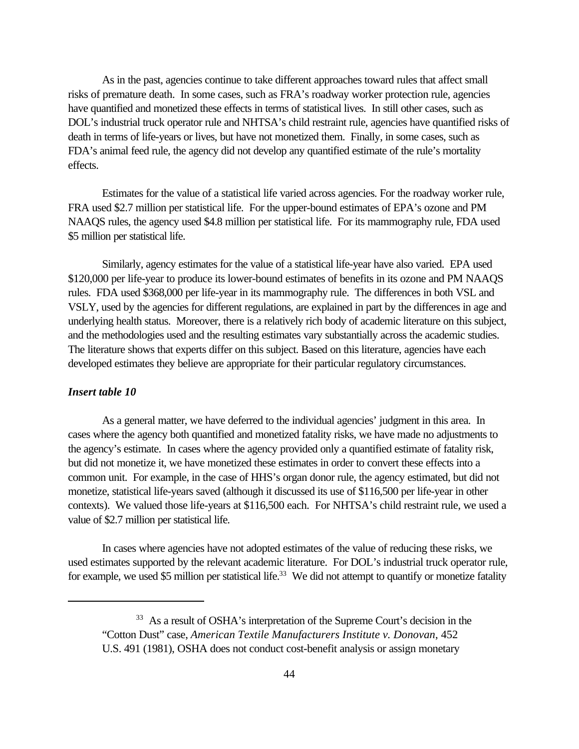As in the past, agencies continue to take different approaches toward rules that affect small risks of premature death. In some cases, such as FRA's roadway worker protection rule, agencies have quantified and monetized these effects in terms of statistical lives. In still other cases, such as DOL's industrial truck operator rule and NHTSA's child restraint rule, agencies have quantified risks of death in terms of life-years or lives, but have not monetized them. Finally, in some cases, such as FDA's animal feed rule, the agency did not develop any quantified estimate of the rule's mortality effects.

Estimates for the value of a statistical life varied across agencies. For the roadway worker rule, FRA used $2.7 million per statistical life. For the upper-bound estimates of EPA's ozone and PM NAAQS rules, the agency used $4.8 million per statistical life. For its mammography rule, FDA used $5 million per statistical life.

Similarly, agency estimates for the value of a statistical life-year have also varied. EPA used $120,000 per life-year to produce its lower-bound estimates of benefits in its ozone and PM NAAQS rules. FDA used $368,000 per life-year in its mammography rule. The differences in both VSL and VSLY, used by the agencies for different regulations, are explained in part by the differences in age and underlying health status. Moreover, there is a relatively rich body of academic literature on this subject, and the methodologies used and the resulting estimates vary substantially across the academic studies. The literature shows that experts differ on this subject. Based on this literature, agencies have each developed estimates they believe are appropriate for their particular regulatory circumstances.

***Insert table 10***

As a general matter, we have deferred to the individual agencies' judgment in this area. In cases where the agency both quantified and monetized fatality risks, we have made no adjustments to the agency's estimate. In cases where the agency provided only a quantified estimate of fatality risk, but did not monetize it, we have monetized these estimates in order to convert these effects into a common unit. For example, in the case of HHS's organ donor rule, the agency estimated, but did not monetize, statistical life-years saved (although it discussed its use of $116,500 per life-year in other contexts). We valued those life-years at $116,500 each. For NHTSA's child restraint rule, we used a value of $2.7 million per statistical life.

In cases where agencies have not adopted estimates of the value of reducing these risks, we used estimates supported by the relevant academic literature. For DOL's industrial truck operator rule, for example, we used $5 million per statistical life.[33] We did not attempt to quantify or monetize fatality

---

[33] As a result of OSHA's interpretation of the Supreme Court's decision in the "Cotton Dust" case, *American Textile Manufacturers Institute v. Donovan*, 452 U.S. 491 (1981), OSHA does not conduct cost-benefit analysis or assign monetary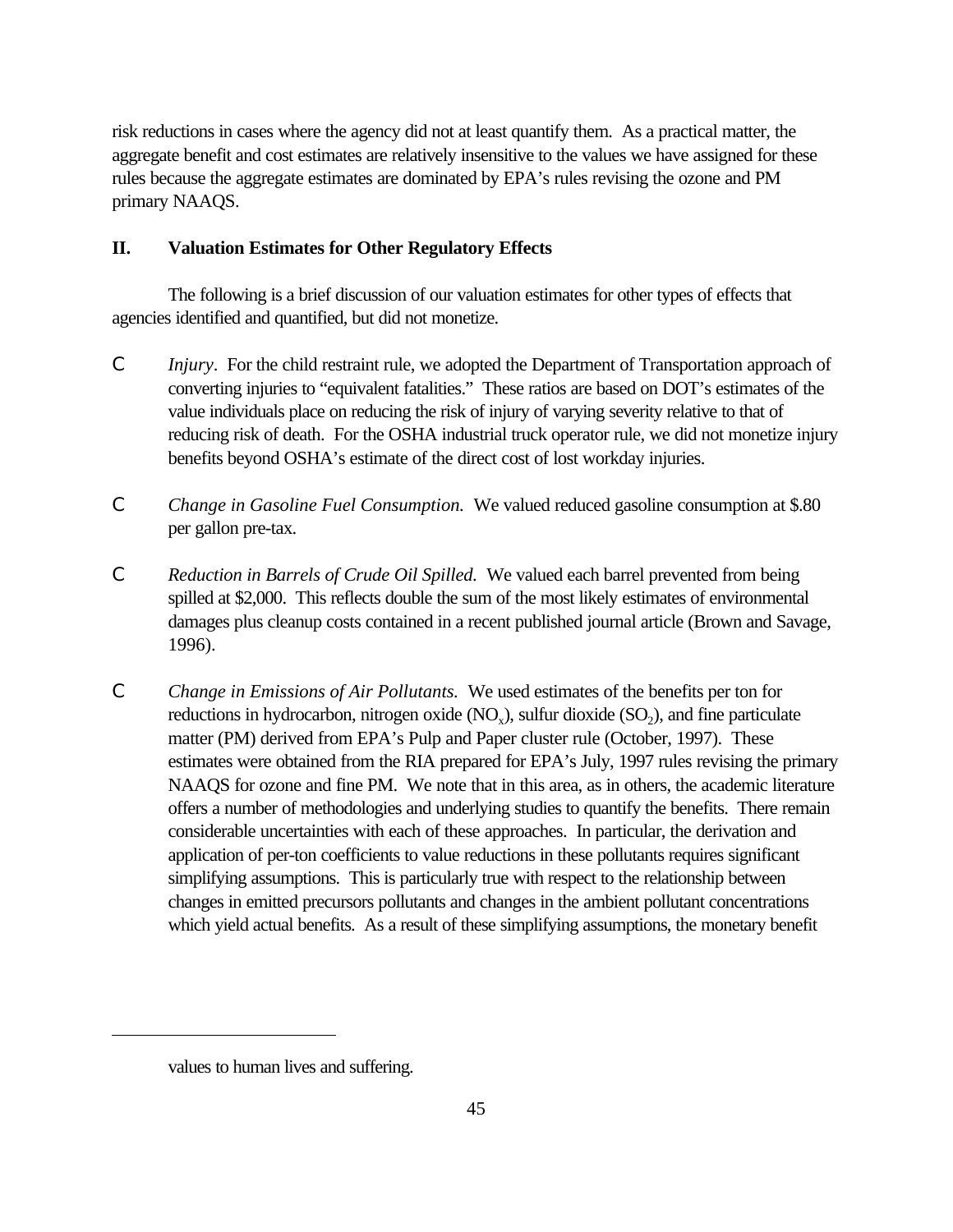risk reductions in cases where the agency did not at least quantify them. As a practical matter, the aggregate benefit and cost estimates are relatively insensitive to the values we have assigned for these rules because the aggregate estimates are dominated by EPA's rules revising the ozone and PM primary NAAQS.

## II. Valuation Estimates for Other Regulatory Effects

The following is a brief discussion of our valuation estimates for other types of effects that agencies identified and quantified, but did not monetize.

- *Injury*. For the child restraint rule, we adopted the Department of Transportation approach of converting injuries to "equivalent fatalities." These ratios are based on DOT's estimates of the value individuals place on reducing the risk of injury of varying severity relative to that of reducing risk of death. For the OSHA industrial truck operator rule, we did not monetize injury benefits beyond OSHA's estimate of the direct cost of lost workday injuries.

- *Change in Gasoline Fuel Consumption.* We valued reduced gasoline consumption at $.80 per gallon pre-tax.

- *Reduction in Barrels of Crude Oil Spilled.* We valued each barrel prevented from being spilled at $2,000. This reflects double the sum of the most likely estimates of environmental damages plus cleanup costs contained in a recent published journal article (Brown and Savage, 1996).

- *Change in Emissions of Air Pollutants.* We used estimates of the benefits per ton for reductions in hydrocarbon, nitrogen oxide ($NO_x$), sulfur dioxide ($SO_2$), and fine particulate matter (PM) derived from EPA's Pulp and Paper cluster rule (October, 1997). These estimates were obtained from the RIA prepared for EPA's July, 1997 rules revising the primary NAAQS for ozone and fine PM. We note that in this area, as in others, the academic literature offers a number of methodologies and underlying studies to quantify the benefits. There remain considerable uncertainties with each of these approaches. In particular, the derivation and application of per-ton coefficients to value reductions in these pollutants requires significant simplifying assumptions. This is particularly true with respect to the relationship between changes in emitted precursors pollutants and changes in the ambient pollutant concentrations which yield actual benefits. As a result of these simplifying assumptions, the monetary benefit

---

values to human lives and suffering.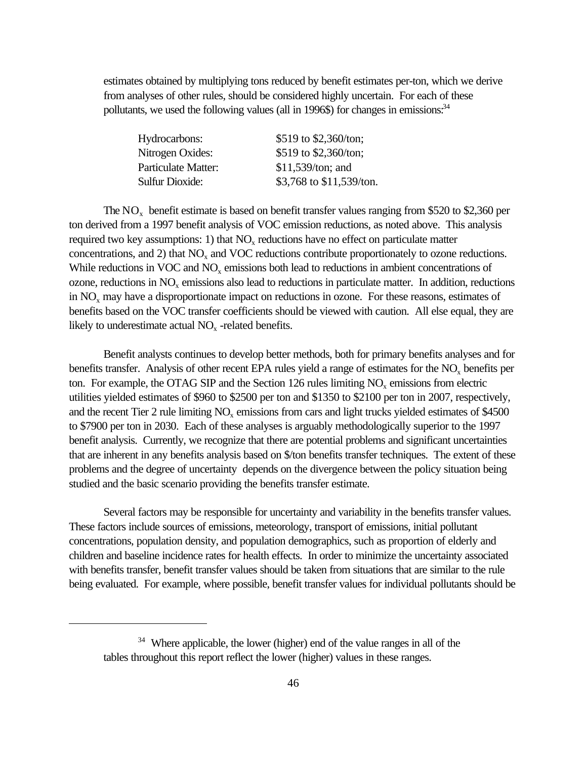estimates obtained by multiplying tons reduced by benefit estimates per-ton, which we derive from analyses of other rules, should be considered highly uncertain. For each of these pollutants, we used the following values (all in 1996$) for changes in emissions:[34]

| | |
|---|---|
| Hydrocarbons: | $519 to $2,360/ton; |
| Nitrogen Oxides: | $519 to $2,360/ton; |
| Particulate Matter: | $11,539/ton; and |
| Sulfur Dioxide: | $3,768 to $11,539/ton. |

The $NO_x$ benefit estimate is based on benefit transfer values ranging from $520 to $2,360 per ton derived from a 1997 benefit analysis of VOC emission reductions, as noted above. This analysis required two key assumptions: 1) that $NO_x$ reductions have no effect on particulate matter concentrations, and 2) that $NO_x$ and VOC reductions contribute proportionately to ozone reductions. While reductions in VOC and $NO_x$ emissions both lead to reductions in ambient concentrations of ozone, reductions in $NO_x$ emissions also lead to reductions in particulate matter. In addition, reductions in $NO_x$ may have a disproportionate impact on reductions in ozone. For these reasons, estimates of benefits based on the VOC transfer coefficients should be viewed with caution. All else equal, they are likely to underestimate actual $NO_x$ -related benefits.

Benefit analysts continues to develop better methods, both for primary benefits analyses and for benefits transfer. Analysis of other recent EPA rules yield a range of estimates for the $NO_x$ benefits per ton. For example, the OTAG SIP and the Section 126 rules limiting $NO_x$ emissions from electric utilities yielded estimates of $960 to $2500 per ton and $1350 to $2100 per ton in 2007, respectively, and the recent Tier 2 rule limiting $NO_x$ emissions from cars and light trucks yielded estimates of $4500 to $7900 per ton in 2030. Each of these analyses is arguably methodologically superior to the 1997 benefit analysis. Currently, we recognize that there are potential problems and significant uncertainties that are inherent in any benefits analysis based on $/ton benefits transfer techniques. The extent of these problems and the degree of uncertainty depends on the divergence between the policy situation being studied and the basic scenario providing the benefits transfer estimate.

Several factors may be responsible for uncertainty and variability in the benefits transfer values. These factors include sources of emissions, meteorology, transport of emissions, initial pollutant concentrations, population density, and population demographics, such as proportion of elderly and children and baseline incidence rates for health effects. In order to minimize the uncertainty associated with benefits transfer, benefit transfer values should be taken from situations that are similar to the rule being evaluated. For example, where possible, benefit transfer values for individual pollutants should be

---

[34] Where applicable, the lower (higher) end of the value ranges in all of the tables throughout this report reflect the lower (higher) values in these ranges.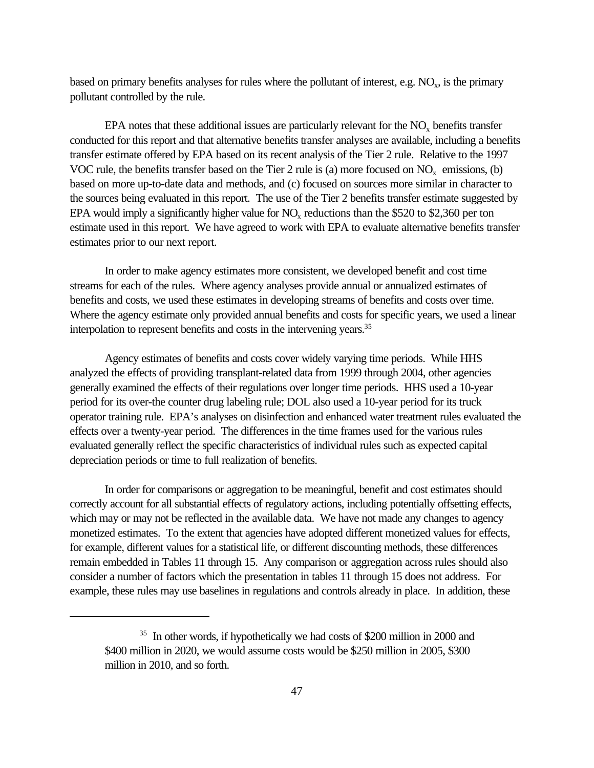based on primary benefits analyses for rules where the pollutant of interest, e.g. $NO_x$, is the primary pollutant controlled by the rule.

EPA notes that these additional issues are particularly relevant for the $NO_x$ benefits transfer conducted for this report and that alternative benefits transfer analyses are available, including a benefits transfer estimate offered by EPA based on its recent analysis of the Tier 2 rule. Relative to the 1997 VOC rule, the benefits transfer based on the Tier 2 rule is (a) more focused on $NO_x$ emissions, (b) based on more up-to-date data and methods, and (c) focused on sources more similar in character to the sources being evaluated in this report. The use of the Tier 2 benefits transfer estimate suggested by EPA would imply a significantly higher value for $NO_x$ reductions than the \$520 to \$2,360 per ton estimate used in this report. We have agreed to work with EPA to evaluate alternative benefits transfer estimates prior to our next report.

In order to make agency estimates more consistent, we developed benefit and cost time streams for each of the rules. Where agency analyses provide annual or annualized estimates of benefits and costs, we used these estimates in developing streams of benefits and costs over time. Where the agency estimate only provided annual benefits and costs for specific years, we used a linear interpolation to represent benefits and costs in the intervening years.[35]

Agency estimates of benefits and costs cover widely varying time periods. While HHS analyzed the effects of providing transplant-related data from 1999 through 2004, other agencies generally examined the effects of their regulations over longer time periods. HHS used a 10-year period for its over-the counter drug labeling rule; DOL also used a 10-year period for its truck operator training rule. EPA's analyses on disinfection and enhanced water treatment rules evaluated the effects over a twenty-year period. The differences in the time frames used for the various rules evaluated generally reflect the specific characteristics of individual rules such as expected capital depreciation periods or time to full realization of benefits.

In order for comparisons or aggregation to be meaningful, benefit and cost estimates should correctly account for all substantial effects of regulatory actions, including potentially offsetting effects, which may or may not be reflected in the available data. We have not made any changes to agency monetized estimates. To the extent that agencies have adopted different monetized values for effects, for example, different values for a statistical life, or different discounting methods, these differences remain embedded in Tables 11 through 15. Any comparison or aggregation across rules should also consider a number of factors which the presentation in tables 11 through 15 does not address. For example, these rules may use baselines in regulations and controls already in place. In addition, these

---

[35] In other words, if hypothetically we had costs of \$200 million in 2000 and \$400 million in 2020, we would assume costs would be \$250 million in 2005, \$300 million in 2010, and so forth.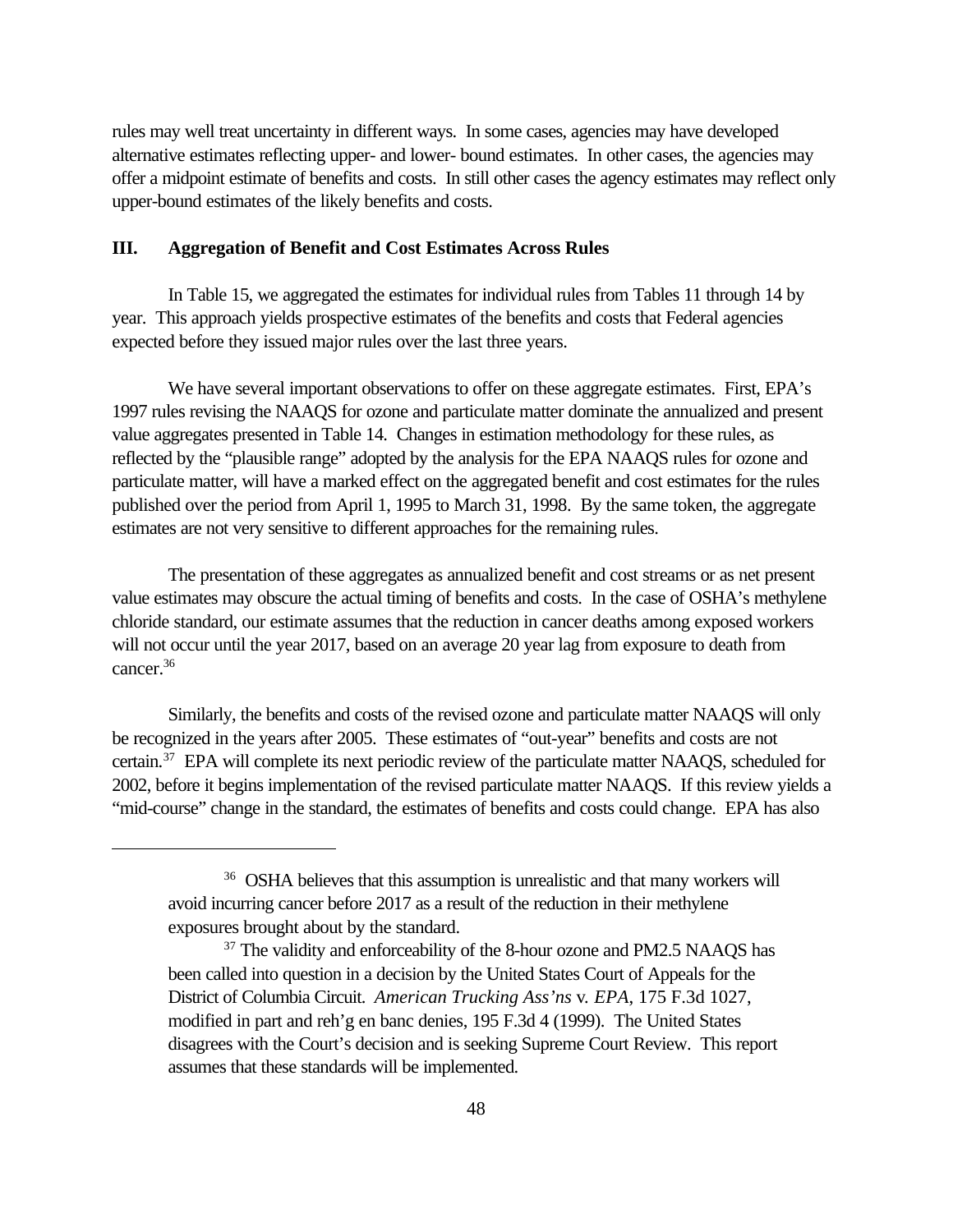rules may well treat uncertainty in different ways. In some cases, agencies may have developed alternative estimates reflecting upper- and lower- bound estimates. In other cases, the agencies may offer a midpoint estimate of benefits and costs. In still other cases the agency estimates may reflect only upper-bound estimates of the likely benefits and costs.

## III. Aggregation of Benefit and Cost Estimates Across Rules

In Table 15, we aggregated the estimates for individual rules from Tables 11 through 14 by year. This approach yields prospective estimates of the benefits and costs that Federal agencies expected before they issued major rules over the last three years.

We have several important observations to offer on these aggregate estimates. First, EPA's 1997 rules revising the NAAQS for ozone and particulate matter dominate the annualized and present value aggregates presented in Table 14. Changes in estimation methodology for these rules, as reflected by the "plausible range" adopted by the analysis for the EPA NAAQS rules for ozone and particulate matter, will have a marked effect on the aggregated benefit and cost estimates for the rules published over the period from April 1, 1995 to March 31, 1998. By the same token, the aggregate estimates are not very sensitive to different approaches for the remaining rules.

The presentation of these aggregates as annualized benefit and cost streams or as net present value estimates may obscure the actual timing of benefits and costs. In the case of OSHA's methylene chloride standard, our estimate assumes that the reduction in cancer deaths among exposed workers will not occur until the year 2017, based on an average 20 year lag from exposure to death from cancer.[36]

Similarly, the benefits and costs of the revised ozone and particulate matter NAAQS will only be recognized in the years after 2005. These estimates of "out-year" benefits and costs are not certain.[37] EPA will complete its next periodic review of the particulate matter NAAQS, scheduled for 2002, before it begins implementation of the revised particulate matter NAAQS. If this review yields a "mid-course" change in the standard, the estimates of benefits and costs could change. EPA has also

---

[36] OSHA believes that this assumption is unrealistic and that many workers will avoid incurring cancer before 2017 as a result of the reduction in their methylene exposures brought about by the standard.

[37] The validity and enforceability of the 8-hour ozone and PM2.5 NAAQS has been called into question in a decision by the United States Court of Appeals for the District of Columbia Circuit. *American Trucking Ass'ns* v. *EPA*, 175 F.3d 1027, modified in part and reh'g en banc denies, 195 F.3d 4 (1999). The United States disagrees with the Court's decision and is seeking Supreme Court Review. This report assumes that these standards will be implemented.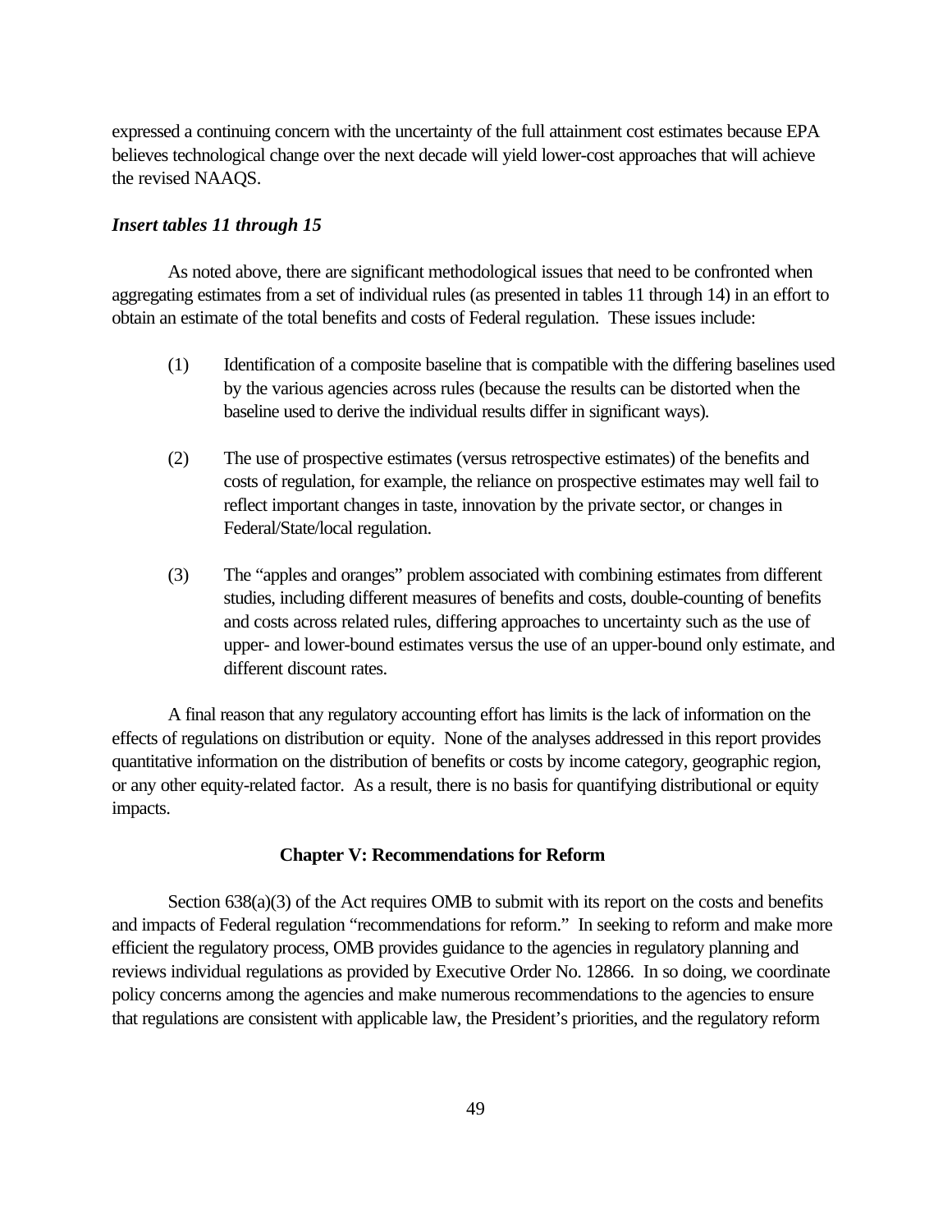expressed a continuing concern with the uncertainty of the full attainment cost estimates because EPA believes technological change over the next decade will yield lower-cost approaches that will achieve the revised NAAQS.

***Insert tables 11 through 15***

As noted above, there are significant methodological issues that need to be confronted when aggregating estimates from a set of individual rules (as presented in tables 11 through 14) in an effort to obtain an estimate of the total benefits and costs of Federal regulation. These issues include:

(1) Identification of a composite baseline that is compatible with the differing baselines used by the various agencies across rules (because the results can be distorted when the baseline used to derive the individual results differ in significant ways).

(2) The use of prospective estimates (versus retrospective estimates) of the benefits and costs of regulation, for example, the reliance on prospective estimates may well fail to reflect important changes in taste, innovation by the private sector, or changes in Federal/State/local regulation.

(3) The "apples and oranges" problem associated with combining estimates from different studies, including different measures of benefits and costs, double-counting of benefits and costs across related rules, differing approaches to uncertainty such as the use of upper- and lower-bound estimates versus the use of an upper-bound only estimate, and different discount rates.

A final reason that any regulatory accounting effort has limits is the lack of information on the effects of regulations on distribution or equity. None of the analyses addressed in this report provides quantitative information on the distribution of benefits or costs by income category, geographic region, or any other equity-related factor. As a result, there is no basis for quantifying distributional or equity impacts.

## Chapter V: Recommendations for Reform

Section 638(a)(3) of the Act requires OMB to submit with its report on the costs and benefits and impacts of Federal regulation "recommendations for reform." In seeking to reform and make more efficient the regulatory process, OMB provides guidance to the agencies in regulatory planning and reviews individual regulations as provided by Executive Order No. 12866. In so doing, we coordinate policy concerns among the agencies and make numerous recommendations to the agencies to ensure that regulations are consistent with applicable law, the President's priorities, and the regulatory reform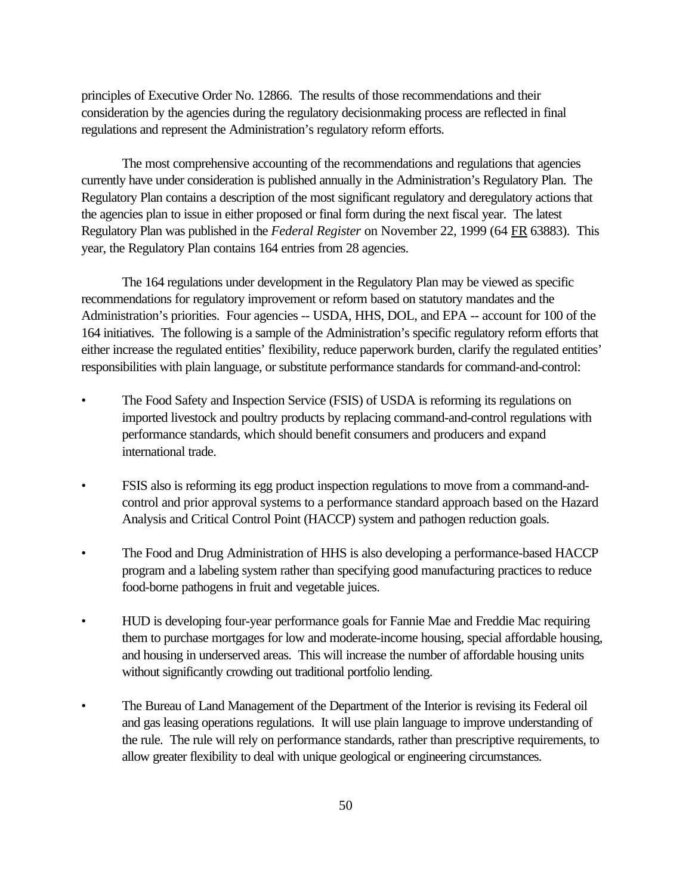principles of Executive Order No. 12866. The results of those recommendations and their consideration by the agencies during the regulatory decisionmaking process are reflected in final regulations and represent the Administration's regulatory reform efforts.

The most comprehensive accounting of the recommendations and regulations that agencies currently have under consideration is published annually in the Administration's Regulatory Plan. The Regulatory Plan contains a description of the most significant regulatory and deregulatory actions that the agencies plan to issue in either proposed or final form during the next fiscal year. The latest Regulatory Plan was published in the *Federal Register* on November 22, 1999 (64 FR 63883). This year, the Regulatory Plan contains 164 entries from 28 agencies.

The 164 regulations under development in the Regulatory Plan may be viewed as specific recommendations for regulatory improvement or reform based on statutory mandates and the Administration's priorities. Four agencies -- USDA, HHS, DOL, and EPA -- account for 100 of the 164 initiatives. The following is a sample of the Administration's specific regulatory reform efforts that either increase the regulated entities' flexibility, reduce paperwork burden, clarify the regulated entities' responsibilities with plain language, or substitute performance standards for command-and-control:

- The Food Safety and Inspection Service (FSIS) of USDA is reforming its regulations on imported livestock and poultry products by replacing command-and-control regulations with performance standards, which should benefit consumers and producers and expand international trade.

- FSIS also is reforming its egg product inspection regulations to move from a command-and-control and prior approval systems to a performance standard approach based on the Hazard Analysis and Critical Control Point (HACCP) system and pathogen reduction goals.

- The Food and Drug Administration of HHS is also developing a performance-based HACCP program and a labeling system rather than specifying good manufacturing practices to reduce food-borne pathogens in fruit and vegetable juices.

- HUD is developing four-year performance goals for Fannie Mae and Freddie Mac requiring them to purchase mortgages for low and moderate-income housing, special affordable housing, and housing in underserved areas. This will increase the number of affordable housing units without significantly crowding out traditional portfolio lending.

- The Bureau of Land Management of the Department of the Interior is revising its Federal oil and gas leasing operations regulations. It will use plain language to improve understanding of the rule. The rule will rely on performance standards, rather than prescriptive requirements, to allow greater flexibility to deal with unique geological or engineering circumstances.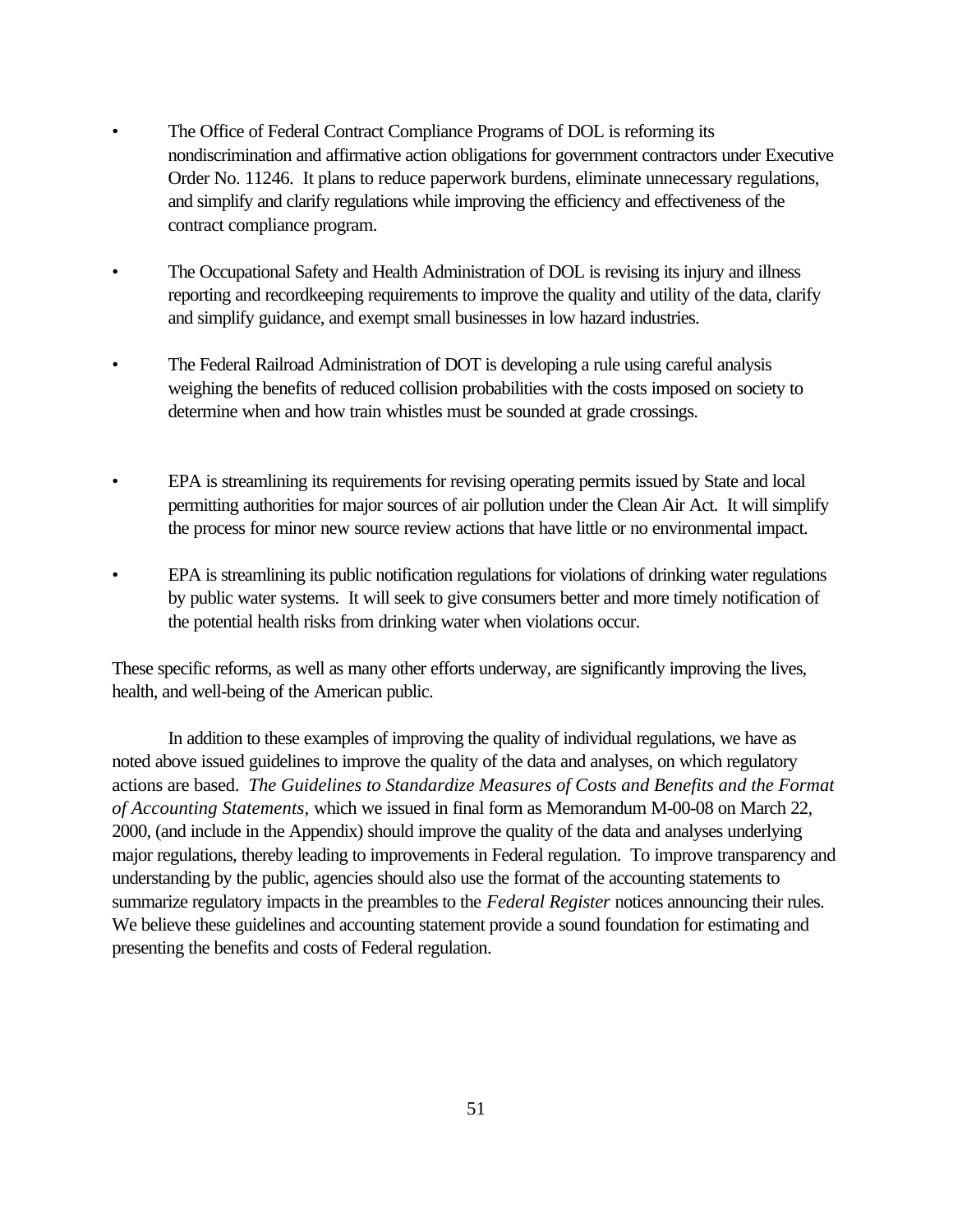- The Office of Federal Contract Compliance Programs of DOL is reforming its nondiscrimination and affirmative action obligations for government contractors under Executive Order No. 11246. It plans to reduce paperwork burdens, eliminate unnecessary regulations, and simplify and clarify regulations while improving the efficiency and effectiveness of the contract compliance program.

- The Occupational Safety and Health Administration of DOL is revising its injury and illness reporting and recordkeeping requirements to improve the quality and utility of the data, clarify and simplify guidance, and exempt small businesses in low hazard industries.

- The Federal Railroad Administration of DOT is developing a rule using careful analysis weighing the benefits of reduced collision probabilities with the costs imposed on society to determine when and how train whistles must be sounded at grade crossings.

- EPA is streamlining its requirements for revising operating permits issued by State and local permitting authorities for major sources of air pollution under the Clean Air Act. It will simplify the process for minor new source review actions that have little or no environmental impact.

- EPA is streamlining its public notification regulations for violations of drinking water regulations by public water systems. It will seek to give consumers better and more timely notification of the potential health risks from drinking water when violations occur.

These specific reforms, as well as many other efforts underway, are significantly improving the lives, health, and well-being of the American public.

In addition to these examples of improving the quality of individual regulations, we have as noted above issued guidelines to improve the quality of the data and analyses, on which regulatory actions are based. *The Guidelines to Standardize Measures of Costs and Benefits and the Format of Accounting Statements,* which we issued in final form as Memorandum M-00-08 on March 22, 2000, (and include in the Appendix) should improve the quality of the data and analyses underlying major regulations, thereby leading to improvements in Federal regulation. To improve transparency and understanding by the public, agencies should also use the format of the accounting statements to summarize regulatory impacts in the preambles to the *Federal Register* notices announcing their rules. We believe these guidelines and accounting statement provide a sound foundation for estimating and presenting the benefits and costs of Federal regulation.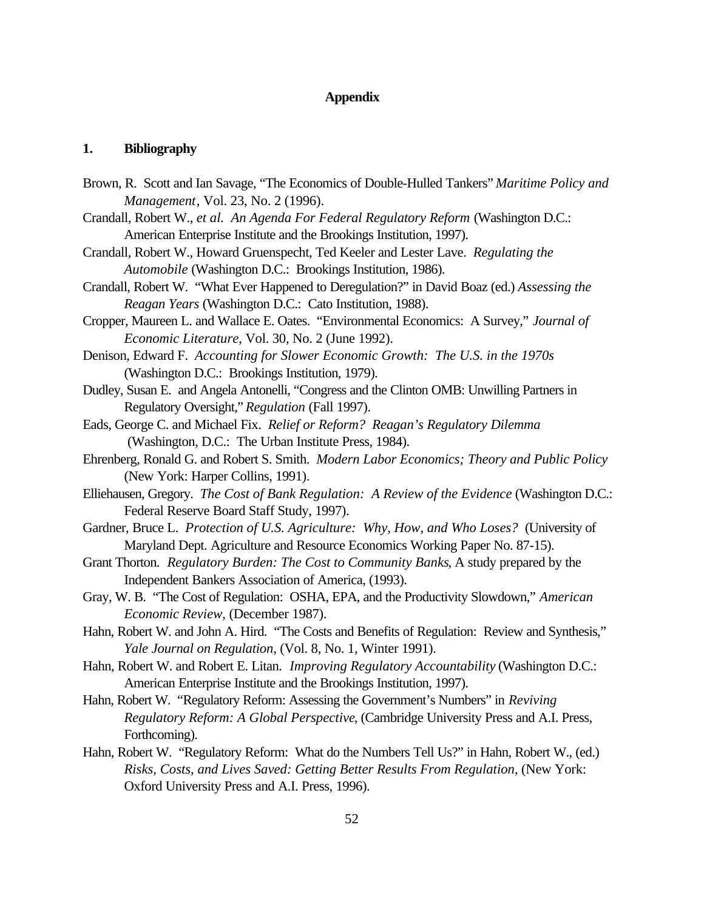# Appendix

## 1. Bibliography

Brown, R. Scott and Ian Savage, "The Economics of Double-Hulled Tankers" *Maritime Policy and Management*, Vol. 23, No. 2 (1996).

Crandall, Robert W., *et al. An Agenda For Federal Regulatory Reform* (Washington D.C.: American Enterprise Institute and the Brookings Institution, 1997).

Crandall, Robert W., Howard Gruenspecht, Ted Keeler and Lester Lave. *Regulating the Automobile* (Washington D.C.: Brookings Institution, 1986).

Crandall, Robert W. "What Ever Happened to Deregulation?" in David Boaz (ed.) *Assessing the Reagan Years* (Washington D.C.: Cato Institution, 1988).

Cropper, Maureen L. and Wallace E. Oates. "Environmental Economics: A Survey," *Journal of Economic Literature*, Vol. 30, No. 2 (June 1992).

Denison, Edward F. *Accounting for Slower Economic Growth: The U.S. in the 1970s* (Washington D.C.: Brookings Institution, 1979).

Dudley, Susan E. and Angela Antonelli, "Congress and the Clinton OMB: Unwilling Partners in Regulatory Oversight," *Regulation* (Fall 1997).

Eads, George C. and Michael Fix. *Relief or Reform? Reagan's Regulatory Dilemma* (Washington, D.C.: The Urban Institute Press, 1984).

Ehrenberg, Ronald G. and Robert S. Smith. *Modern Labor Economics; Theory and Public Policy* (New York: Harper Collins, 1991).

Elliehausen, Gregory. *The Cost of Bank Regulation: A Review of the Evidence* (Washington D.C.: Federal Reserve Board Staff Study, 1997).

Gardner, Bruce L. *Protection of U.S. Agriculture: Why, How, and Who Loses?* (University of Maryland Dept. Agriculture and Resource Economics Working Paper No. 87-15).

Grant Thorton. *Regulatory Burden: The Cost to Community Banks*, A study prepared by the Independent Bankers Association of America, (1993).

Gray, W. B. "The Cost of Regulation: OSHA, EPA, and the Productivity Slowdown," *American Economic Review*, (December 1987).

Hahn, Robert W. and John A. Hird. "The Costs and Benefits of Regulation: Review and Synthesis," *Yale Journal on Regulation*, (Vol. 8, No. 1, Winter 1991).

Hahn, Robert W. and Robert E. Litan. *Improving Regulatory Accountability* (Washington D.C.: American Enterprise Institute and the Brookings Institution, 1997).

Hahn, Robert W. "Regulatory Reform: Assessing the Government's Numbers" in *Reviving Regulatory Reform: A Global Perspective*, (Cambridge University Press and A.I. Press, Forthcoming).

Hahn, Robert W. "Regulatory Reform: What do the Numbers Tell Us?" in Hahn, Robert W., (ed.) *Risks, Costs, and Lives Saved: Getting Better Results From Regulation*, (New York: Oxford University Press and A.I. Press, 1996).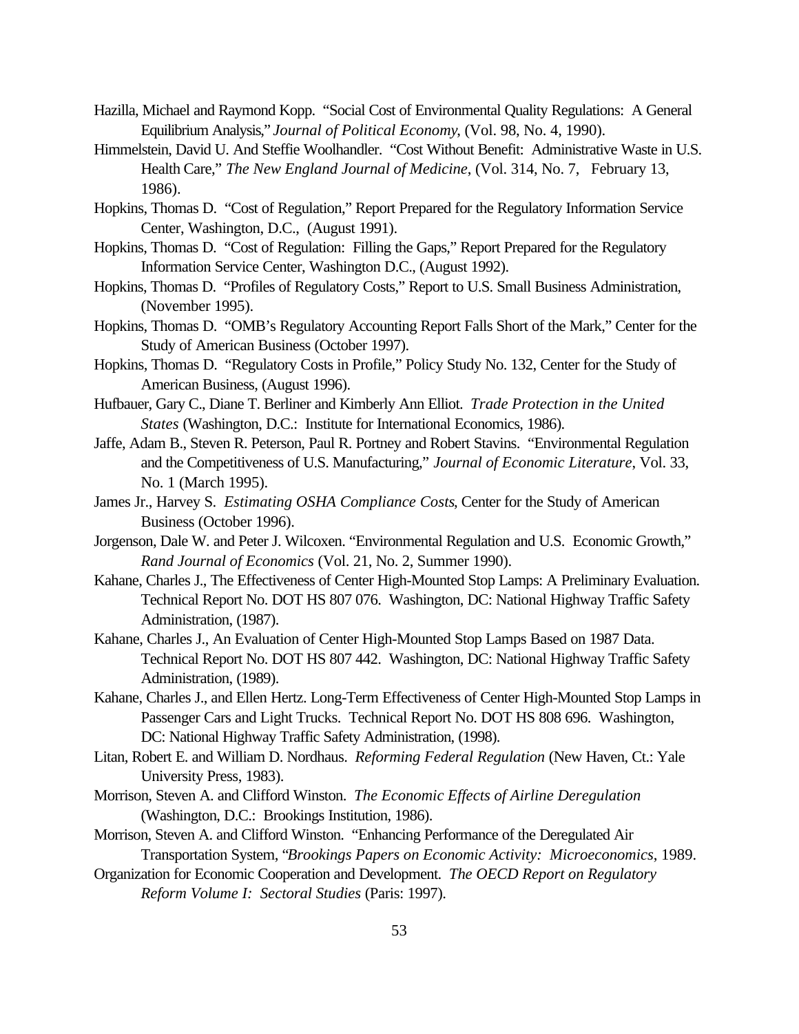Hazilla, Michael and Raymond Kopp. "Social Cost of Environmental Quality Regulations: A General Equilibrium Analysis," *Journal of Political Economy,* (Vol. 98, No. 4, 1990).

Himmelstein, David U. And Steffie Woolhandler. "Cost Without Benefit: Administrative Waste in U.S. Health Care," *The New England Journal of Medicine*, (Vol. 314, No. 7, February 13, 1986).

Hopkins, Thomas D. "Cost of Regulation," Report Prepared for the Regulatory Information Service Center, Washington, D.C., (August 1991).

Hopkins, Thomas D. "Cost of Regulation: Filling the Gaps," Report Prepared for the Regulatory Information Service Center, Washington D.C., (August 1992).

Hopkins, Thomas D. "Profiles of Regulatory Costs," Report to U.S. Small Business Administration, (November 1995).

Hopkins, Thomas D. "OMB's Regulatory Accounting Report Falls Short of the Mark," Center for the Study of American Business (October 1997).

Hopkins, Thomas D. "Regulatory Costs in Profile," Policy Study No. 132, Center for the Study of American Business, (August 1996).

Hufbauer, Gary C., Diane T. Berliner and Kimberly Ann Elliot. *Trade Protection in the United States* (Washington, D.C.: Institute for International Economics, 1986).

Jaffe, Adam B., Steven R. Peterson, Paul R. Portney and Robert Stavins. "Environmental Regulation and the Competitiveness of U.S. Manufacturing," *Journal of Economic Literature*, Vol. 33, No. 1 (March 1995).

James Jr., Harvey S. *Estimating OSHA Compliance Costs*, Center for the Study of American Business (October 1996).

Jorgenson, Dale W. and Peter J. Wilcoxen. "Environmental Regulation and U.S. Economic Growth," *Rand Journal of Economics* (Vol. 21, No. 2, Summer 1990).

Kahane, Charles J., The Effectiveness of Center High-Mounted Stop Lamps: A Preliminary Evaluation. Technical Report No. DOT HS 807 076. Washington, DC: National Highway Traffic Safety Administration, (1987).

Kahane, Charles J., An Evaluation of Center High-Mounted Stop Lamps Based on 1987 Data. Technical Report No. DOT HS 807 442. Washington, DC: National Highway Traffic Safety Administration, (1989).

Kahane, Charles J., and Ellen Hertz. Long-Term Effectiveness of Center High-Mounted Stop Lamps in Passenger Cars and Light Trucks. Technical Report No. DOT HS 808 696. Washington, DC: National Highway Traffic Safety Administration, (1998).

Litan, Robert E. and William D. Nordhaus. *Reforming Federal Regulation* (New Haven, Ct.: Yale University Press, 1983).

Morrison, Steven A. and Clifford Winston. *The Economic Effects of Airline Deregulation* (Washington, D.C.: Brookings Institution, 1986).

Morrison, Steven A. and Clifford Winston. "Enhancing Performance of the Deregulated Air Transportation System, "*Brookings Papers on Economic Activity: Microeconomics*, 1989.

Organization for Economic Cooperation and Development. *The OECD Report on Regulatory Reform Volume I: Sectoral Studies* (Paris: 1997).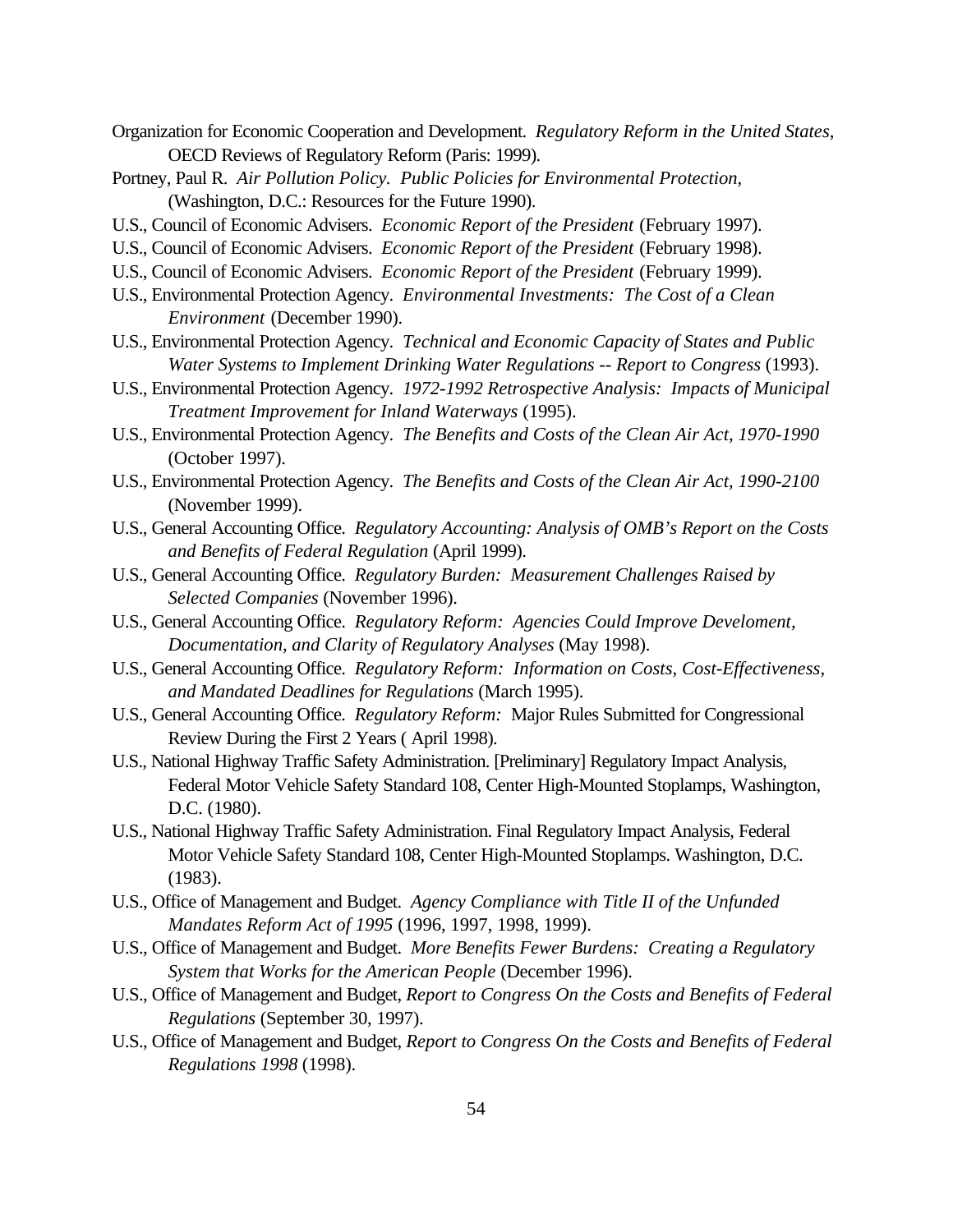Organization for Economic Cooperation and Development. *Regulatory Reform in the United States*, OECD Reviews of Regulatory Reform (Paris: 1999).

Portney, Paul R. *Air Pollution Policy*. *Public Policies for Environmental Protection*, (Washington, D.C.: Resources for the Future 1990).

U.S., Council of Economic Advisers. *Economic Report of the President* (February 1997).

U.S., Council of Economic Advisers. *Economic Report of the President* (February 1998).

U.S., Council of Economic Advisers. *Economic Report of the President* (February 1999).

U.S., Environmental Protection Agency. *Environmental Investments: The Cost of a Clean Environment* (December 1990).

U.S., Environmental Protection Agency. *Technical and Economic Capacity of States and Public Water Systems to Implement Drinking Water Regulations -- Report to Congress* (1993).

U.S., Environmental Protection Agency. *1972-1992 Retrospective Analysis: Impacts of Municipal Treatment Improvement for Inland Waterways* (1995).

U.S., Environmental Protection Agency. *The Benefits and Costs of the Clean Air Act, 1970-1990* (October 1997).

U.S., Environmental Protection Agency. *The Benefits and Costs of the Clean Air Act, 1990-2100* (November 1999).

U.S., General Accounting Office. *Regulatory Accounting: Analysis of OMB's Report on the Costs and Benefits of Federal Regulation* (April 1999).

U.S., General Accounting Office. *Regulatory Burden: Measurement Challenges Raised by Selected Companies* (November 1996).

U.S., General Accounting Office. *Regulatory Reform: Agencies Could Improve Develoment, Documentation, and Clarity of Regulatory Analyses* (May 1998).

U.S., General Accounting Office. *Regulatory Reform: Information on Costs, Cost-Effectiveness, and Mandated Deadlines for Regulations* (March 1995).

U.S., General Accounting Office. *Regulatory Reform:* Major Rules Submitted for Congressional Review During the First 2 Years ( April 1998).

U.S., National Highway Traffic Safety Administration. [Preliminary] Regulatory Impact Analysis, Federal Motor Vehicle Safety Standard 108, Center High-Mounted Stoplamps, Washington, D.C. (1980).

U.S., National Highway Traffic Safety Administration. Final Regulatory Impact Analysis, Federal Motor Vehicle Safety Standard 108, Center High-Mounted Stoplamps. Washington, D.C. (1983).

U.S., Office of Management and Budget. *Agency Compliance with Title II of the Unfunded Mandates Reform Act of 1995* (1996, 1997, 1998, 1999).

U.S., Office of Management and Budget. *More Benefits Fewer Burdens: Creating a Regulatory System that Works for the American People* (December 1996).

U.S., Office of Management and Budget, *Report to Congress On the Costs and Benefits of Federal Regulations* (September 30, 1997).

U.S., Office of Management and Budget, *Report to Congress On the Costs and Benefits of Federal Regulations 1998* (1998).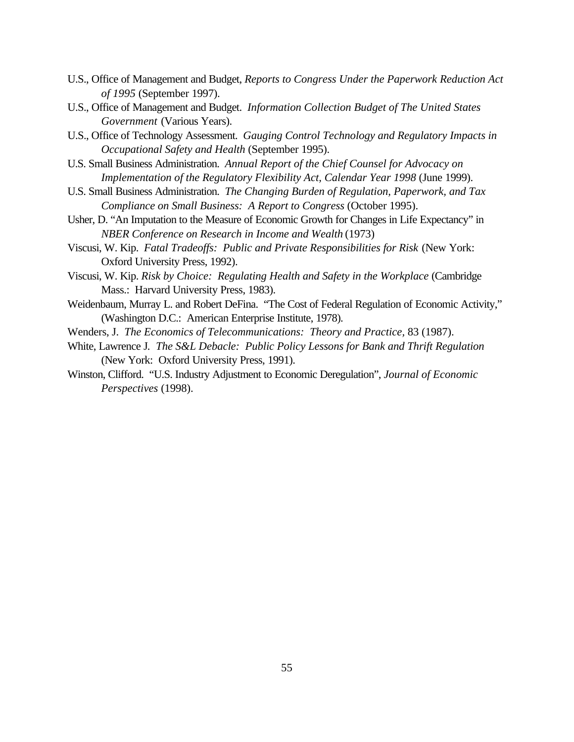U.S., Office of Management and Budget, *Reports to Congress Under the Paperwork Reduction Act of 1995* (September 1997).

U.S., Office of Management and Budget. *Information Collection Budget of The United States Government* (Various Years).

U.S., Office of Technology Assessment. *Gauging Control Technology and Regulatory Impacts in Occupational Safety and Health* (September 1995).

U.S. Small Business Administration. *Annual Report of the Chief Counsel for Advocacy on Implementation of the Regulatory Flexibility Act, Calendar Year 1998* (June 1999).

U.S. Small Business Administration. *The Changing Burden of Regulation, Paperwork, and Tax Compliance on Small Business: A Report to Congress* (October 1995).

Usher, D. "An Imputation to the Measure of Economic Growth for Changes in Life Expectancy" in *NBER Conference on Research in Income and Wealth* (1973)

Viscusi, W. Kip. *Fatal Tradeoffs: Public and Private Responsibilities for Risk* (New York: Oxford University Press, 1992).

Viscusi, W. Kip. *Risk by Choice: Regulating Health and Safety in the Workplace* (Cambridge Mass.: Harvard University Press, 1983).

Weidenbaum, Murray L. and Robert DeFina. "The Cost of Federal Regulation of Economic Activity," (Washington D.C.: American Enterprise Institute, 1978).

Wenders, J. *The Economics of Telecommunications: Theory and Practice,* 83 (1987).

White, Lawrence J. *The S&L Debacle: Public Policy Lessons for Bank and Thrift Regulation* (New York: Oxford University Press, 1991).

Winston, Clifford. "U.S. Industry Adjustment to Economic Deregulation", *Journal of Economic Perspectives* (1998).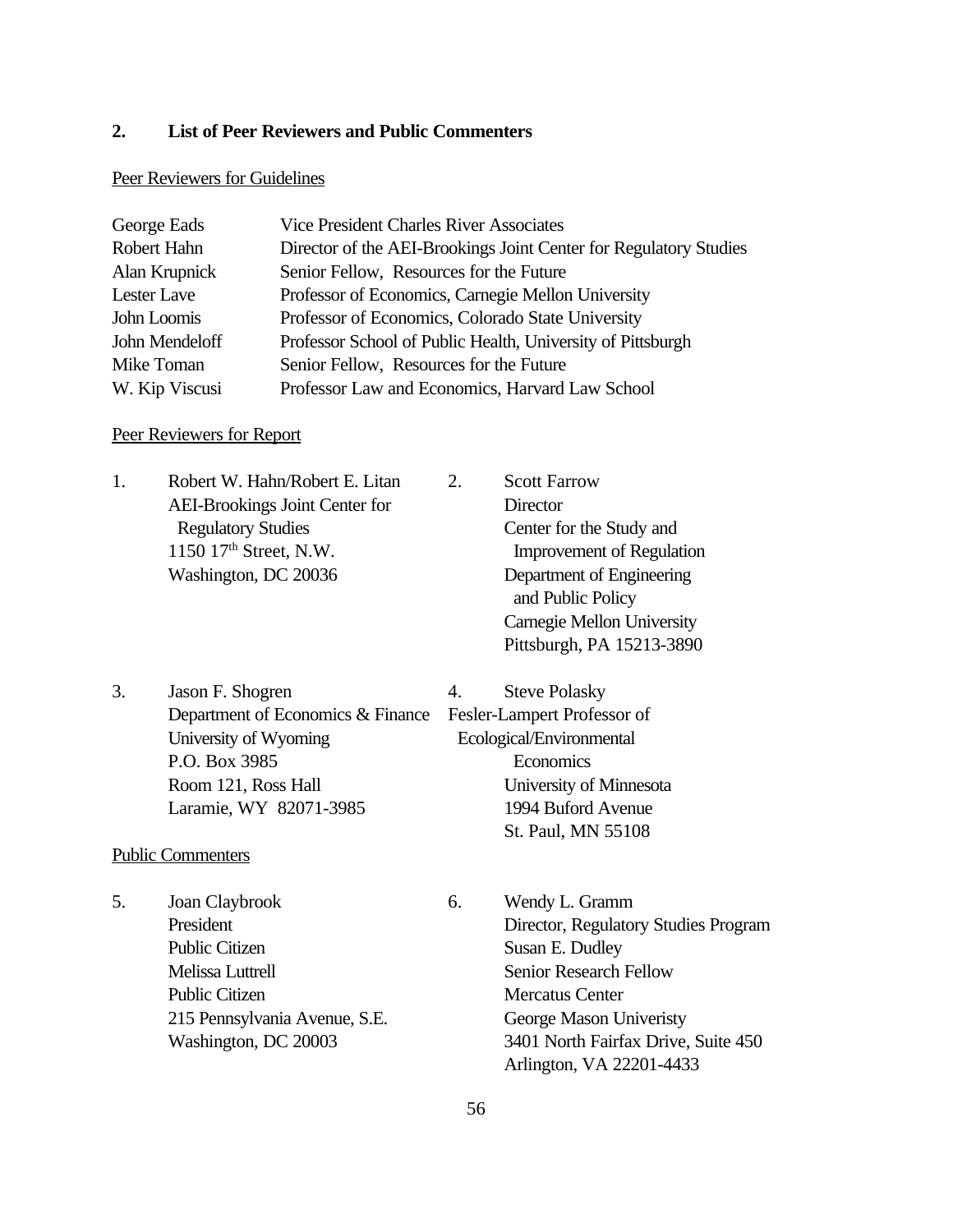## 2. List of Peer Reviewers and Public Commenters

Peer Reviewers for Guidelines

| | |
|---|---|
| George Eads | Vice President Charles River Associates |
| Robert Hahn | Director of the AEI-Brookings Joint Center for Regulatory Studies |
| Alan Krupnick | Senior Fellow, Resources for the Future |
| Lester Lave | Professor of Economics, Carnegie Mellon University |
| John Loomis | Professor of Economics, Colorado State University |
| John Mendeloff | Professor School of Public Health, University of Pittsburgh |
| Mike Toman | Senior Fellow, Resources for the Future |
| W. Kip Viscusi | Professor Law and Economics, Harvard Law School |

Peer Reviewers for Report

1. Robert W. Hahn/Robert E. Litan
   AEI-Brookings Joint Center for Regulatory Studies
   1150 17th Street, N.W.
   Washington, DC 20036

2. Scott Farrow
   Director
   Center for the Study and Improvement of Regulation
   Department of Engineering and Public Policy
   Carnegie Mellon University
   Pittsburgh, PA 15213-3890

3. Jason F. Shogren
   Department of Economics & Finance
   University of Wyoming
   P.O. Box 3985
   Room 121, Ross Hall
   Laramie, WY 82071-3985

4. Steve Polasky
   Fesler-Lampert Professor of Ecological/Environmental Economics
   University of Minnesota
   1994 Buford Avenue
   St. Paul, MN 55108

Public Commenters

5. Joan Claybrook
   President
   Public Citizen
   Melissa Luttrell
   Public Citizen
   215 Pennsylvania Avenue, S.E.
   Washington, DC 20003

6. Wendy L. Gramm
   Director, Regulatory Studies Program
   Susan E. Dudley
   Senior Research Fellow
   Mercatus Center
   George Mason Univeristy
   3401 North Fairfax Drive, Suite 450
   Arlington, VA 22201-4433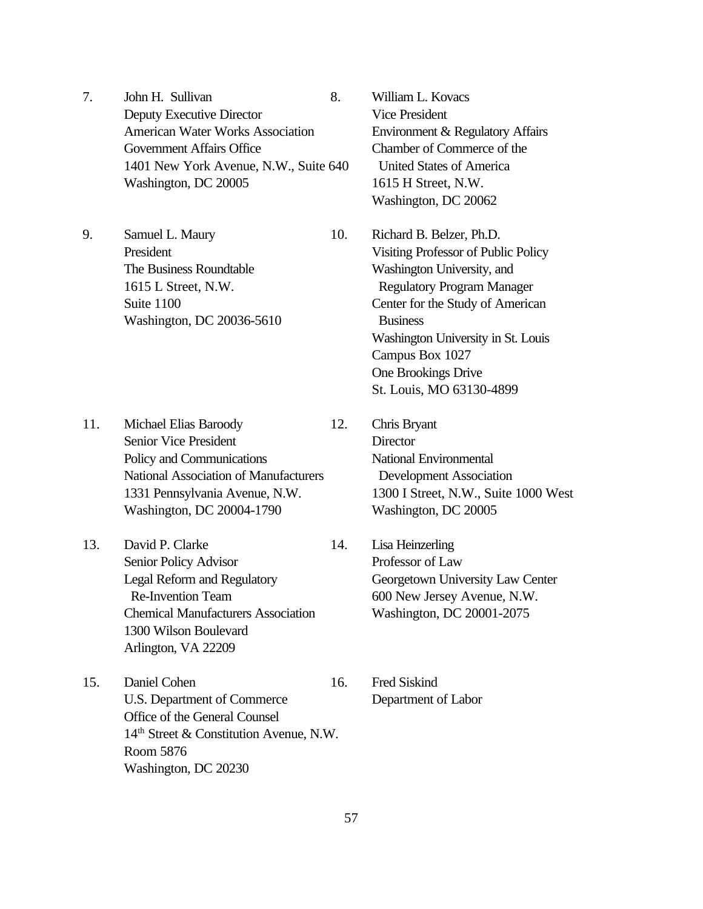7. John H. Sullivan
   Deputy Executive Director
   American Water Works Association
   Government Affairs Office
   1401 New York Avenue, N.W., Suite 640
   Washington, DC 20005

8. William L. Kovacs
   Vice President
   Environment & Regulatory Affairs
   Chamber of Commerce of the
   United States of America
   1615 H Street, N.W.
   Washington, DC 20062

9. Samuel L. Maury
   President
   The Business Roundtable
   1615 L Street, N.W.
   Suite 1100
   Washington, DC 20036-5610

10. Richard B. Belzer, Ph.D.
    Visiting Professor of Public Policy
    Washington University, and
    Regulatory Program Manager
    Center for the Study of American
    Business
    Washington University in St. Louis
    Campus Box 1027
    One Brookings Drive
    St. Louis, MO 63130-4899

11. Michael Elias Baroody
    Senior Vice President
    Policy and Communications
    National Association of Manufacturers
    1331 Pennsylvania Avenue, N.W.
    Washington, DC 20004-1790

12. Chris Bryant
    Director
    National Environmental
    Development Association
    1300 I Street, N.W., Suite 1000 West
    Washington, DC 20005

13. David P. Clarke
    Senior Policy Advisor
    Legal Reform and Regulatory
    Re-Invention Team
    Chemical Manufacturers Association
    1300 Wilson Boulevard
    Arlington, VA 22209

14. Lisa Heinzerling
    Professor of Law
    Georgetown University Law Center
    600 New Jersey Avenue, N.W.
    Washington, DC 20001-2075

15. Daniel Cohen
    U.S. Department of Commerce
    Office of the General Counsel
    14th Street & Constitution Avenue, N.W.
    Room 5876
    Washington, DC 20230

16. Fred Siskind
    Department of Labor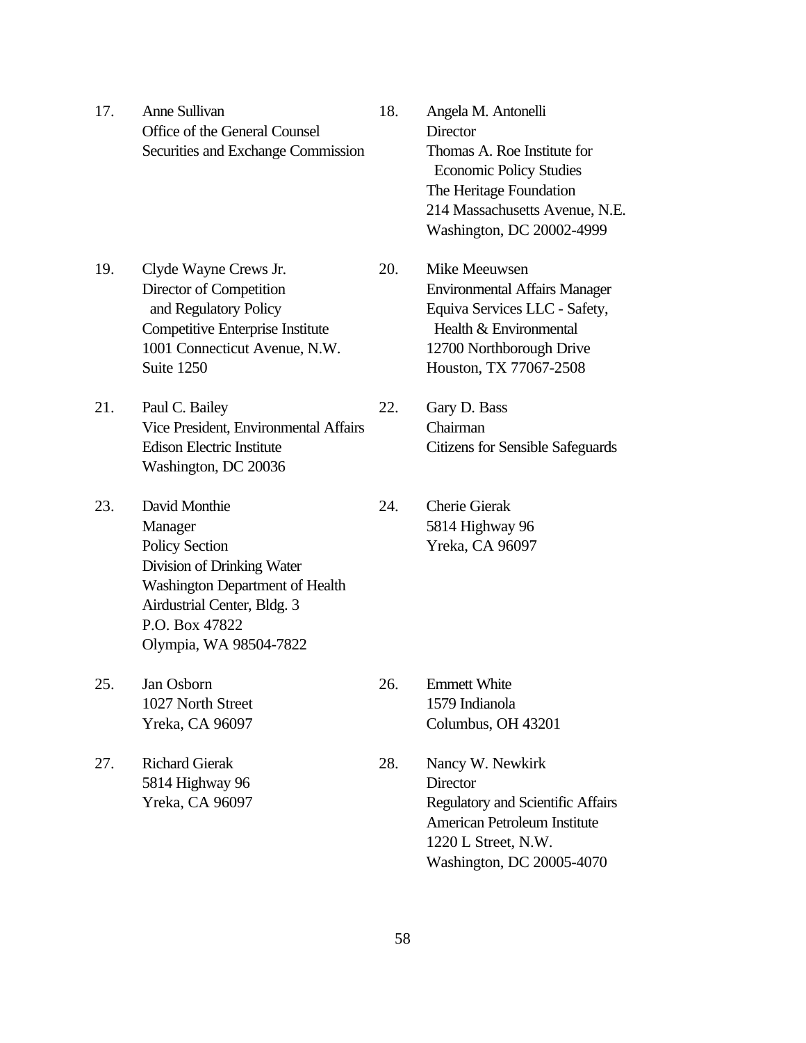17. Anne Sullivan
    Office of the General Counsel
    Securities and Exchange Commission

18. Angela M. Antonelli
    Director
    Thomas A. Roe Institute for
    Economic Policy Studies
    The Heritage Foundation
    214 Massachusetts Avenue, N.E.
    Washington, DC 20002-4999

19. Clyde Wayne Crews Jr.
    Director of Competition
    and Regulatory Policy
    Competitive Enterprise Institute
    1001 Connecticut Avenue, N.W.
    Suite 1250

20. Mike Meeuwsen
    Environmental Affairs Manager
    Equiva Services LLC - Safety,
    Health & Environmental
    12700 Northborough Drive
    Houston, TX 77067-2508

21. Paul C. Bailey
    Vice President, Environmental Affairs
    Edison Electric Institute
    Washington, DC 20036

22. Gary D. Bass
    Chairman
    Citizens for Sensible Safeguards

23. David Monthie
    Manager
    Policy Section
    Division of Drinking Water
    Washington Department of Health
    Airdustrial Center, Bldg. 3
    P.O. Box 47822
    Olympia, WA 98504-7822

24. Cherie Gierak
    5814 Highway 96
    Yreka, CA 96097

25. Jan Osborn
    1027 North Street
    Yreka, CA 96097

26. Emmett White
    1579 Indianola
    Columbus, OH 43201

27. Richard Gierak
    5814 Highway 96
    Yreka, CA 96097

28. Nancy W. Newkirk
    Director
    Regulatory and Scientific Affairs
    American Petroleum Institute
    1220 L Street, N.W.
    Washington, DC 20005-4070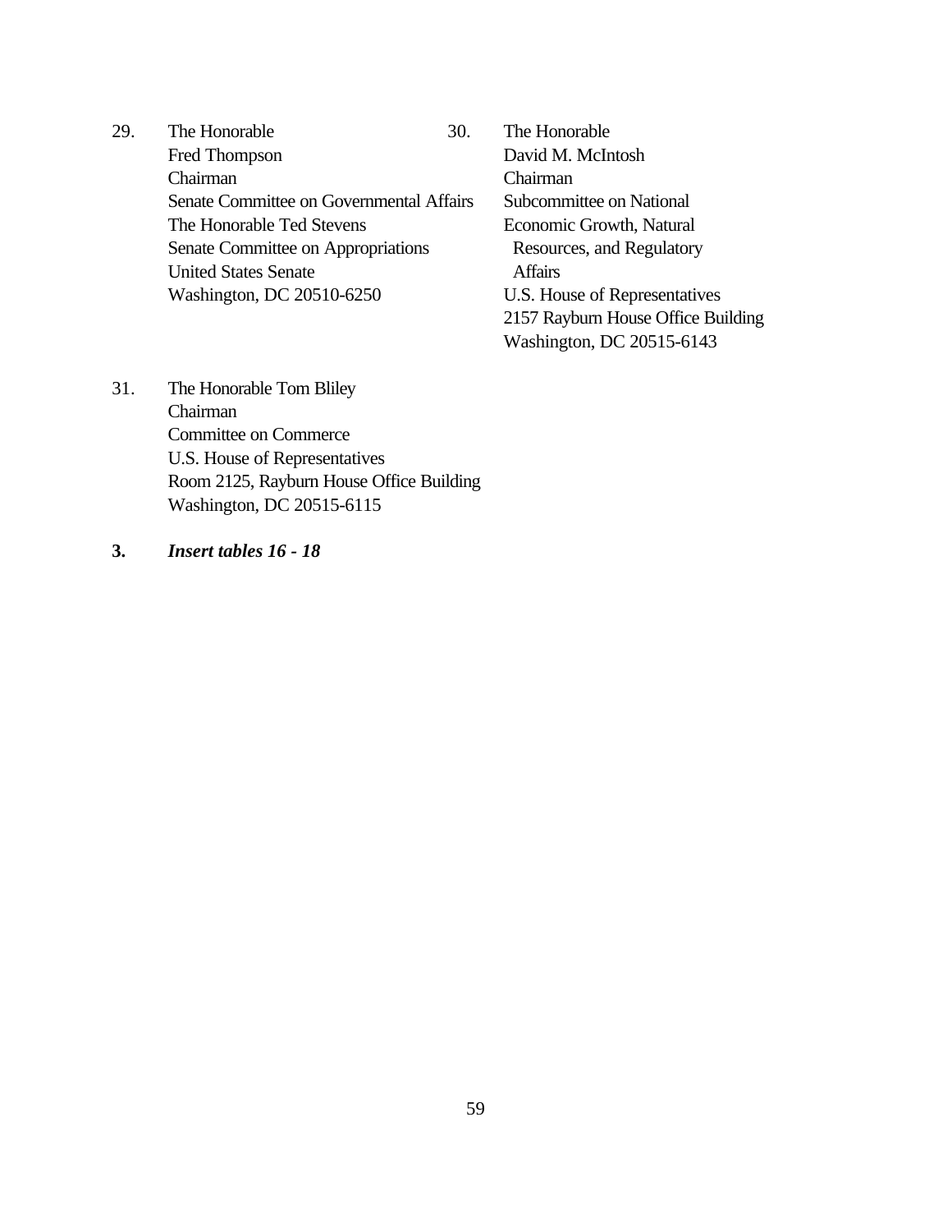29. The Honorable
    Fred Thompson
    Chairman
    Senate Committee on Governmental Affairs
    The Honorable Ted Stevens
    Senate Committee on Appropriations
    United States Senate
    Washington, DC 20510-6250

30. The Honorable
    David M. McIntosh
    Chairman
    Subcommittee on National
    Economic Growth, Natural
      Resources, and Regulatory
      Affairs
    U.S. House of Representatives
    2157 Rayburn House Office Building
    Washington, DC 20515-6143

31. The Honorable Tom Bliley
    Chairman
    Committee on Commerce
    U.S. House of Representatives
    Room 2125, Rayburn House Office Building
    Washington, DC 20515-6115

**3.** ***Insert tables 16 - 18***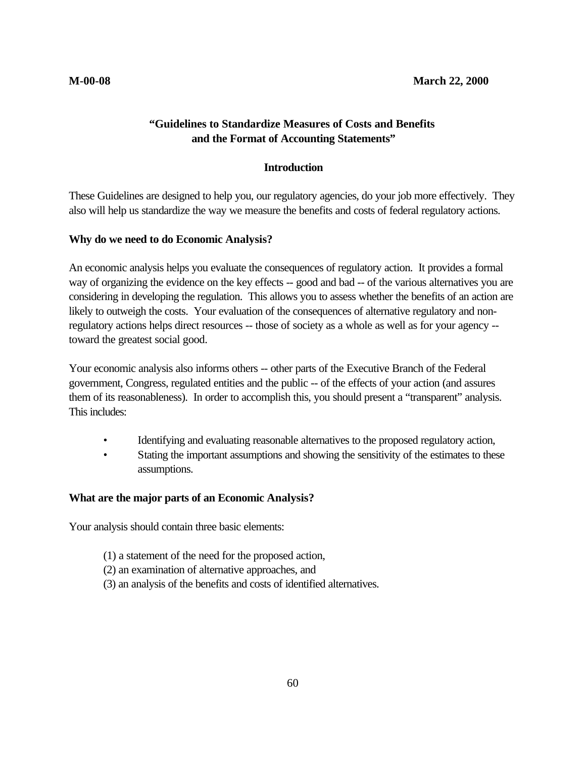**M-00-08** **March 22, 2000**

## "Guidelines to Standardize Measures of Costs and Benefits and the Format of Accounting Statements"

### Introduction

These Guidelines are designed to help you, our regulatory agencies, do your job more effectively. They also will help us standardize the way we measure the benefits and costs of federal regulatory actions.

**Why do we need to do Economic Analysis?**

An economic analysis helps you evaluate the consequences of regulatory action. It provides a formal way of organizing the evidence on the key effects -- good and bad -- of the various alternatives you are considering in developing the regulation. This allows you to assess whether the benefits of an action are likely to outweigh the costs. Your evaluation of the consequences of alternative regulatory and non-regulatory actions helps direct resources -- those of society as a whole as well as for your agency -- toward the greatest social good.

Your economic analysis also informs others -- other parts of the Executive Branch of the Federal government, Congress, regulated entities and the public -- of the effects of your action (and assures them of its reasonableness). In order to accomplish this, you should present a "transparent" analysis. This includes:

- Identifying and evaluating reasonable alternatives to the proposed regulatory action,
- Stating the important assumptions and showing the sensitivity of the estimates to these assumptions.

**What are the major parts of an Economic Analysis?**

Your analysis should contain three basic elements:

(1) a statement of the need for the proposed action,
(2) an examination of alternative approaches, and
(3) an analysis of the benefits and costs of identified alternatives.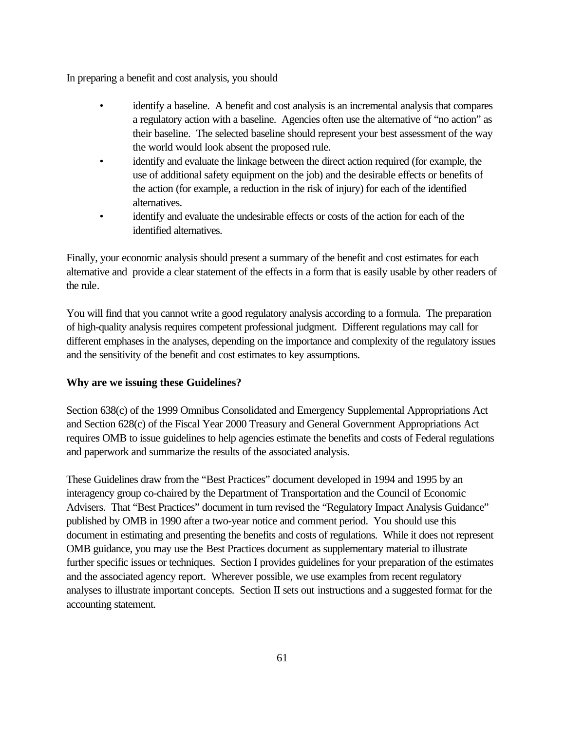In preparing a benefit and cost analysis, you should

- identify a baseline. A benefit and cost analysis is an incremental analysis that compares a regulatory action with a baseline. Agencies often use the alternative of "no action" as their baseline. The selected baseline should represent your best assessment of the way the world would look absent the proposed rule.
- identify and evaluate the linkage between the direct action required (for example, the use of additional safety equipment on the job) and the desirable effects or benefits of the action (for example, a reduction in the risk of injury) for each of the identified alternatives.
- identify and evaluate the undesirable effects or costs of the action for each of the identified alternatives.

Finally, your economic analysis should present a summary of the benefit and cost estimates for each alternative and provide a clear statement of the effects in a form that is easily usable by other readers of the rule.

You will find that you cannot write a good regulatory analysis according to a formula. The preparation of high-quality analysis requires competent professional judgment. Different regulations may call for different emphases in the analyses, depending on the importance and complexity of the regulatory issues and the sensitivity of the benefit and cost estimates to key assumptions.

**Why are we issuing these Guidelines?**

Section 638(c) of the 1999 Omnibus Consolidated and Emergency Supplemental Appropriations Act and Section 628(c) of the Fiscal Year 2000 Treasury and General Government Appropriations Act requires OMB to issue guidelines to help agencies estimate the benefits and costs of Federal regulations and paperwork and summarize the results of the associated analysis.

These Guidelines draw from the "Best Practices" document developed in 1994 and 1995 by an interagency group co-chaired by the Department of Transportation and the Council of Economic Advisers. That "Best Practices" document in turn revised the "Regulatory Impact Analysis Guidance" published by OMB in 1990 after a two-year notice and comment period. You should use this document in estimating and presenting the benefits and costs of regulations. While it does not represent OMB guidance, you may use the Best Practices document as supplementary material to illustrate further specific issues or techniques. Section I provides guidelines for your preparation of the estimates and the associated agency report. Wherever possible, we use examples from recent regulatory analyses to illustrate important concepts. Section II sets out instructions and a suggested format for the accounting statement.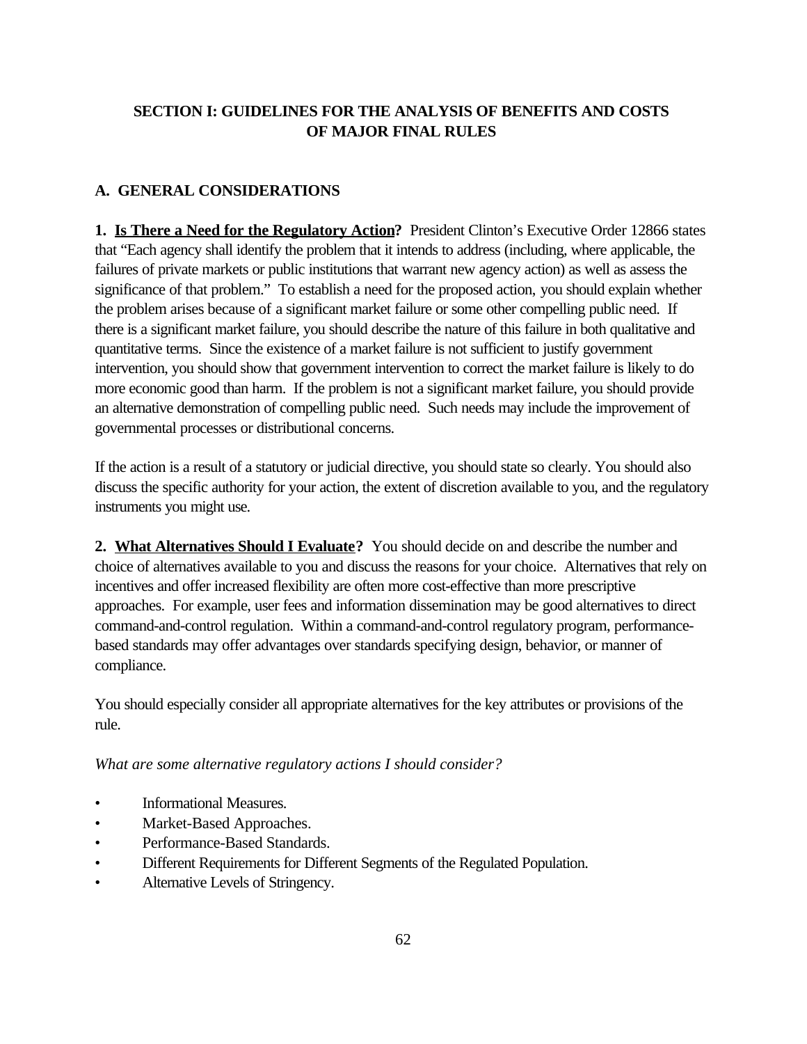## SECTION I: GUIDELINES FOR THE ANALYSIS OF BENEFITS AND COSTS OF MAJOR FINAL RULES

### A. GENERAL CONSIDERATIONS

**1. Is There a Need for the Regulatory Action?** President Clinton's Executive Order 12866 states that "Each agency shall identify the problem that it intends to address (including, where applicable, the failures of private markets or public institutions that warrant new agency action) as well as assess the significance of that problem." To establish a need for the proposed action, you should explain whether the problem arises because of a significant market failure or some other compelling public need. If there is a significant market failure, you should describe the nature of this failure in both qualitative and quantitative terms. Since the existence of a market failure is not sufficient to justify government intervention, you should show that government intervention to correct the market failure is likely to do more economic good than harm. If the problem is not a significant market failure, you should provide an alternative demonstration of compelling public need. Such needs may include the improvement of governmental processes or distributional concerns.

If the action is a result of a statutory or judicial directive, you should state so clearly. You should also discuss the specific authority for your action, the extent of discretion available to you, and the regulatory instruments you might use.

**2. What Alternatives Should I Evaluate?** You should decide on and describe the number and choice of alternatives available to you and discuss the reasons for your choice. Alternatives that rely on incentives and offer increased flexibility are often more cost-effective than more prescriptive approaches. For example, user fees and information dissemination may be good alternatives to direct command-and-control regulation. Within a command-and-control regulatory program, performance-based standards may offer advantages over standards specifying design, behavior, or manner of compliance.

You should especially consider all appropriate alternatives for the key attributes or provisions of the rule.

*What are some alternative regulatory actions I should consider?*

- Informational Measures.
- Market-Based Approaches.
- Performance-Based Standards.
- Different Requirements for Different Segments of the Regulated Population.
- Alternative Levels of Stringency.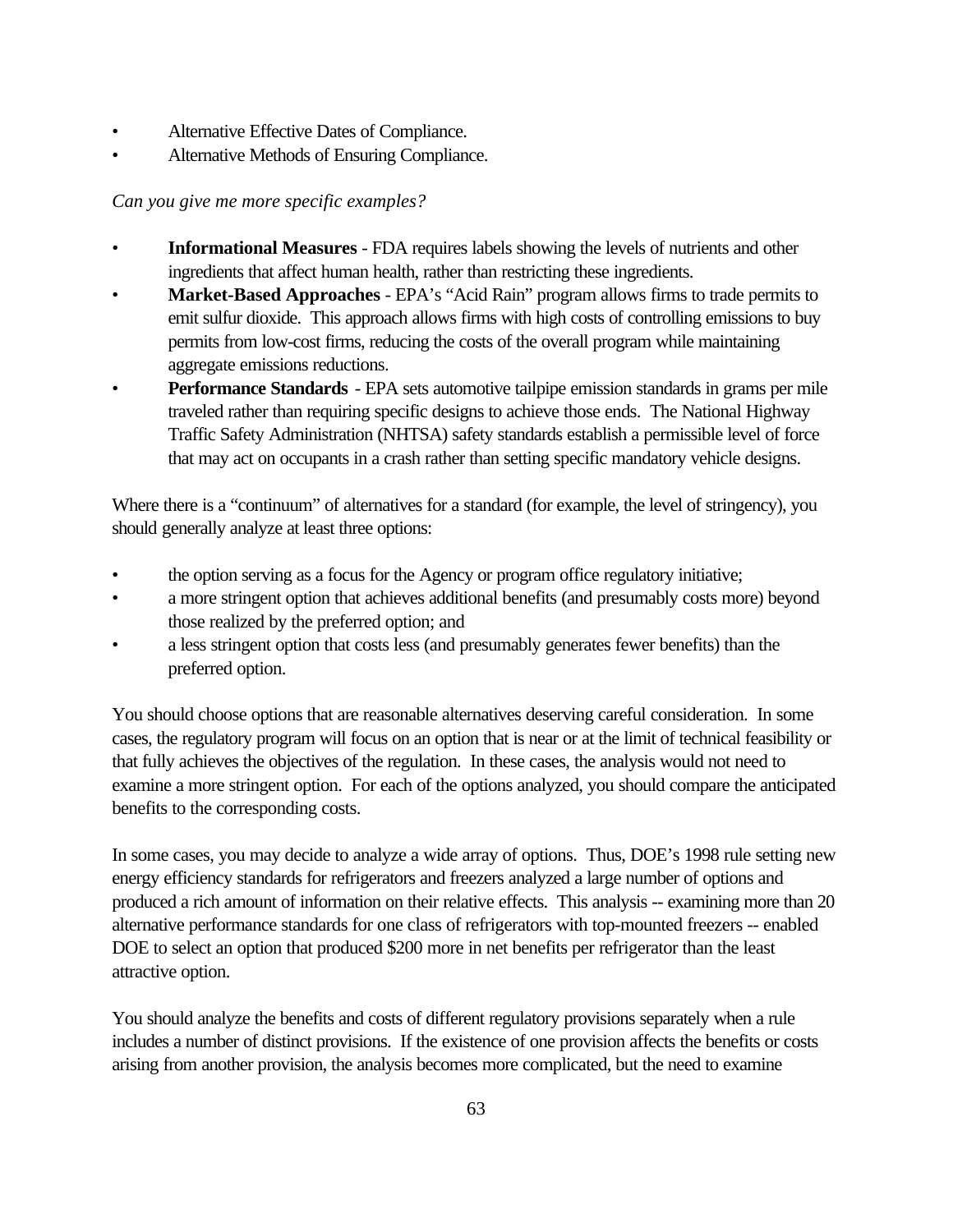- Alternative Effective Dates of Compliance.
- Alternative Methods of Ensuring Compliance.

*Can you give me more specific examples?*

- **Informational Measures** - FDA requires labels showing the levels of nutrients and other ingredients that affect human health, rather than restricting these ingredients.
- **Market-Based Approaches** - EPA's "Acid Rain" program allows firms to trade permits to emit sulfur dioxide. This approach allows firms with high costs of controlling emissions to buy permits from low-cost firms, reducing the costs of the overall program while maintaining aggregate emissions reductions.
- **Performance Standards** - EPA sets automotive tailpipe emission standards in grams per mile traveled rather than requiring specific designs to achieve those ends. The National Highway Traffic Safety Administration (NHTSA) safety standards establish a permissible level of force that may act on occupants in a crash rather than setting specific mandatory vehicle designs.

Where there is a "continuum" of alternatives for a standard (for example, the level of stringency), you should generally analyze at least three options:

- the option serving as a focus for the Agency or program office regulatory initiative;
- a more stringent option that achieves additional benefits (and presumably costs more) beyond those realized by the preferred option; and
- a less stringent option that costs less (and presumably generates fewer benefits) than the preferred option.

You should choose options that are reasonable alternatives deserving careful consideration. In some cases, the regulatory program will focus on an option that is near or at the limit of technical feasibility or that fully achieves the objectives of the regulation. In these cases, the analysis would not need to examine a more stringent option. For each of the options analyzed, you should compare the anticipated benefits to the corresponding costs.

In some cases, you may decide to analyze a wide array of options. Thus, DOE's 1998 rule setting new energy efficiency standards for refrigerators and freezers analyzed a large number of options and produced a rich amount of information on their relative effects. This analysis -- examining more than 20 alternative performance standards for one class of refrigerators with top-mounted freezers -- enabled DOE to select an option that produced $200 more in net benefits per refrigerator than the least attractive option.

You should analyze the benefits and costs of different regulatory provisions separately when a rule includes a number of distinct provisions. If the existence of one provision affects the benefits or costs arising from another provision, the analysis becomes more complicated, but the need to examine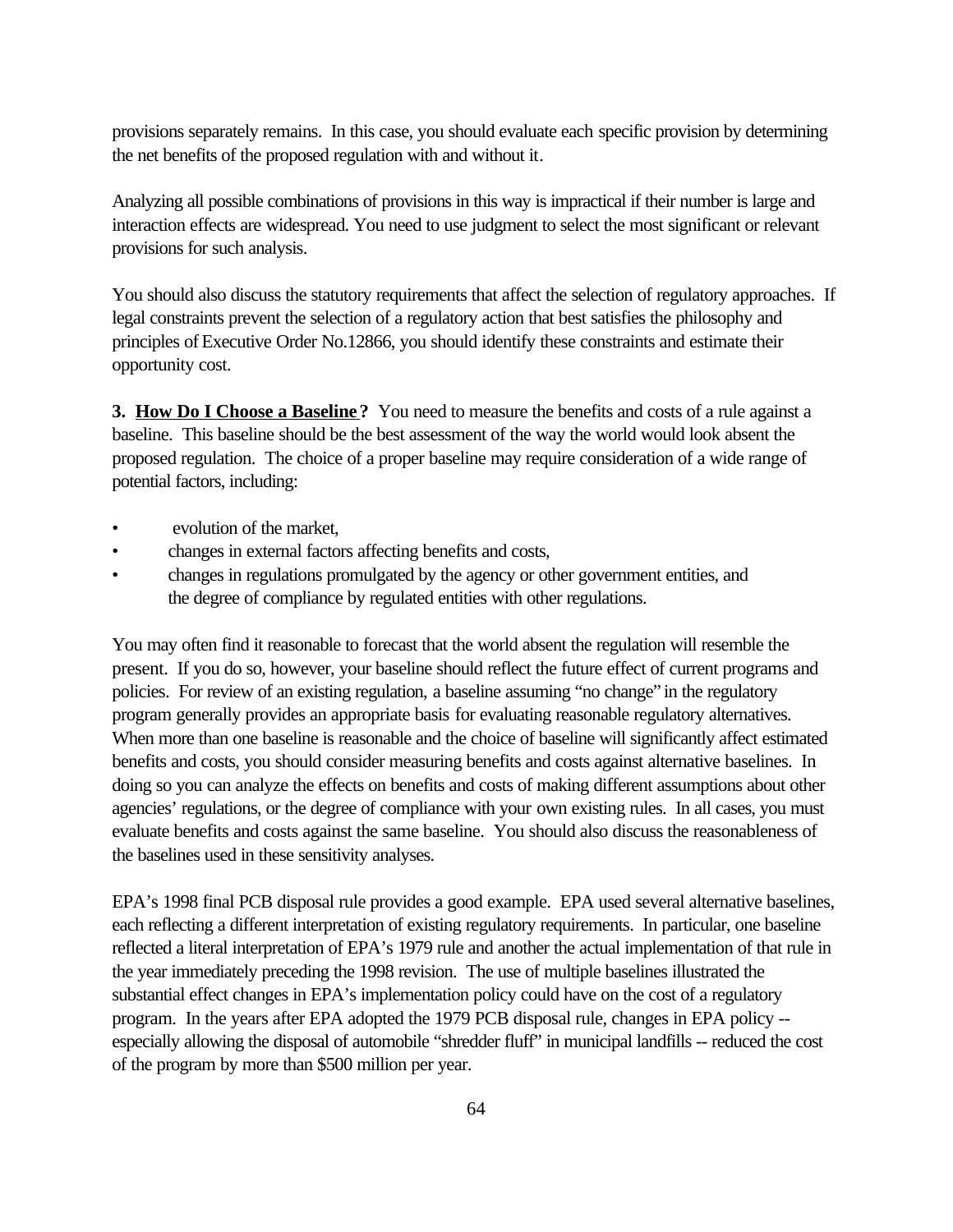provisions separately remains. In this case, you should evaluate each specific provision by determining the net benefits of the proposed regulation with and without it.

Analyzing all possible combinations of provisions in this way is impractical if their number is large and interaction effects are widespread. You need to use judgment to select the most significant or relevant provisions for such analysis.

You should also discuss the statutory requirements that affect the selection of regulatory approaches. If legal constraints prevent the selection of a regulatory action that best satisfies the philosophy and principles of Executive Order No.12866, you should identify these constraints and estimate their opportunity cost.

**3. How Do I Choose a Baseline?** You need to measure the benefits and costs of a rule against a baseline. This baseline should be the best assessment of the way the world would look absent the proposed regulation. The choice of a proper baseline may require consideration of a wide range of potential factors, including:

- evolution of the market,
- changes in external factors affecting benefits and costs,
- changes in regulations promulgated by the agency or other government entities, and the degree of compliance by regulated entities with other regulations.

You may often find it reasonable to forecast that the world absent the regulation will resemble the present. If you do so, however, your baseline should reflect the future effect of current programs and policies. For review of an existing regulation, a baseline assuming "no change" in the regulatory program generally provides an appropriate basis for evaluating reasonable regulatory alternatives. When more than one baseline is reasonable and the choice of baseline will significantly affect estimated benefits and costs, you should consider measuring benefits and costs against alternative baselines. In doing so you can analyze the effects on benefits and costs of making different assumptions about other agencies' regulations, or the degree of compliance with your own existing rules. In all cases, you must evaluate benefits and costs against the same baseline. You should also discuss the reasonableness of the baselines used in these sensitivity analyses.

EPA's 1998 final PCB disposal rule provides a good example. EPA used several alternative baselines, each reflecting a different interpretation of existing regulatory requirements. In particular, one baseline reflected a literal interpretation of EPA's 1979 rule and another the actual implementation of that rule in the year immediately preceding the 1998 revision. The use of multiple baselines illustrated the substantial effect changes in EPA's implementation policy could have on the cost of a regulatory program. In the years after EPA adopted the 1979 PCB disposal rule, changes in EPA policy -- especially allowing the disposal of automobile "shredder fluff" in municipal landfills -- reduced the cost of the program by more than $500 million per year.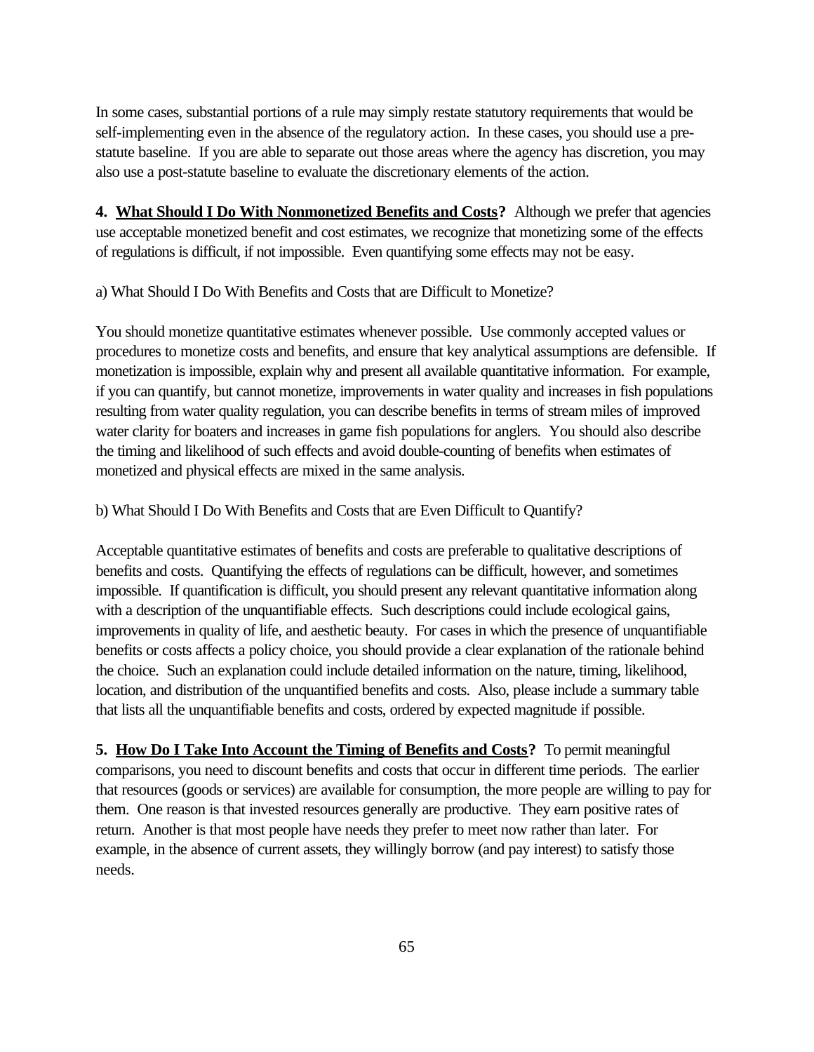In some cases, substantial portions of a rule may simply restate statutory requirements that would be self-implementing even in the absence of the regulatory action. In these cases, you should use a pre-statute baseline. If you are able to separate out those areas where the agency has discretion, you may also use a post-statute baseline to evaluate the discretionary elements of the action.

**4. <u>What Should I Do With Nonmonetized Benefits and Costs</u>?** Although we prefer that agencies use acceptable monetized benefit and cost estimates, we recognize that monetizing some of the effects of regulations is difficult, if not impossible. Even quantifying some effects may not be easy.

a) What Should I Do With Benefits and Costs that are Difficult to Monetize?

You should monetize quantitative estimates whenever possible. Use commonly accepted values or procedures to monetize costs and benefits, and ensure that key analytical assumptions are defensible. If monetization is impossible, explain why and present all available quantitative information. For example, if you can quantify, but cannot monetize, improvements in water quality and increases in fish populations resulting from water quality regulation, you can describe benefits in terms of stream miles of improved water clarity for boaters and increases in game fish populations for anglers. You should also describe the timing and likelihood of such effects and avoid double-counting of benefits when estimates of monetized and physical effects are mixed in the same analysis.

b) What Should I Do With Benefits and Costs that are Even Difficult to Quantify?

Acceptable quantitative estimates of benefits and costs are preferable to qualitative descriptions of benefits and costs. Quantifying the effects of regulations can be difficult, however, and sometimes impossible. If quantification is difficult, you should present any relevant quantitative information along with a description of the unquantifiable effects. Such descriptions could include ecological gains, improvements in quality of life, and aesthetic beauty. For cases in which the presence of unquantifiable benefits or costs affects a policy choice, you should provide a clear explanation of the rationale behind the choice. Such an explanation could include detailed information on the nature, timing, likelihood, location, and distribution of the unquantified benefits and costs. Also, please include a summary table that lists all the unquantifiable benefits and costs, ordered by expected magnitude if possible.

**5. <u>How Do I Take Into Account the Timing of Benefits and Costs</u>?** To permit meaningful comparisons, you need to discount benefits and costs that occur in different time periods. The earlier that resources (goods or services) are available for consumption, the more people are willing to pay for them. One reason is that invested resources generally are productive. They earn positive rates of return. Another is that most people have needs they prefer to meet now rather than later. For example, in the absence of current assets, they willingly borrow (and pay interest) to satisfy those needs.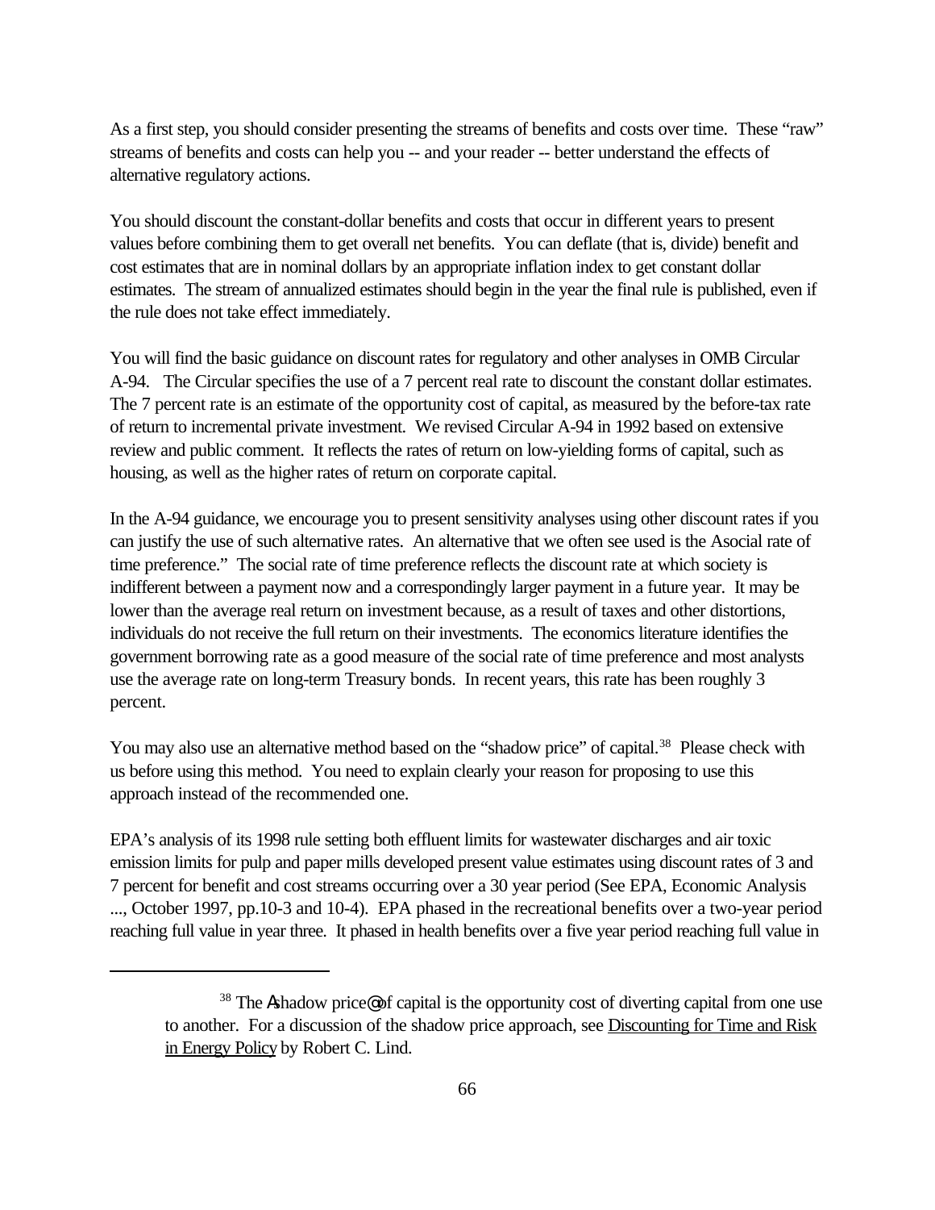As a first step, you should consider presenting the streams of benefits and costs over time. These "raw" streams of benefits and costs can help you -- and your reader -- better understand the effects of alternative regulatory actions.

You should discount the constant-dollar benefits and costs that occur in different years to present values before combining them to get overall net benefits. You can deflate (that is, divide) benefit and cost estimates that are in nominal dollars by an appropriate inflation index to get constant dollar estimates. The stream of annualized estimates should begin in the year the final rule is published, even if the rule does not take effect immediately.

You will find the basic guidance on discount rates for regulatory and other analyses in OMB Circular A-94. The Circular specifies the use of a 7 percent real rate to discount the constant dollar estimates. The 7 percent rate is an estimate of the opportunity cost of capital, as measured by the before-tax rate of return to incremental private investment. We revised Circular A-94 in 1992 based on extensive review and public comment. It reflects the rates of return on low-yielding forms of capital, such as housing, as well as the higher rates of return on corporate capital.

In the A-94 guidance, we encourage you to present sensitivity analyses using other discount rates if you can justify the use of such alternative rates. An alternative that we often see used is the Asocial rate of time preference." The social rate of time preference reflects the discount rate at which society is indifferent between a payment now and a correspondingly larger payment in a future year. It may be lower than the average real return on investment because, as a result of taxes and other distortions, individuals do not receive the full return on their investments. The economics literature identifies the government borrowing rate as a good measure of the social rate of time preference and most analysts use the average rate on long-term Treasury bonds. In recent years, this rate has been roughly 3 percent.

You may also use an alternative method based on the "shadow price" of capital.[38] Please check with us before using this method. You need to explain clearly your reason for proposing to use this approach instead of the recommended one.

EPA's analysis of its 1998 rule setting both effluent limits for wastewater discharges and air toxic emission limits for pulp and paper mills developed present value estimates using discount rates of 3 and 7 percent for benefit and cost streams occurring over a 30 year period (See EPA, Economic Analysis ..., October 1997, pp.10-3 and 10-4). EPA phased in the recreational benefits over a two-year period reaching full value in year three. It phased in health benefits over a five year period reaching full value in

---

[38] The Ashadow price@ of capital is the opportunity cost of diverting capital from one use to another. For a discussion of the shadow price approach, see Discounting for Time and Risk in Energy Policy by Robert C. Lind.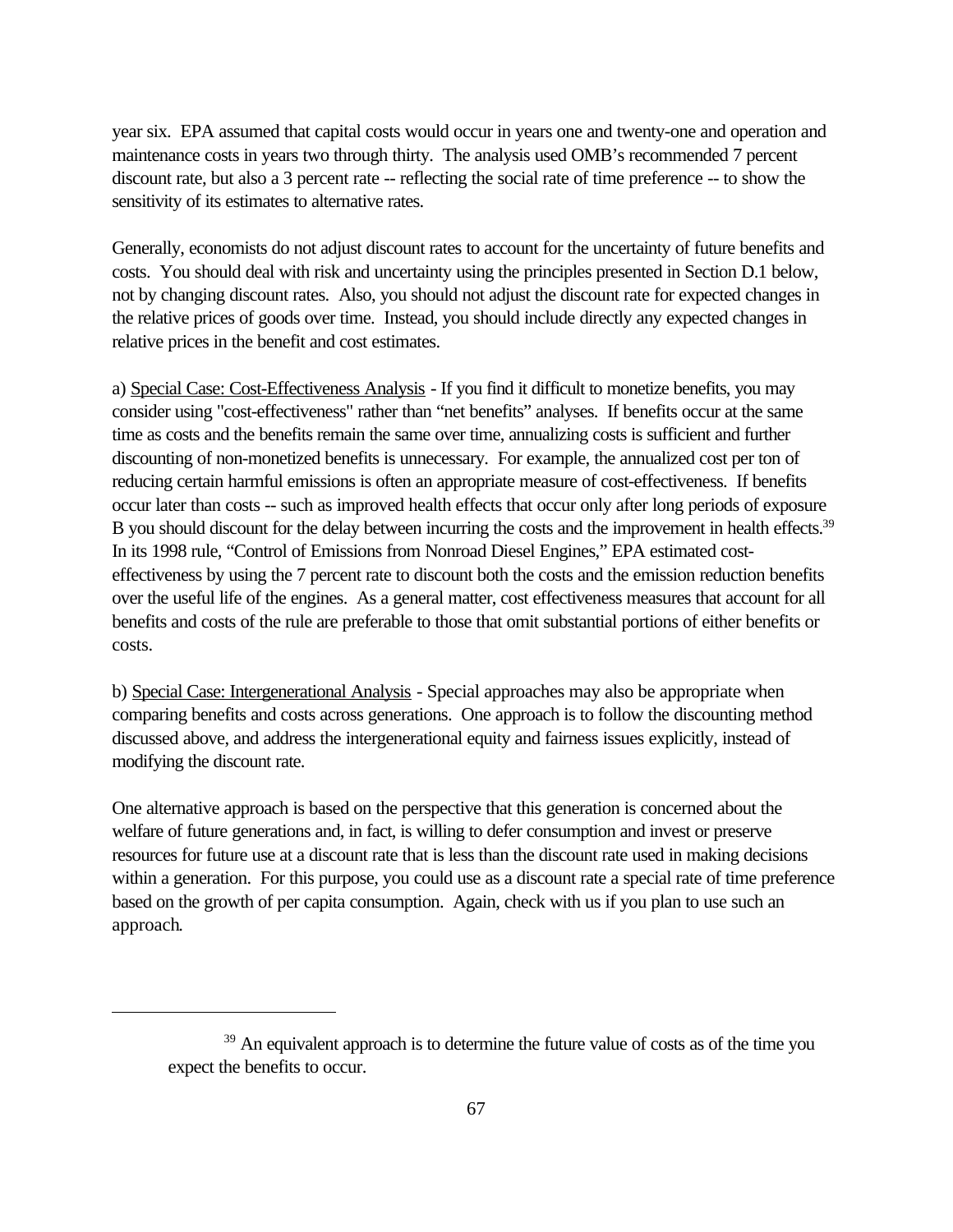year six. EPA assumed that capital costs would occur in years one and twenty-one and operation and maintenance costs in years two through thirty. The analysis used OMB's recommended 7 percent discount rate, but also a 3 percent rate -- reflecting the social rate of time preference -- to show the sensitivity of its estimates to alternative rates.

Generally, economists do not adjust discount rates to account for the uncertainty of future benefits and costs. You should deal with risk and uncertainty using the principles presented in Section D.1 below, not by changing discount rates. Also, you should not adjust the discount rate for expected changes in the relative prices of goods over time. Instead, you should include directly any expected changes in relative prices in the benefit and cost estimates.

a) Special Case: Cost-Effectiveness Analysis - If you find it difficult to monetize benefits, you may consider using "cost-effectiveness" rather than "net benefits" analyses. If benefits occur at the same time as costs and the benefits remain the same over time, annualizing costs is sufficient and further discounting of non-monetized benefits is unnecessary. For example, the annualized cost per ton of reducing certain harmful emissions is often an appropriate measure of cost-effectiveness. If benefits occur later than costs -- such as improved health effects that occur only after long periods of exposure B you should discount for the delay between incurring the costs and the improvement in health effects.[39] In its 1998 rule, "Control of Emissions from Nonroad Diesel Engines," EPA estimated cost-effectiveness by using the 7 percent rate to discount both the costs and the emission reduction benefits over the useful life of the engines. As a general matter, cost effectiveness measures that account for all benefits and costs of the rule are preferable to those that omit substantial portions of either benefits or costs.

b) Special Case: Intergenerational Analysis - Special approaches may also be appropriate when comparing benefits and costs across generations. One approach is to follow the discounting method discussed above, and address the intergenerational equity and fairness issues explicitly, instead of modifying the discount rate.

One alternative approach is based on the perspective that this generation is concerned about the welfare of future generations and, in fact, is willing to defer consumption and invest or preserve resources for future use at a discount rate that is less than the discount rate used in making decisions within a generation. For this purpose, you could use as a discount rate a special rate of time preference based on the growth of per capita consumption. Again, check with us if you plan to use such an approach.

---

[39] An equivalent approach is to determine the future value of costs as of the time you expect the benefits to occur.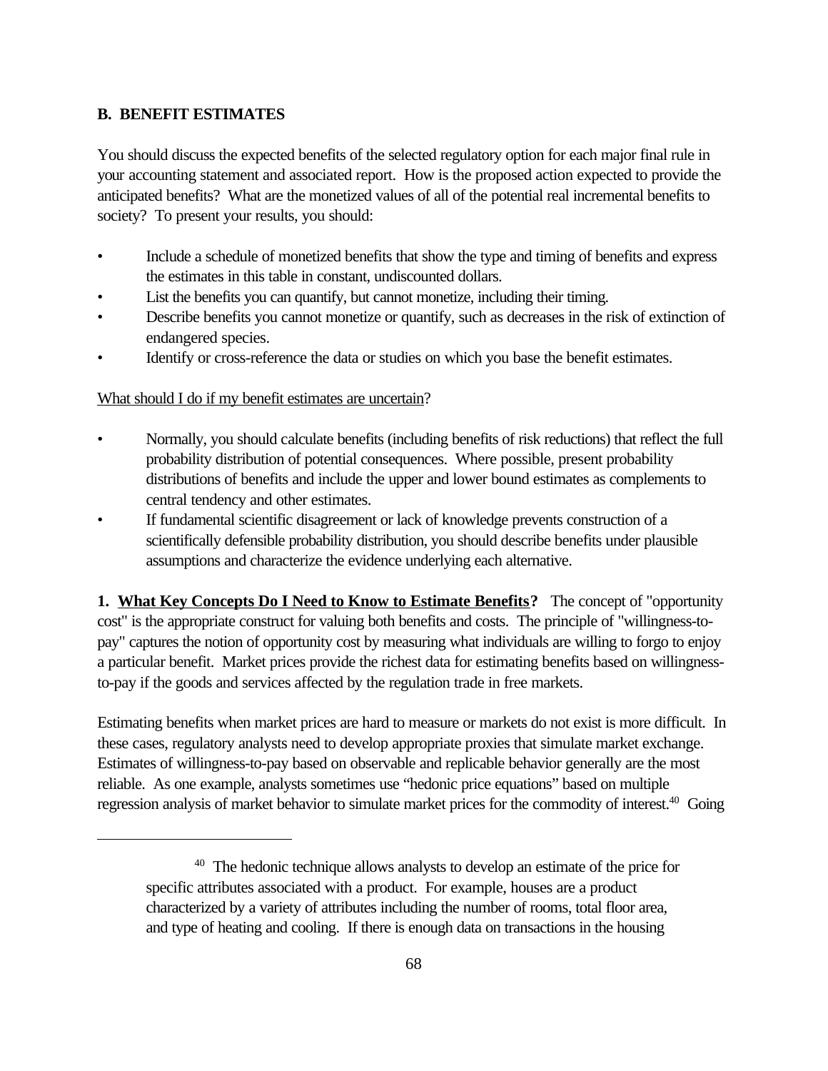## B. BENEFIT ESTIMATES

You should discuss the expected benefits of the selected regulatory option for each major final rule in your accounting statement and associated report. How is the proposed action expected to provide the anticipated benefits? What are the monetized values of all of the potential real incremental benefits to society? To present your results, you should:

- Include a schedule of monetized benefits that show the type and timing of benefits and express the estimates in this table in constant, undiscounted dollars.
- List the benefits you can quantify, but cannot monetize, including their timing.
- Describe benefits you cannot monetize or quantify, such as decreases in the risk of extinction of endangered species.
- Identify or cross-reference the data or studies on which you base the benefit estimates.

What should I do if my benefit estimates are uncertain?

- Normally, you should calculate benefits (including benefits of risk reductions) that reflect the full probability distribution of potential consequences. Where possible, present probability distributions of benefits and include the upper and lower bound estimates as complements to central tendency and other estimates.
- If fundamental scientific disagreement or lack of knowledge prevents construction of a scientifically defensible probability distribution, you should describe benefits under plausible assumptions and characterize the evidence underlying each alternative.

**1. What Key Concepts Do I Need to Know to Estimate Benefits?** The concept of "opportunity cost" is the appropriate construct for valuing both benefits and costs. The principle of "willingness-to-pay" captures the notion of opportunity cost by measuring what individuals are willing to forgo to enjoy a particular benefit. Market prices provide the richest data for estimating benefits based on willingness-to-pay if the goods and services affected by the regulation trade in free markets.

Estimating benefits when market prices are hard to measure or markets do not exist is more difficult. In these cases, regulatory analysts need to develop appropriate proxies that simulate market exchange. Estimates of willingness-to-pay based on observable and replicable behavior generally are the most reliable. As one example, analysts sometimes use "hedonic price equations" based on multiple regression analysis of market behavior to simulate market prices for the commodity of interest.[40] Going

---

[40] The hedonic technique allows analysts to develop an estimate of the price for specific attributes associated with a product. For example, houses are a product characterized by a variety of attributes including the number of rooms, total floor area, and type of heating and cooling. If there is enough data on transactions in the housing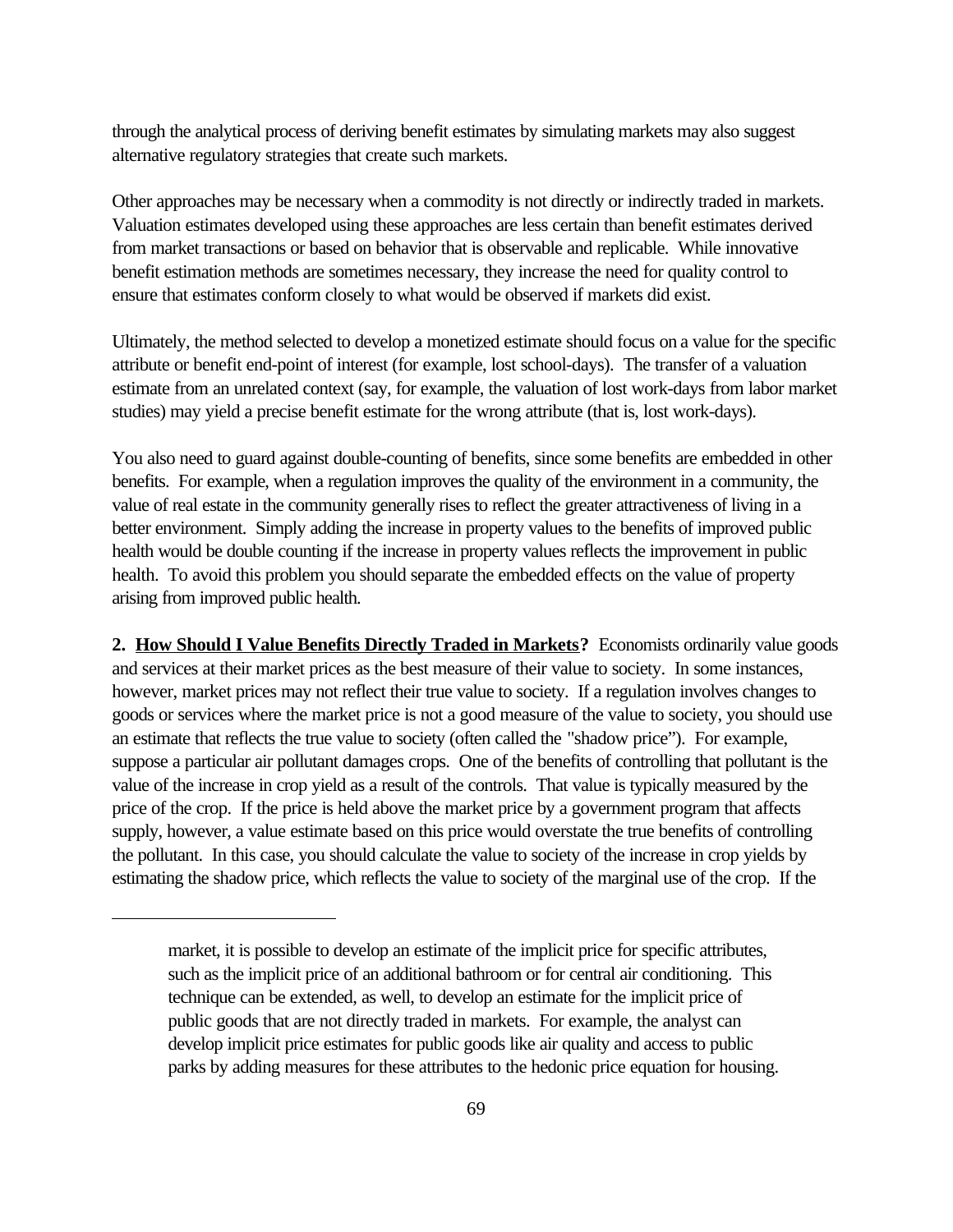through the analytical process of deriving benefit estimates by simulating markets may also suggest alternative regulatory strategies that create such markets.

Other approaches may be necessary when a commodity is not directly or indirectly traded in markets. Valuation estimates developed using these approaches are less certain than benefit estimates derived from market transactions or based on behavior that is observable and replicable. While innovative benefit estimation methods are sometimes necessary, they increase the need for quality control to ensure that estimates conform closely to what would be observed if markets did exist.

Ultimately, the method selected to develop a monetized estimate should focus on a value for the specific attribute or benefit end-point of interest (for example, lost school-days). The transfer of a valuation estimate from an unrelated context (say, for example, the valuation of lost work-days from labor market studies) may yield a precise benefit estimate for the wrong attribute (that is, lost work-days).

You also need to guard against double-counting of benefits, since some benefits are embedded in other benefits. For example, when a regulation improves the quality of the environment in a community, the value of real estate in the community generally rises to reflect the greater attractiveness of living in a better environment. Simply adding the increase in property values to the benefits of improved public health would be double counting if the increase in property values reflects the improvement in public health. To avoid this problem you should separate the embedded effects on the value of property arising from improved public health.

**2. <u>How Should I Value Benefits Directly Traded in Markets</u>?** Economists ordinarily value goods and services at their market prices as the best measure of their value to society. In some instances, however, market prices may not reflect their true value to society. If a regulation involves changes to goods or services where the market price is not a good measure of the value to society, you should use an estimate that reflects the true value to society (often called the "shadow price"). For example, suppose a particular air pollutant damages crops. One of the benefits of controlling that pollutant is the value of the increase in crop yield as a result of the controls. That value is typically measured by the price of the crop. If the price is held above the market price by a government program that affects supply, however, a value estimate based on this price would overstate the true benefits of controlling the pollutant. In this case, you should calculate the value to society of the increase in crop yields by estimating the shadow price, which reflects the value to society of the marginal use of the crop. If the

---

market, it is possible to develop an estimate of the implicit price for specific attributes, such as the implicit price of an additional bathroom or for central air conditioning. This technique can be extended, as well, to develop an estimate for the implicit price of public goods that are not directly traded in markets. For example, the analyst can develop implicit price estimates for public goods like air quality and access to public parks by adding measures for these attributes to the hedonic price equation for housing.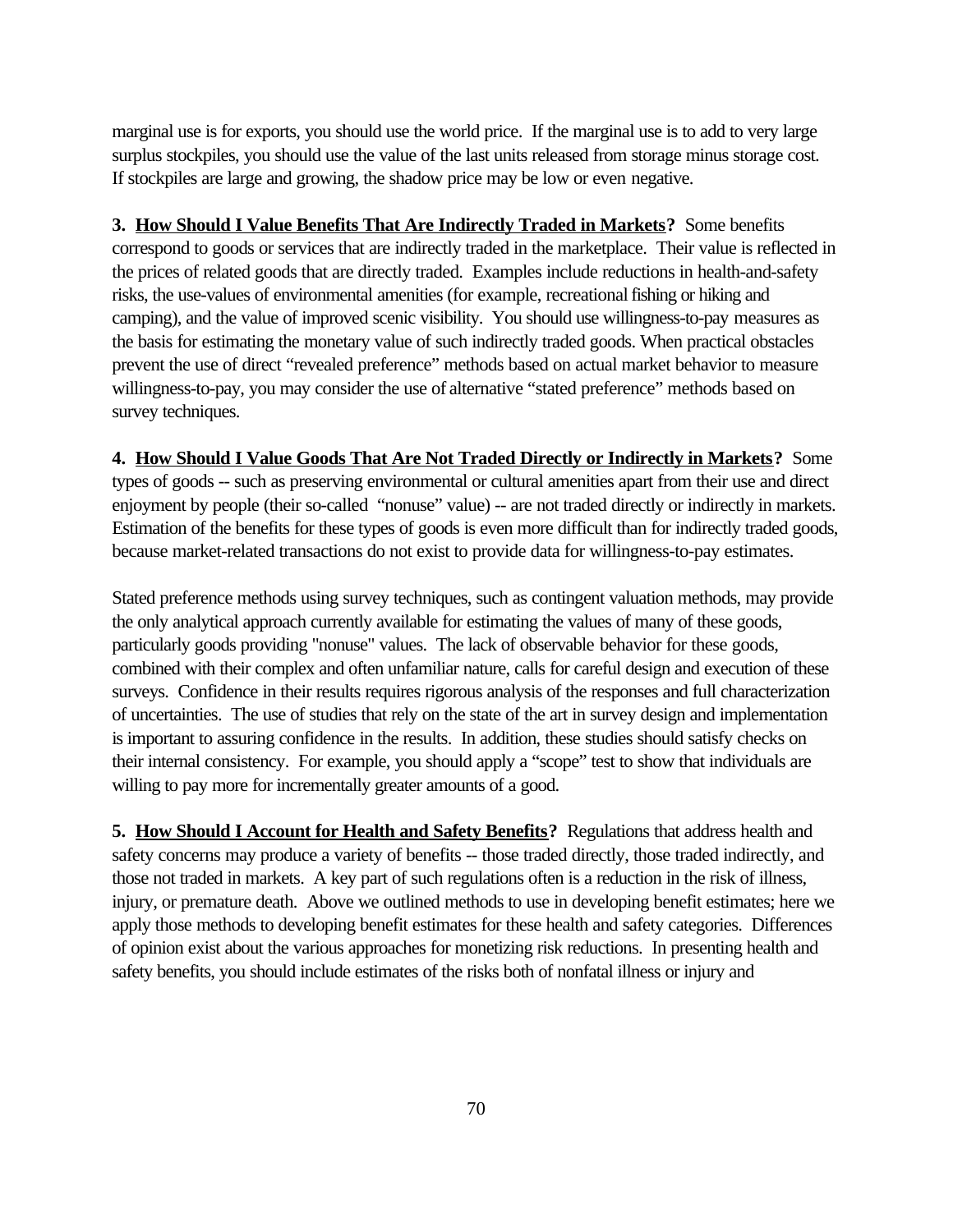marginal use is for exports, you should use the world price. If the marginal use is to add to very large surplus stockpiles, you should use the value of the last units released from storage minus storage cost. If stockpiles are large and growing, the shadow price may be low or even negative.

**3. <u>How Should I Value Benefits That Are Indirectly Traded in Markets</u>?** Some benefits correspond to goods or services that are indirectly traded in the marketplace. Their value is reflected in the prices of related goods that are directly traded. Examples include reductions in health-and-safety risks, the use-values of environmental amenities (for example, recreational fishing or hiking and camping), and the value of improved scenic visibility. You should use willingness-to-pay measures as the basis for estimating the monetary value of such indirectly traded goods. When practical obstacles prevent the use of direct "revealed preference" methods based on actual market behavior to measure willingness-to-pay, you may consider the use of alternative "stated preference" methods based on survey techniques.

**4. <u>How Should I Value Goods That Are Not Traded Directly or Indirectly in Markets</u>?** Some types of goods -- such as preserving environmental or cultural amenities apart from their use and direct enjoyment by people (their so-called "nonuse" value) -- are not traded directly or indirectly in markets. Estimation of the benefits for these types of goods is even more difficult than for indirectly traded goods, because market-related transactions do not exist to provide data for willingness-to-pay estimates.

Stated preference methods using survey techniques, such as contingent valuation methods, may provide the only analytical approach currently available for estimating the values of many of these goods, particularly goods providing "nonuse" values. The lack of observable behavior for these goods, combined with their complex and often unfamiliar nature, calls for careful design and execution of these surveys. Confidence in their results requires rigorous analysis of the responses and full characterization of uncertainties. The use of studies that rely on the state of the art in survey design and implementation is important to assuring confidence in the results. In addition, these studies should satisfy checks on their internal consistency. For example, you should apply a "scope" test to show that individuals are willing to pay more for incrementally greater amounts of a good.

**5. <u>How Should I Account for Health and Safety Benefits</u>?** Regulations that address health and safety concerns may produce a variety of benefits -- those traded directly, those traded indirectly, and those not traded in markets. A key part of such regulations often is a reduction in the risk of illness, injury, or premature death. Above we outlined methods to use in developing benefit estimates; here we apply those methods to developing benefit estimates for these health and safety categories. Differences of opinion exist about the various approaches for monetizing risk reductions. In presenting health and safety benefits, you should include estimates of the risks both of nonfatal illness or injury and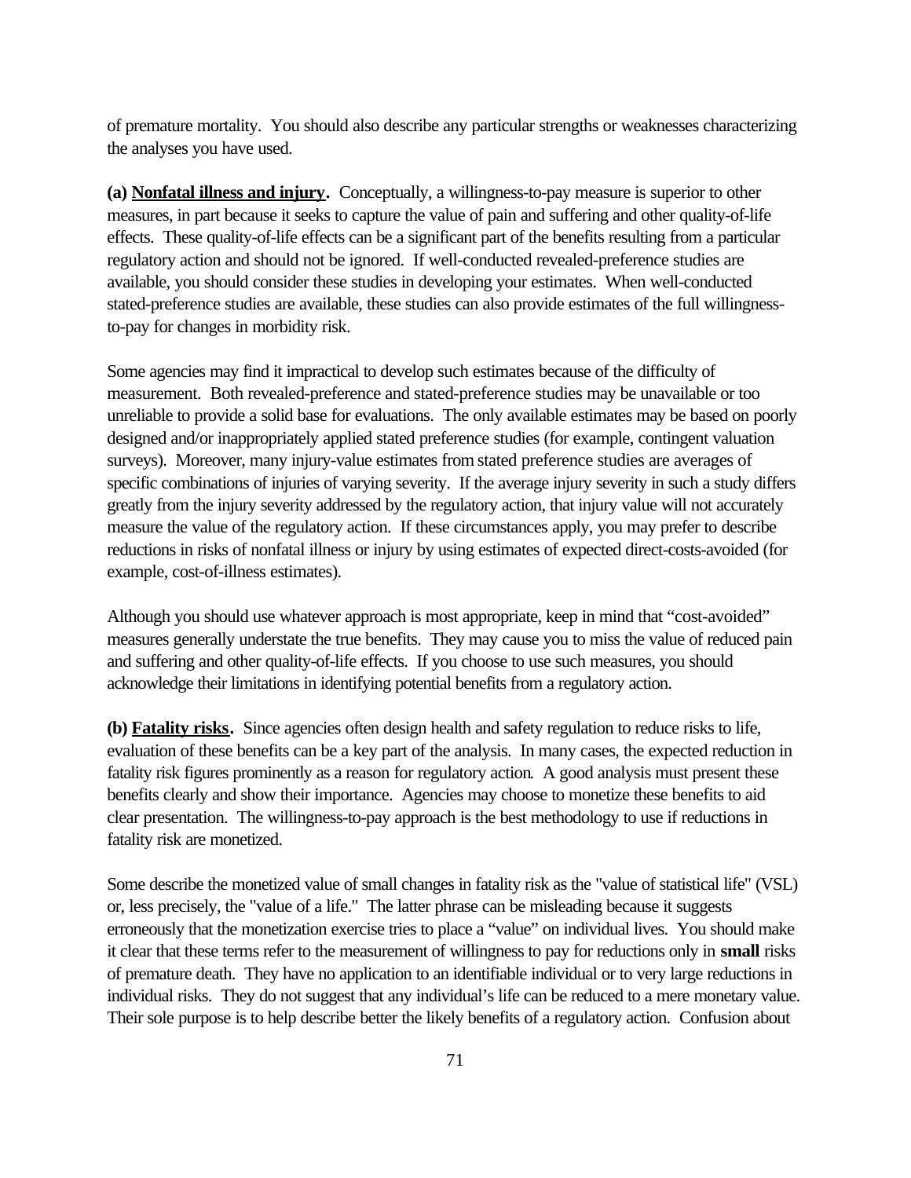of premature mortality. You should also describe any particular strengths or weaknesses characterizing the analyses you have used.

**(a) <u>Nonfatal illness and injury</u>.** Conceptually, a willingness-to-pay measure is superior to other measures, in part because it seeks to capture the value of pain and suffering and other quality-of-life effects. These quality-of-life effects can be a significant part of the benefits resulting from a particular regulatory action and should not be ignored. If well-conducted revealed-preference studies are available, you should consider these studies in developing your estimates. When well-conducted stated-preference studies are available, these studies can also provide estimates of the full willingness-to-pay for changes in morbidity risk.

Some agencies may find it impractical to develop such estimates because of the difficulty of measurement. Both revealed-preference and stated-preference studies may be unavailable or too unreliable to provide a solid base for evaluations. The only available estimates may be based on poorly designed and/or inappropriately applied stated preference studies (for example, contingent valuation surveys). Moreover, many injury-value estimates from stated preference studies are averages of specific combinations of injuries of varying severity. If the average injury severity in such a study differs greatly from the injury severity addressed by the regulatory action, that injury value will not accurately measure the value of the regulatory action. If these circumstances apply, you may prefer to describe reductions in risks of nonfatal illness or injury by using estimates of expected direct-costs-avoided (for example, cost-of-illness estimates).

Although you should use whatever approach is most appropriate, keep in mind that "cost-avoided" measures generally understate the true benefits. They may cause you to miss the value of reduced pain and suffering and other quality-of-life effects. If you choose to use such measures, you should acknowledge their limitations in identifying potential benefits from a regulatory action.

**(b) <u>Fatality risks</u>.** Since agencies often design health and safety regulation to reduce risks to life, evaluation of these benefits can be a key part of the analysis. In many cases, the expected reduction in fatality risk figures prominently as a reason for regulatory action. A good analysis must present these benefits clearly and show their importance. Agencies may choose to monetize these benefits to aid clear presentation. The willingness-to-pay approach is the best methodology to use if reductions in fatality risk are monetized.

Some describe the monetized value of small changes in fatality risk as the "value of statistical life" (VSL) or, less precisely, the "value of a life." The latter phrase can be misleading because it suggests erroneously that the monetization exercise tries to place a "value" on individual lives. You should make it clear that these terms refer to the measurement of willingness to pay for reductions only in **small** risks of premature death. They have no application to an identifiable individual or to very large reductions in individual risks. They do not suggest that any individual's life can be reduced to a mere monetary value. Their sole purpose is to help describe better the likely benefits of a regulatory action. Confusion about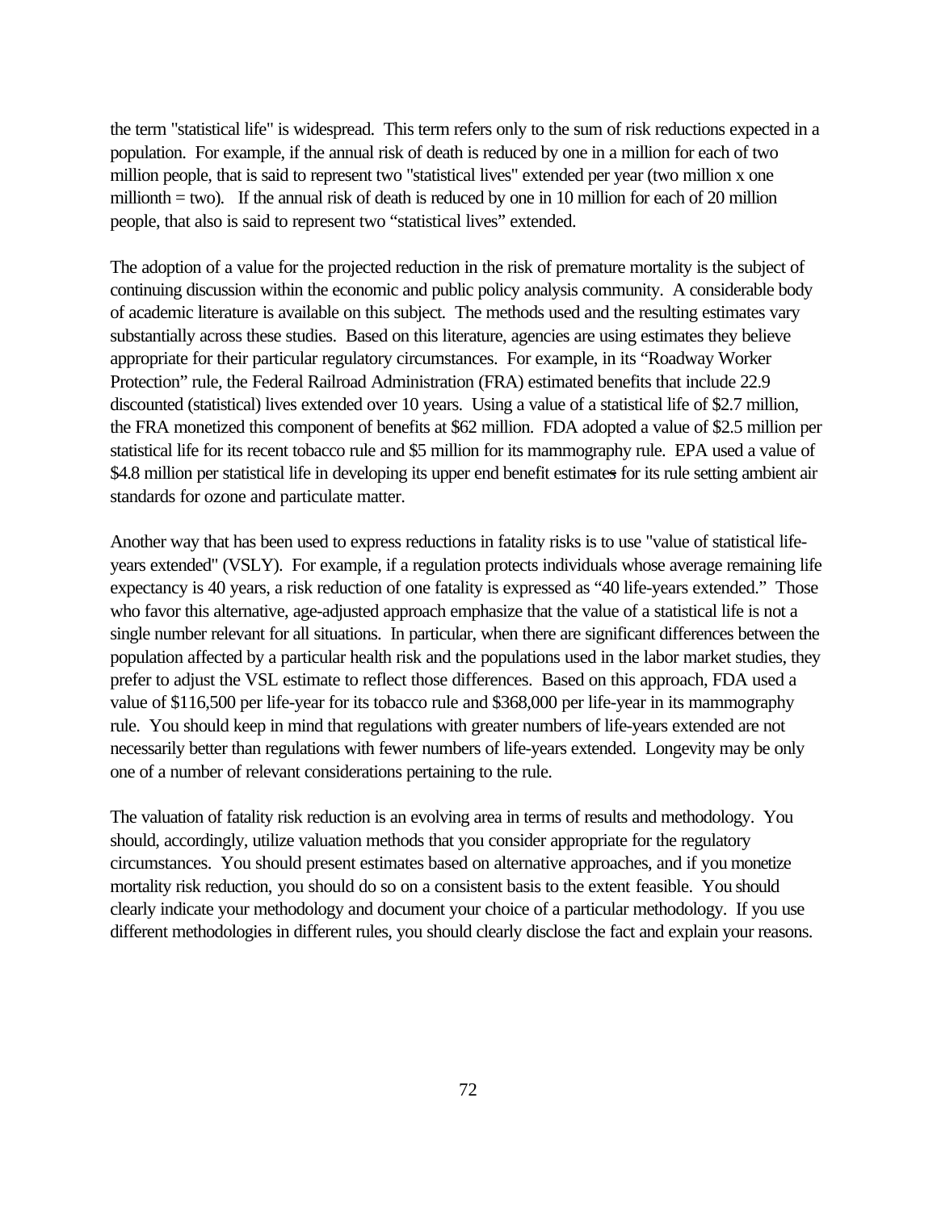the term "statistical life" is widespread. This term refers only to the sum of risk reductions expected in a population. For example, if the annual risk of death is reduced by one in a million for each of two million people, that is said to represent two "statistical lives" extended per year (two million x one millionth = two). If the annual risk of death is reduced by one in 10 million for each of 20 million people, that also is said to represent two "statistical lives" extended.

The adoption of a value for the projected reduction in the risk of premature mortality is the subject of continuing discussion within the economic and public policy analysis community. A considerable body of academic literature is available on this subject. The methods used and the resulting estimates vary substantially across these studies. Based on this literature, agencies are using estimates they believe appropriate for their particular regulatory circumstances. For example, in its "Roadway Worker Protection" rule, the Federal Railroad Administration (FRA) estimated benefits that include 22.9 discounted (statistical) lives extended over 10 years. Using a value of a statistical life of $2.7 million, the FRA monetized this component of benefits at $62 million. FDA adopted a value of $2.5 million per statistical life for its recent tobacco rule and $5 million for its mammography rule. EPA used a value of $4.8 million per statistical life in developing its upper end benefit estimates for its rule setting ambient air standards for ozone and particulate matter.

Another way that has been used to express reductions in fatality risks is to use "value of statistical life-years extended" (VSLY). For example, if a regulation protects individuals whose average remaining life expectancy is 40 years, a risk reduction of one fatality is expressed as "40 life-years extended." Those who favor this alternative, age-adjusted approach emphasize that the value of a statistical life is not a single number relevant for all situations. In particular, when there are significant differences between the population affected by a particular health risk and the populations used in the labor market studies, they prefer to adjust the VSL estimate to reflect those differences. Based on this approach, FDA used a value of $116,500 per life-year for its tobacco rule and $368,000 per life-year in its mammography rule. You should keep in mind that regulations with greater numbers of life-years extended are not necessarily better than regulations with fewer numbers of life-years extended. Longevity may be only one of a number of relevant considerations pertaining to the rule.

The valuation of fatality risk reduction is an evolving area in terms of results and methodology. You should, accordingly, utilize valuation methods that you consider appropriate for the regulatory circumstances. You should present estimates based on alternative approaches, and if you monetize mortality risk reduction, you should do so on a consistent basis to the extent feasible. You should clearly indicate your methodology and document your choice of a particular methodology. If you use different methodologies in different rules, you should clearly disclose the fact and explain your reasons.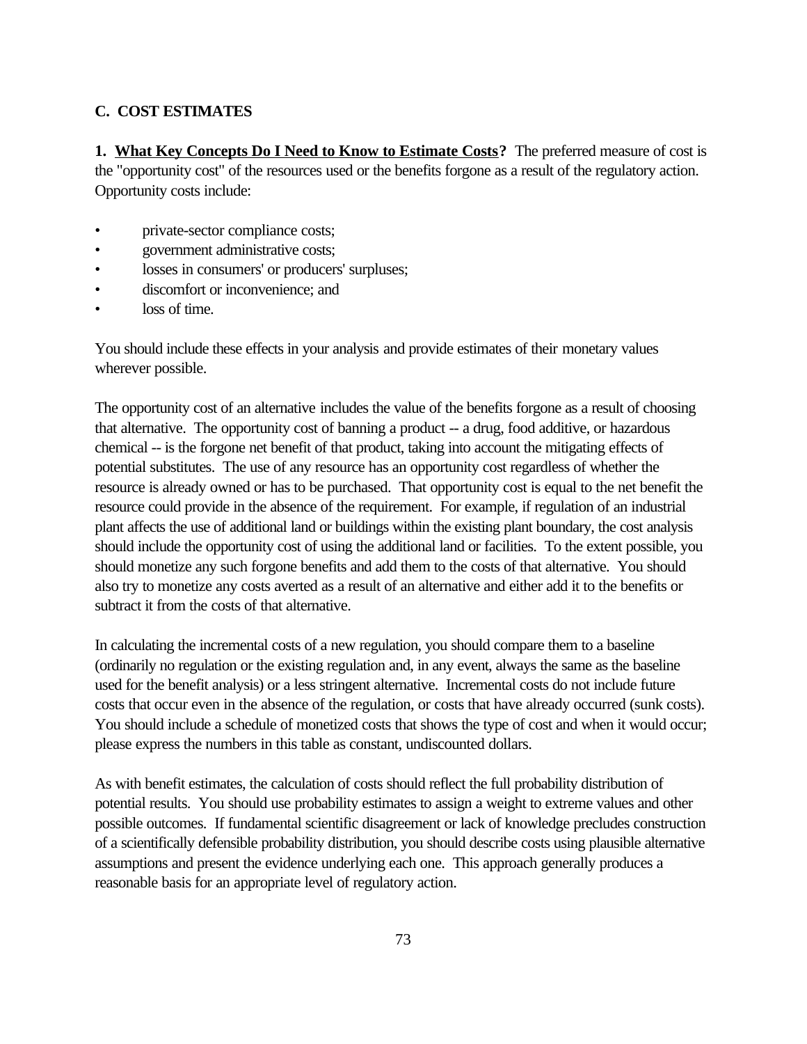## C. COST ESTIMATES

**1. <u>What Key Concepts Do I Need to Know to Estimate Costs</u>?** The preferred measure of cost is the "opportunity cost" of the resources used or the benefits forgone as a result of the regulatory action. Opportunity costs include:

- private-sector compliance costs;
- government administrative costs;
- losses in consumers' or producers' surpluses;
- discomfort or inconvenience; and
- loss of time.

You should include these effects in your analysis and provide estimates of their monetary values wherever possible.

The opportunity cost of an alternative includes the value of the benefits forgone as a result of choosing that alternative. The opportunity cost of banning a product -- a drug, food additive, or hazardous chemical -- is the forgone net benefit of that product, taking into account the mitigating effects of potential substitutes. The use of any resource has an opportunity cost regardless of whether the resource is already owned or has to be purchased. That opportunity cost is equal to the net benefit the resource could provide in the absence of the requirement. For example, if regulation of an industrial plant affects the use of additional land or buildings within the existing plant boundary, the cost analysis should include the opportunity cost of using the additional land or facilities. To the extent possible, you should monetize any such forgone benefits and add them to the costs of that alternative. You should also try to monetize any costs averted as a result of an alternative and either add it to the benefits or subtract it from the costs of that alternative.

In calculating the incremental costs of a new regulation, you should compare them to a baseline (ordinarily no regulation or the existing regulation and, in any event, always the same as the baseline used for the benefit analysis) or a less stringent alternative. Incremental costs do not include future costs that occur even in the absence of the regulation, or costs that have already occurred (sunk costs). You should include a schedule of monetized costs that shows the type of cost and when it would occur; please express the numbers in this table as constant, undiscounted dollars.

As with benefit estimates, the calculation of costs should reflect the full probability distribution of potential results. You should use probability estimates to assign a weight to extreme values and other possible outcomes. If fundamental scientific disagreement or lack of knowledge precludes construction of a scientifically defensible probability distribution, you should describe costs using plausible alternative assumptions and present the evidence underlying each one. This approach generally produces a reasonable basis for an appropriate level of regulatory action.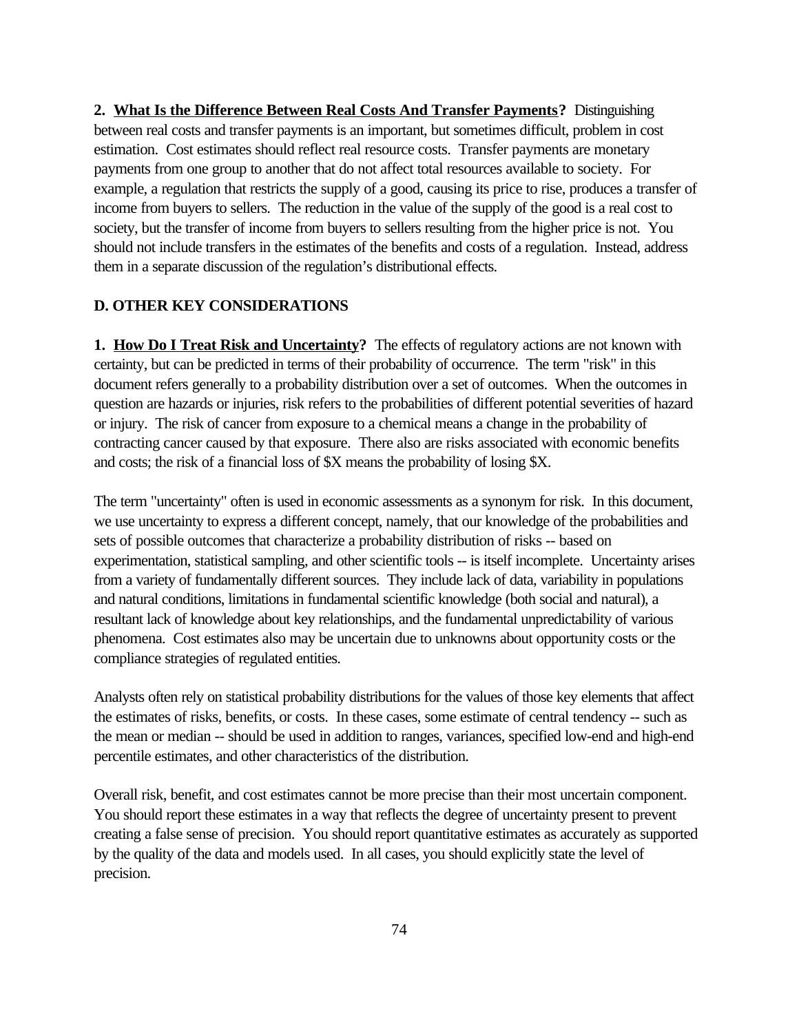**2. <u>What Is the Difference Between Real Costs And Transfer Payments</u>?** Distinguishing between real costs and transfer payments is an important, but sometimes difficult, problem in cost estimation. Cost estimates should reflect real resource costs. Transfer payments are monetary payments from one group to another that do not affect total resources available to society. For example, a regulation that restricts the supply of a good, causing its price to rise, produces a transfer of income from buyers to sellers. The reduction in the value of the supply of the good is a real cost to society, but the transfer of income from buyers to sellers resulting from the higher price is not. You should not include transfers in the estimates of the benefits and costs of a regulation. Instead, address them in a separate discussion of the regulation's distributional effects.

## D. OTHER KEY CONSIDERATIONS

**1. <u>How Do I Treat Risk and Uncertainty</u>?** The effects of regulatory actions are not known with certainty, but can be predicted in terms of their probability of occurrence. The term "risk" in this document refers generally to a probability distribution over a set of outcomes. When the outcomes in question are hazards or injuries, risk refers to the probabilities of different potential severities of hazard or injury. The risk of cancer from exposure to a chemical means a change in the probability of contracting cancer caused by that exposure. There also are risks associated with economic benefits and costs; the risk of a financial loss of $X means the probability of losing $X.

The term "uncertainty" often is used in economic assessments as a synonym for risk. In this document, we use uncertainty to express a different concept, namely, that our knowledge of the probabilities and sets of possible outcomes that characterize a probability distribution of risks -- based on experimentation, statistical sampling, and other scientific tools -- is itself incomplete. Uncertainty arises from a variety of fundamentally different sources. They include lack of data, variability in populations and natural conditions, limitations in fundamental scientific knowledge (both social and natural), a resultant lack of knowledge about key relationships, and the fundamental unpredictability of various phenomena. Cost estimates also may be uncertain due to unknowns about opportunity costs or the compliance strategies of regulated entities.

Analysts often rely on statistical probability distributions for the values of those key elements that affect the estimates of risks, benefits, or costs. In these cases, some estimate of central tendency -- such as the mean or median -- should be used in addition to ranges, variances, specified low-end and high-end percentile estimates, and other characteristics of the distribution.

Overall risk, benefit, and cost estimates cannot be more precise than their most uncertain component. You should report these estimates in a way that reflects the degree of uncertainty present to prevent creating a false sense of precision. You should report quantitative estimates as accurately as supported by the quality of the data and models used. In all cases, you should explicitly state the level of precision.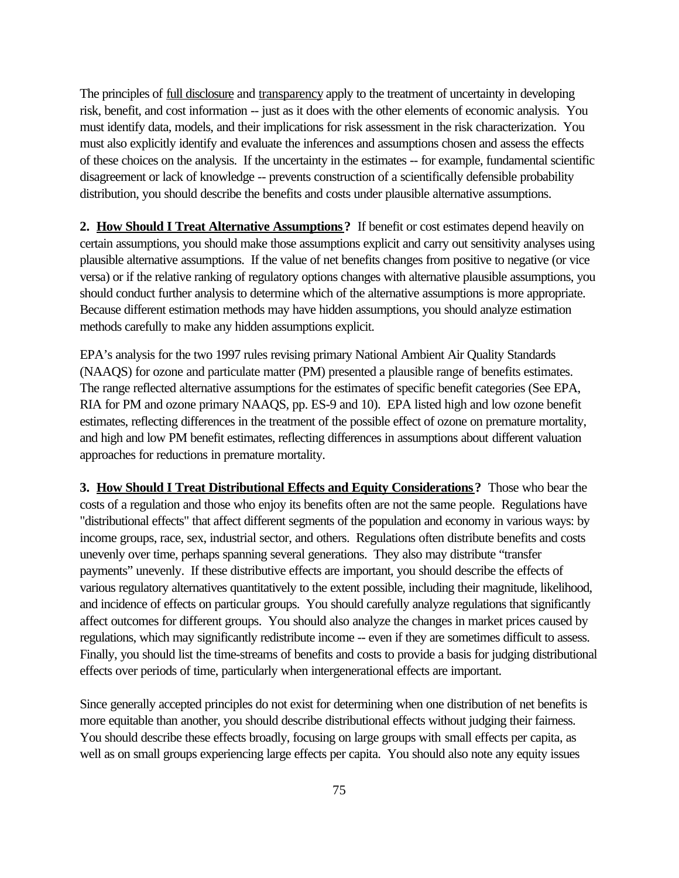The principles of full disclosure and transparency apply to the treatment of uncertainty in developing risk, benefit, and cost information -- just as it does with the other elements of economic analysis. You must identify data, models, and their implications for risk assessment in the risk characterization. You must also explicitly identify and evaluate the inferences and assumptions chosen and assess the effects of these choices on the analysis. If the uncertainty in the estimates -- for example, fundamental scientific disagreement or lack of knowledge -- prevents construction of a scientifically defensible probability distribution, you should describe the benefits and costs under plausible alternative assumptions.

**2. How Should I Treat Alternative Assumptions?** If benefit or cost estimates depend heavily on certain assumptions, you should make those assumptions explicit and carry out sensitivity analyses using plausible alternative assumptions. If the value of net benefits changes from positive to negative (or vice versa) or if the relative ranking of regulatory options changes with alternative plausible assumptions, you should conduct further analysis to determine which of the alternative assumptions is more appropriate. Because different estimation methods may have hidden assumptions, you should analyze estimation methods carefully to make any hidden assumptions explicit.

EPA's analysis for the two 1997 rules revising primary National Ambient Air Quality Standards (NAAQS) for ozone and particulate matter (PM) presented a plausible range of benefits estimates. The range reflected alternative assumptions for the estimates of specific benefit categories (See EPA, RIA for PM and ozone primary NAAQS, pp. ES-9 and 10). EPA listed high and low ozone benefit estimates, reflecting differences in the treatment of the possible effect of ozone on premature mortality, and high and low PM benefit estimates, reflecting differences in assumptions about different valuation approaches for reductions in premature mortality.

**3. How Should I Treat Distributional Effects and Equity Considerations?** Those who bear the costs of a regulation and those who enjoy its benefits often are not the same people. Regulations have "distributional effects" that affect different segments of the population and economy in various ways: by income groups, race, sex, industrial sector, and others. Regulations often distribute benefits and costs unevenly over time, perhaps spanning several generations. They also may distribute "transfer payments" unevenly. If these distributive effects are important, you should describe the effects of various regulatory alternatives quantitatively to the extent possible, including their magnitude, likelihood, and incidence of effects on particular groups. You should carefully analyze regulations that significantly affect outcomes for different groups. You should also analyze the changes in market prices caused by regulations, which may significantly redistribute income -- even if they are sometimes difficult to assess. Finally, you should list the time-streams of benefits and costs to provide a basis for judging distributional effects over periods of time, particularly when intergenerational effects are important.

Since generally accepted principles do not exist for determining when one distribution of net benefits is more equitable than another, you should describe distributional effects without judging their fairness. You should describe these effects broadly, focusing on large groups with small effects per capita, as well as on small groups experiencing large effects per capita. You should also note any equity issues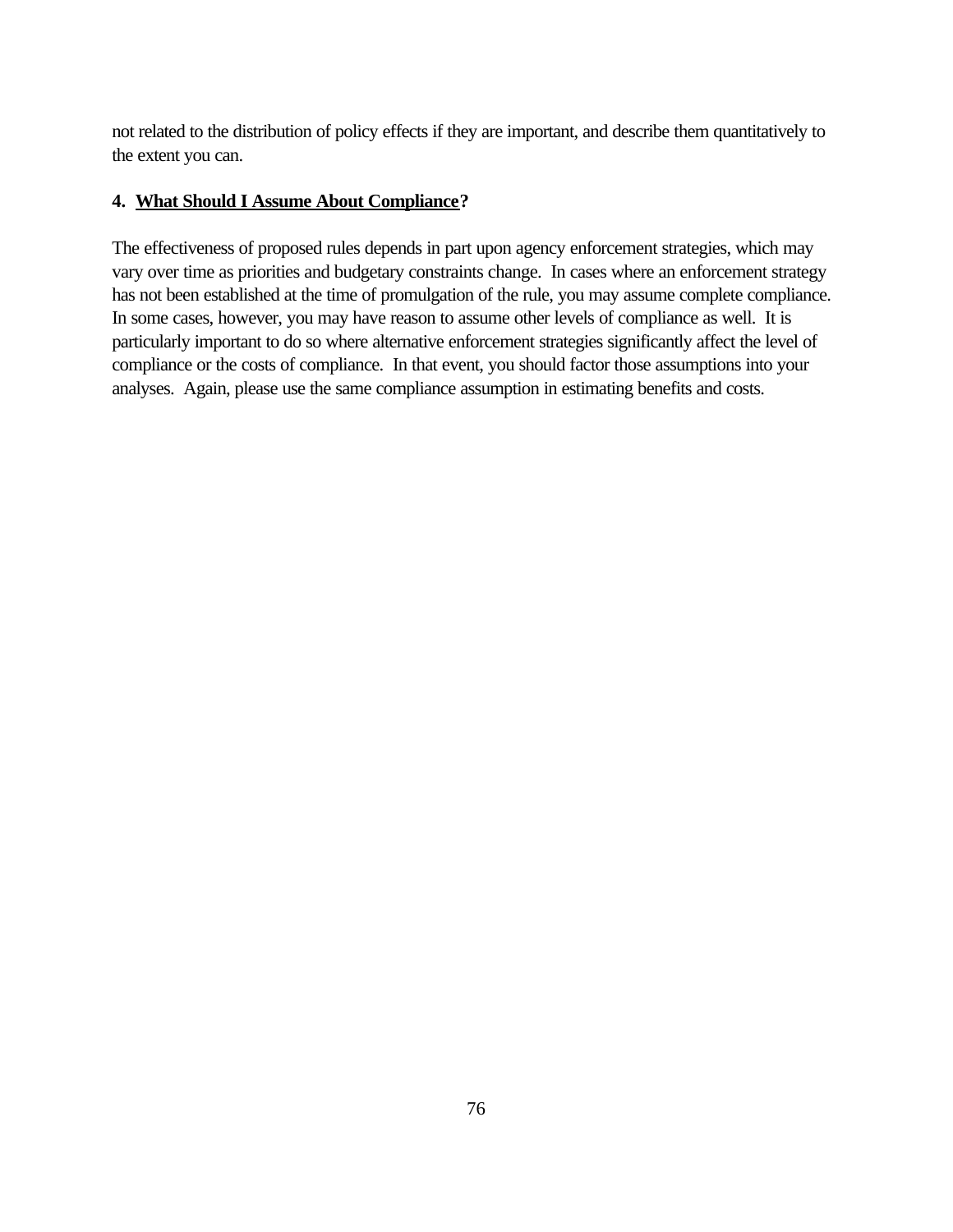not related to the distribution of policy effects if they are important, and describe them quantitatively to the extent you can.

### 4. <u>What Should I Assume About Compliance</u>?

The effectiveness of proposed rules depends in part upon agency enforcement strategies, which may vary over time as priorities and budgetary constraints change. In cases where an enforcement strategy has not been established at the time of promulgation of the rule, you may assume complete compliance. In some cases, however, you may have reason to assume other levels of compliance as well. It is particularly important to do so where alternative enforcement strategies significantly affect the level of compliance or the costs of compliance. In that event, you should factor those assumptions into your analyses. Again, please use the same compliance assumption in estimating benefits and costs.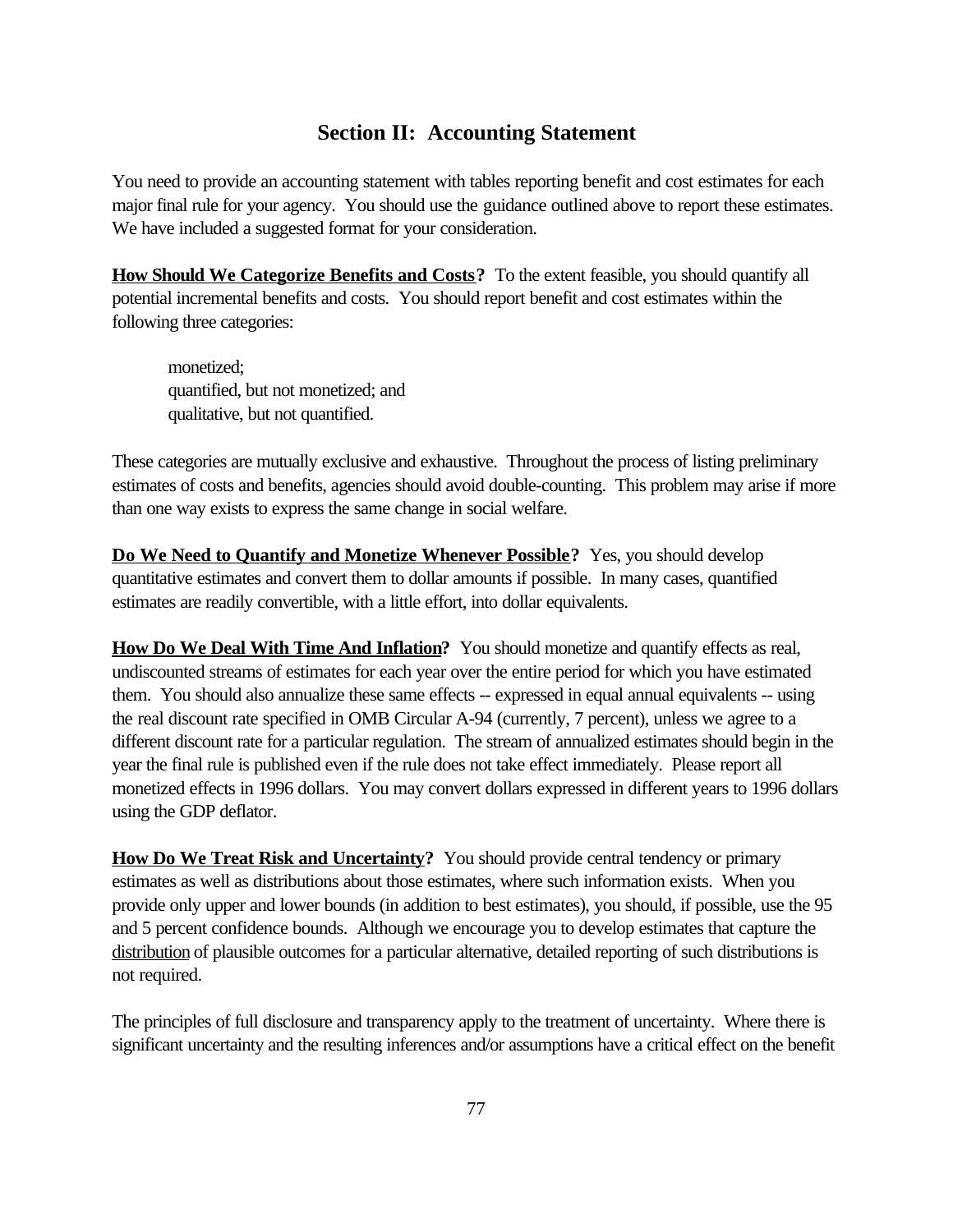## Section II: Accounting Statement

You need to provide an accounting statement with tables reporting benefit and cost estimates for each major final rule for your agency. You should use the guidance outlined above to report these estimates. We have included a suggested format for your consideration.

**How Should We Categorize Benefits and Costs?** To the extent feasible, you should quantify all potential incremental benefits and costs. You should report benefit and cost estimates within the following three categories:

monetized;
quantified, but not monetized; and
qualitative, but not quantified.

These categories are mutually exclusive and exhaustive. Throughout the process of listing preliminary estimates of costs and benefits, agencies should avoid double-counting. This problem may arise if more than one way exists to express the same change in social welfare.

**Do We Need to Quantify and Monetize Whenever Possible?** Yes, you should develop quantitative estimates and convert them to dollar amounts if possible. In many cases, quantified estimates are readily convertible, with a little effort, into dollar equivalents.

**How Do We Deal With Time And Inflation?** You should monetize and quantify effects as real, undiscounted streams of estimates for each year over the entire period for which you have estimated them. You should also annualize these same effects -- expressed in equal annual equivalents -- using the real discount rate specified in OMB Circular A-94 (currently, 7 percent), unless we agree to a different discount rate for a particular regulation. The stream of annualized estimates should begin in the year the final rule is published even if the rule does not take effect immediately. Please report all monetized effects in 1996 dollars. You may convert dollars expressed in different years to 1996 dollars using the GDP deflator.

**How Do We Treat Risk and Uncertainty?** You should provide central tendency or primary estimates as well as distributions about those estimates, where such information exists. When you provide only upper and lower bounds (in addition to best estimates), you should, if possible, use the 95 and 5 percent confidence bounds. Although we encourage you to develop estimates that capture the distribution of plausible outcomes for a particular alternative, detailed reporting of such distributions is not required.

The principles of full disclosure and transparency apply to the treatment of uncertainty. Where there is significant uncertainty and the resulting inferences and/or assumptions have a critical effect on the benefit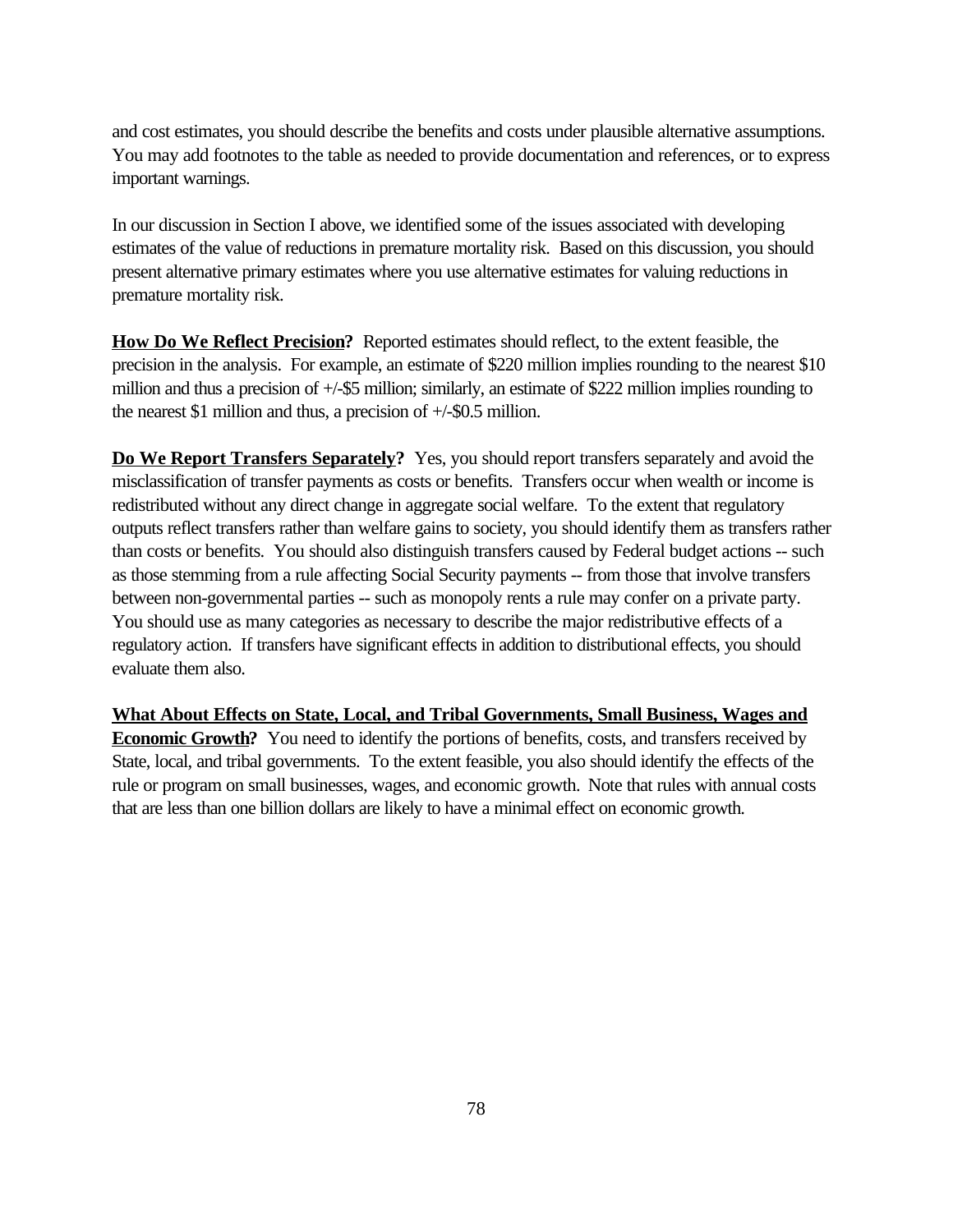and cost estimates, you should describe the benefits and costs under plausible alternative assumptions. You may add footnotes to the table as needed to provide documentation and references, or to express important warnings.

In our discussion in Section I above, we identified some of the issues associated with developing estimates of the value of reductions in premature mortality risk. Based on this discussion, you should present alternative primary estimates where you use alternative estimates for valuing reductions in premature mortality risk.

**How Do We Reflect Precision?** Reported estimates should reflect, to the extent feasible, the precision in the analysis. For example, an estimate of $220 million implies rounding to the nearest $10 million and thus a precision of +/-$5 million; similarly, an estimate of $222 million implies rounding to the nearest $1 million and thus, a precision of +/-$0.5 million.

**Do We Report Transfers Separately?** Yes, you should report transfers separately and avoid the misclassification of transfer payments as costs or benefits. Transfers occur when wealth or income is redistributed without any direct change in aggregate social welfare. To the extent that regulatory outputs reflect transfers rather than welfare gains to society, you should identify them as transfers rather than costs or benefits. You should also distinguish transfers caused by Federal budget actions -- such as those stemming from a rule affecting Social Security payments -- from those that involve transfers between non-governmental parties -- such as monopoly rents a rule may confer on a private party. You should use as many categories as necessary to describe the major redistributive effects of a regulatory action. If transfers have significant effects in addition to distributional effects, you should evaluate them also.

**What About Effects on State, Local, and Tribal Governments, Small Business, Wages and Economic Growth?** You need to identify the portions of benefits, costs, and transfers received by State, local, and tribal governments. To the extent feasible, you also should identify the effects of the rule or program on small businesses, wages, and economic growth. Note that rules with annual costs that are less than one billion dollars are likely to have a minimal effect on economic growth.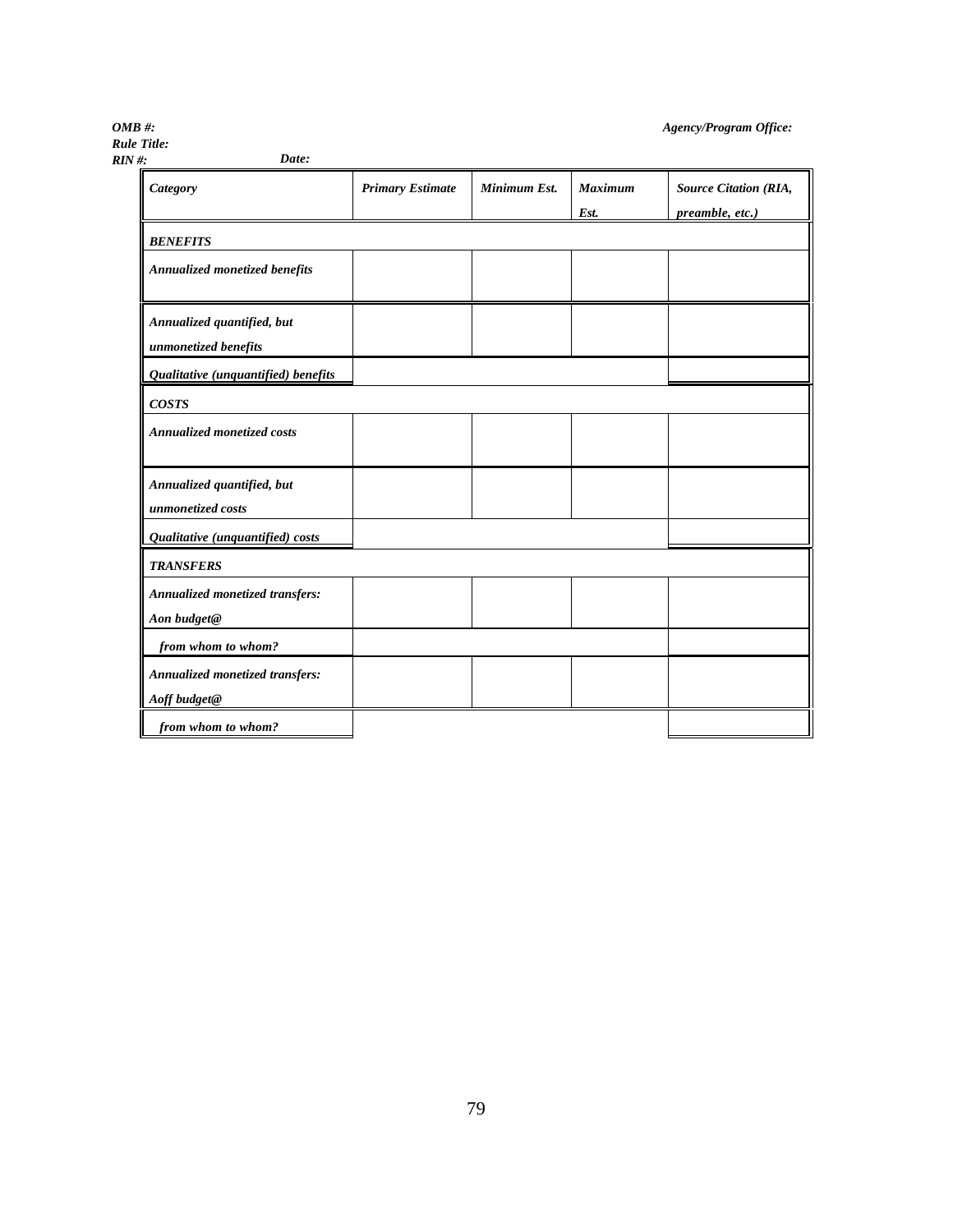*OMB #:* *Agency/Program Office:*
*Rule Title:*
*RIN #:* *Date:*

| *Category* | *Primary Estimate* | *Minimum Est.* | *Maximum Est.* | *Source Citation (RIA, preamble, etc.)* |
|---|---|---|---|---|
| ***BENEFITS*** | | | | |
| ***Annualized monetized benefits*** | | | | |
| ***Annualized quantified, but unmonetized benefits*** | | | | |
| ***Qualitative (unquantified) benefits*** | | | | |
| ***COSTS*** | | | | |
| ***Annualized monetized costs*** | | | | |
| ***Annualized quantified, but unmonetized costs*** | | | | |
| ***Qualitative (unquantified) costs*** | | | | |
| ***TRANSFERS*** | | | | |
| ***Annualized monetized transfers: Aon budget@*** | | | | |
| ***from whom to whom?*** | | | | |
| ***Annualized monetized transfers: Aoff budget@*** | | | | |
| ***from whom to whom?*** | | | | |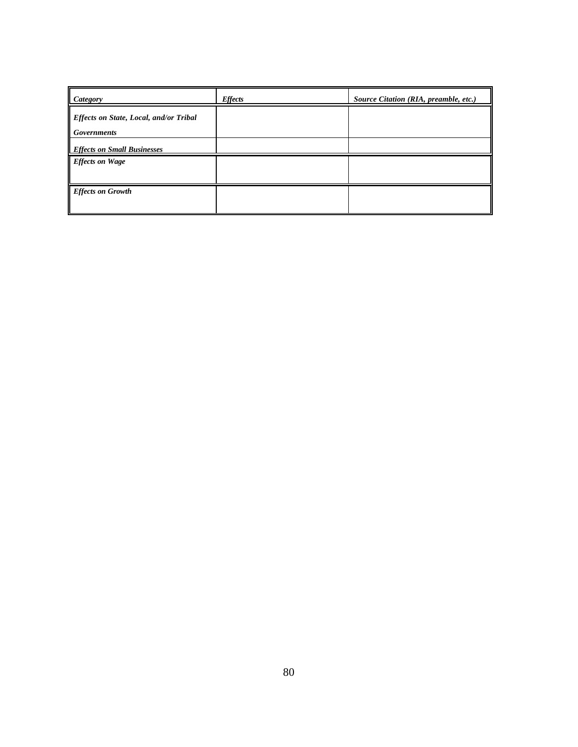| *Category* | *Effects* | *Source Citation (RIA, preamble, etc.)* |
|---|---|---|
| ***Effects on State, Local, and/or Tribal Governments*** | | |
| ***Effects on Small Businesses*** | | |
| ***Effects on Wage*** | | |
| ***Effects on Growth*** | | |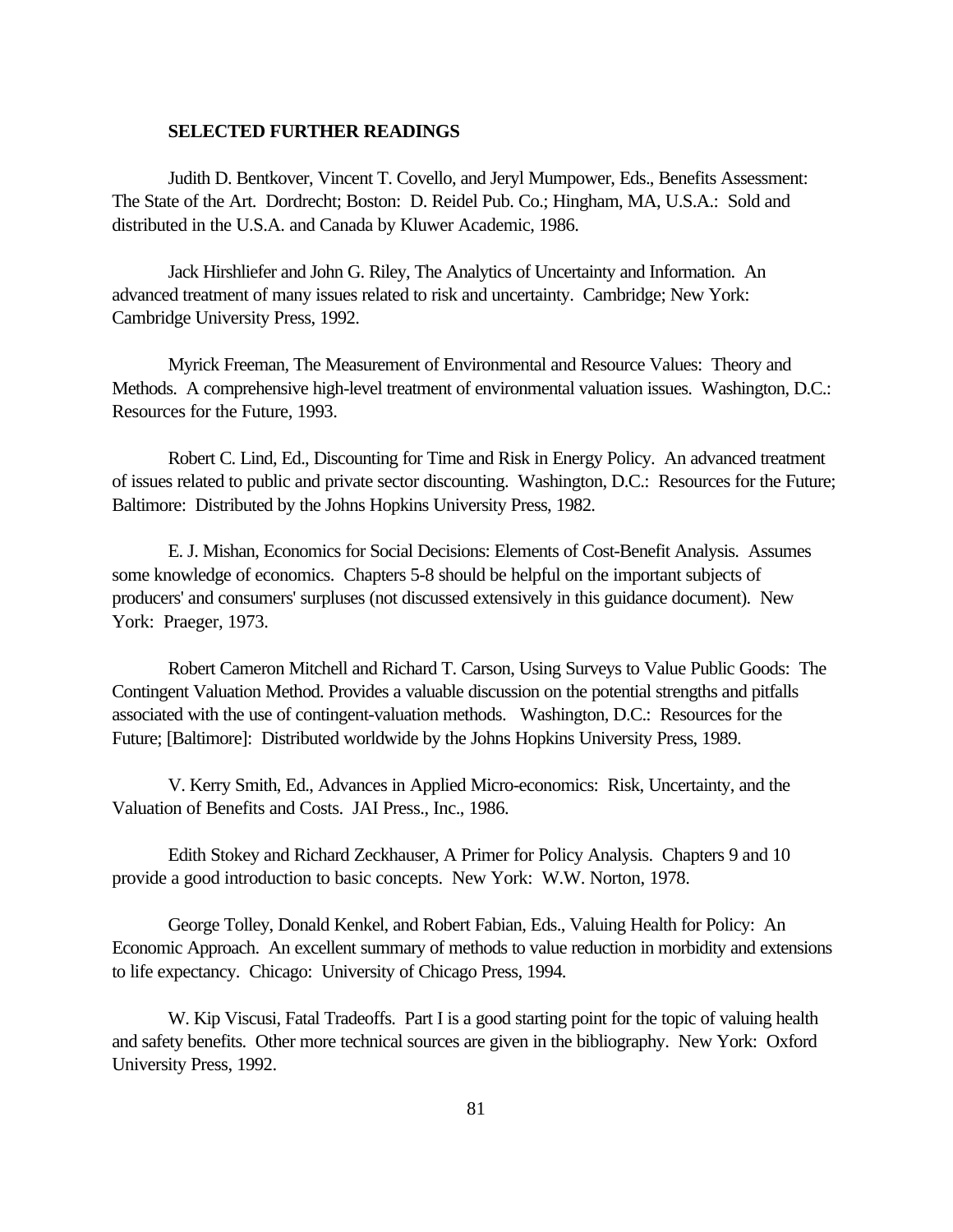## SELECTED FURTHER READINGS

Judith D. Bentkover, Vincent T. Covello, and Jeryl Mumpower, Eds., Benefits Assessment: The State of the Art. Dordrecht; Boston: D. Reidel Pub. Co.; Hingham, MA, U.S.A.: Sold and distributed in the U.S.A. and Canada by Kluwer Academic, 1986.

Jack Hirshliefer and John G. Riley, The Analytics of Uncertainty and Information. An advanced treatment of many issues related to risk and uncertainty. Cambridge; New York: Cambridge University Press, 1992.

Myrick Freeman, The Measurement of Environmental and Resource Values: Theory and Methods. A comprehensive high-level treatment of environmental valuation issues. Washington, D.C.: Resources for the Future, 1993.

Robert C. Lind, Ed., Discounting for Time and Risk in Energy Policy. An advanced treatment of issues related to public and private sector discounting. Washington, D.C.: Resources for the Future; Baltimore: Distributed by the Johns Hopkins University Press, 1982.

E. J. Mishan, Economics for Social Decisions: Elements of Cost-Benefit Analysis. Assumes some knowledge of economics. Chapters 5-8 should be helpful on the important subjects of producers' and consumers' surpluses (not discussed extensively in this guidance document). New York: Praeger, 1973.

Robert Cameron Mitchell and Richard T. Carson, Using Surveys to Value Public Goods: The Contingent Valuation Method. Provides a valuable discussion on the potential strengths and pitfalls associated with the use of contingent-valuation methods. Washington, D.C.: Resources for the Future; [Baltimore]: Distributed worldwide by the Johns Hopkins University Press, 1989.

V. Kerry Smith, Ed., Advances in Applied Micro-economics: Risk, Uncertainty, and the Valuation of Benefits and Costs. JAI Press., Inc., 1986.

Edith Stokey and Richard Zeckhauser, A Primer for Policy Analysis. Chapters 9 and 10 provide a good introduction to basic concepts. New York: W.W. Norton, 1978.

George Tolley, Donald Kenkel, and Robert Fabian, Eds., Valuing Health for Policy: An Economic Approach. An excellent summary of methods to value reduction in morbidity and extensions to life expectancy. Chicago: University of Chicago Press, 1994.

W. Kip Viscusi, Fatal Tradeoffs. Part I is a good starting point for the topic of valuing health and safety benefits. Other more technical sources are given in the bibliography. New York: Oxford University Press, 1992.